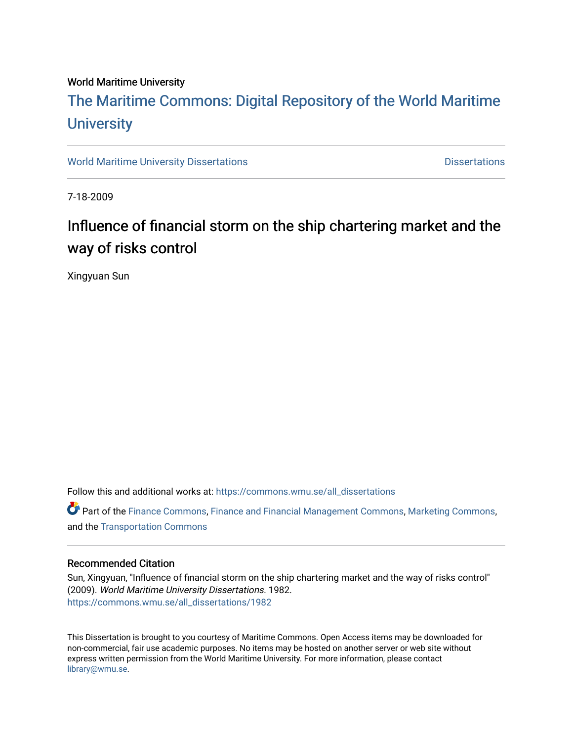World Maritime University

# The Maritime Commons: Digital Repository of the World Maritime University

World Maritime University Dissertations

Dissertations

7-18-2009

# Influence of financial storm on the ship chartering market and the way of risks control

Xingyuan Sun

Follow this and additional works at: https://commons.wmu.se/all_dissertations

Part of the Finance Commons, Finance and Financial Management Commons, Marketing Commons, and the Transportation Commons

## Recommended Citation

Sun, Xingyuan, "Influence of financial storm on the ship chartering market and the way of risks control" (2009). *World Maritime University Dissertations*. 1982.
https://commons.wmu.se/all_dissertations/1982

This Dissertation is brought to you courtesy of Maritime Commons. Open Access items may be downloaded for non-commercial, fair use academic purposes. No items may be hosted on another server or web site without express written permission from the World Maritime University. For more information, please contact library@wmu.se.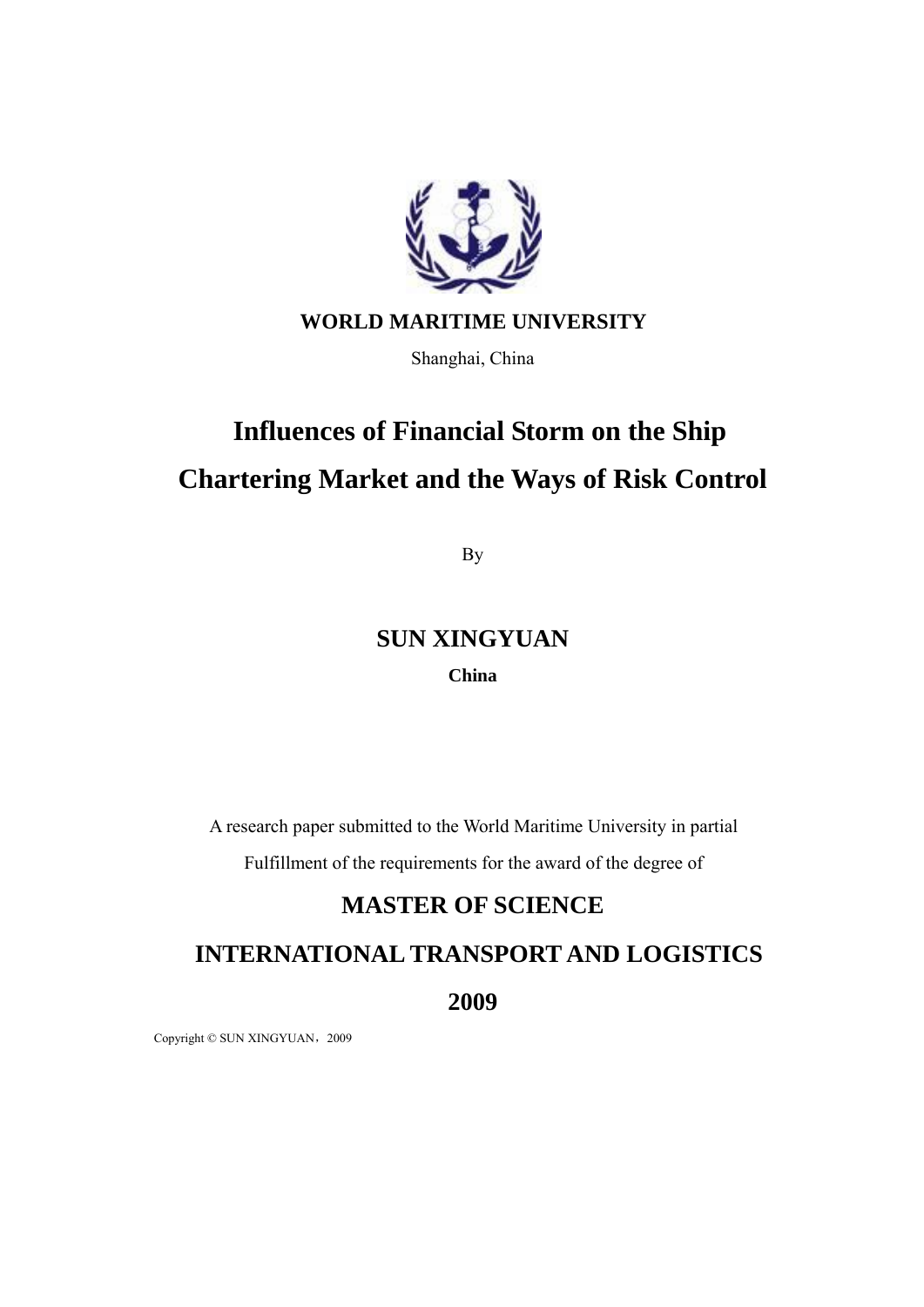**WORLD MARITIME UNIVERSITY**

Shanghai, China

# Influences of Financial Storm on the Ship Chartering Market and the Ways of Risk Control

By

## SUN XINGYUAN

**China**

A research paper submitted to the World Maritime University in partial Fulfillment of the requirements for the award of the degree of

## MASTER OF SCIENCE

## INTERNATIONAL TRANSPORT AND LOGISTICS

## 2009

Copyright © SUN XINGYUAN，2009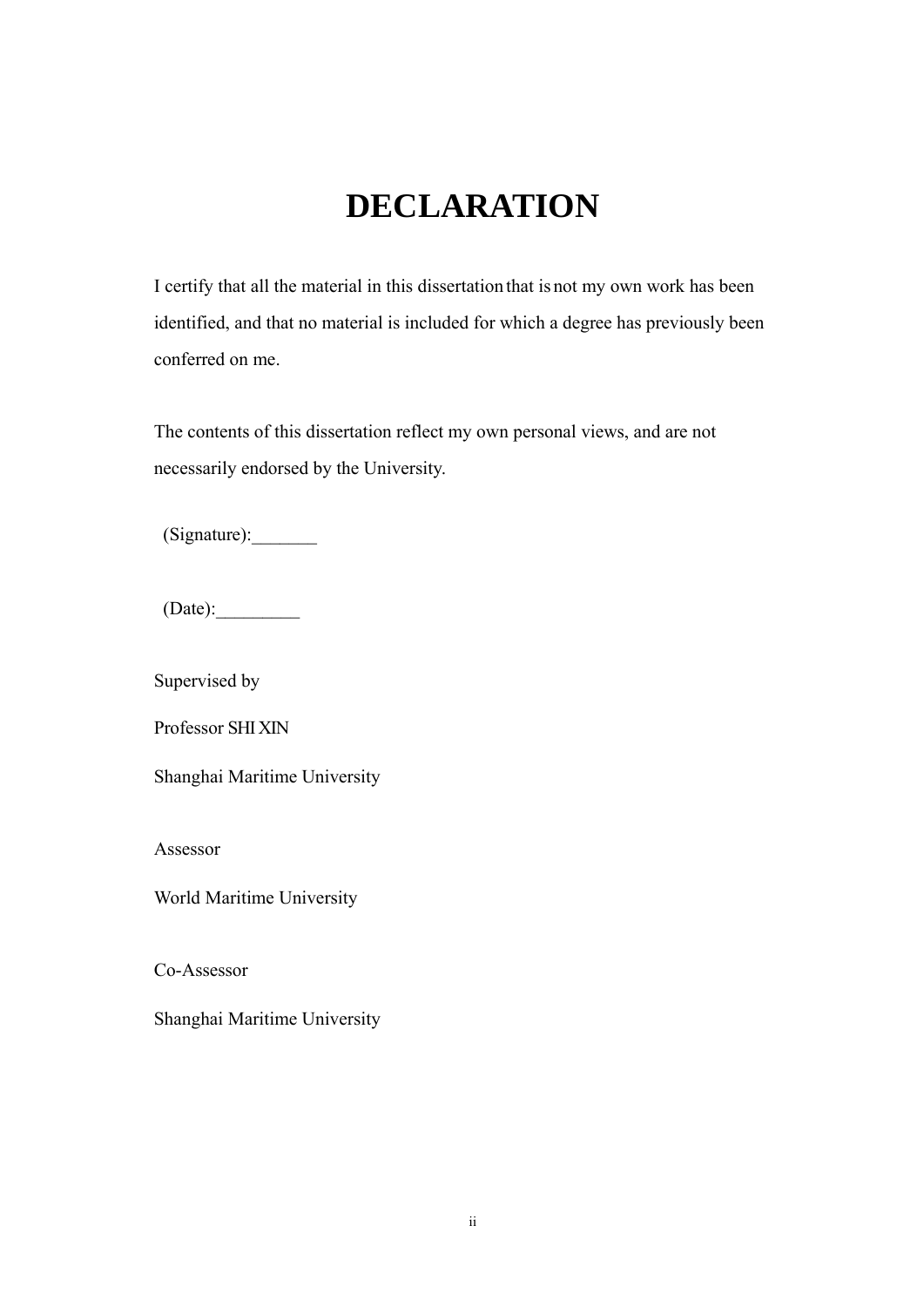# DECLARATION

I certify that all the material in this dissertation that is not my own work has been identified, and that no material is included for which a degree has previously been conferred on me.

The contents of this dissertation reflect my own personal views, and are not necessarily endorsed by the University.

(Signature):_______

(Date):_________

Supervised by

Professor SHI XIN

Shanghai Maritime University

Assessor

World Maritime University

Co-Assessor

Shanghai Maritime University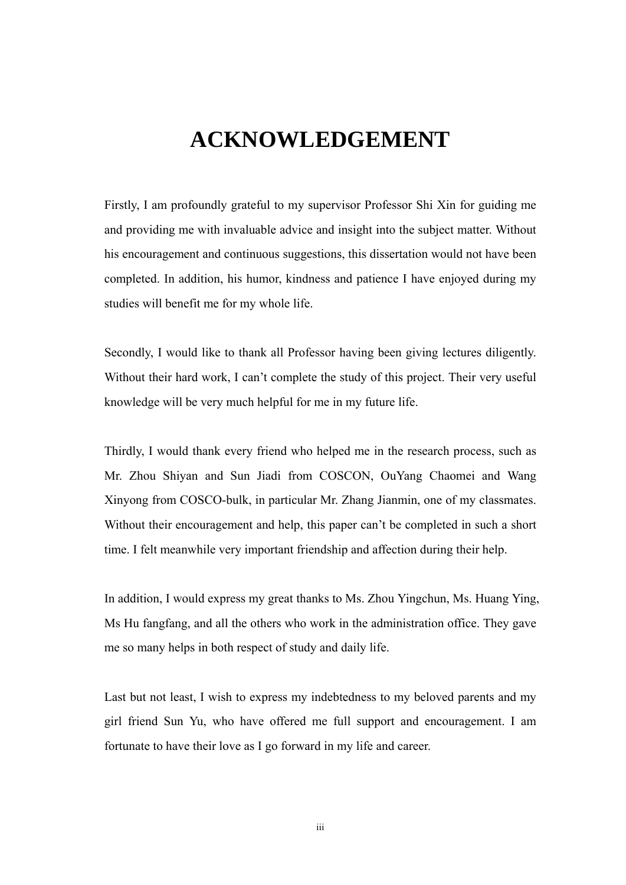# ACKNOWLEDGEMENT

Firstly, I am profoundly grateful to my supervisor Professor Shi Xin for guiding me and providing me with invaluable advice and insight into the subject matter. Without his encouragement and continuous suggestions, this dissertation would not have been completed. In addition, his humor, kindness and patience I have enjoyed during my studies will benefit me for my whole life.

Secondly, I would like to thank all Professor having been giving lectures diligently. Without their hard work, I can't complete the study of this project. Their very useful knowledge will be very much helpful for me in my future life.

Thirdly, I would thank every friend who helped me in the research process, such as Mr. Zhou Shiyan and Sun Jiadi from COSCON, OuYang Chaomei and Wang Xinyong from COSCO-bulk, in particular Mr. Zhang Jianmin, one of my classmates. Without their encouragement and help, this paper can't be completed in such a short time. I felt meanwhile very important friendship and affection during their help.

In addition, I would express my great thanks to Ms. Zhou Yingchun, Ms. Huang Ying, Ms Hu fangfang, and all the others who work in the administration office. They gave me so many helps in both respect of study and daily life.

Last but not least, I wish to express my indebtedness to my beloved parents and my girl friend Sun Yu, who have offered me full support and encouragement. I am fortunate to have their love as I go forward in my life and career.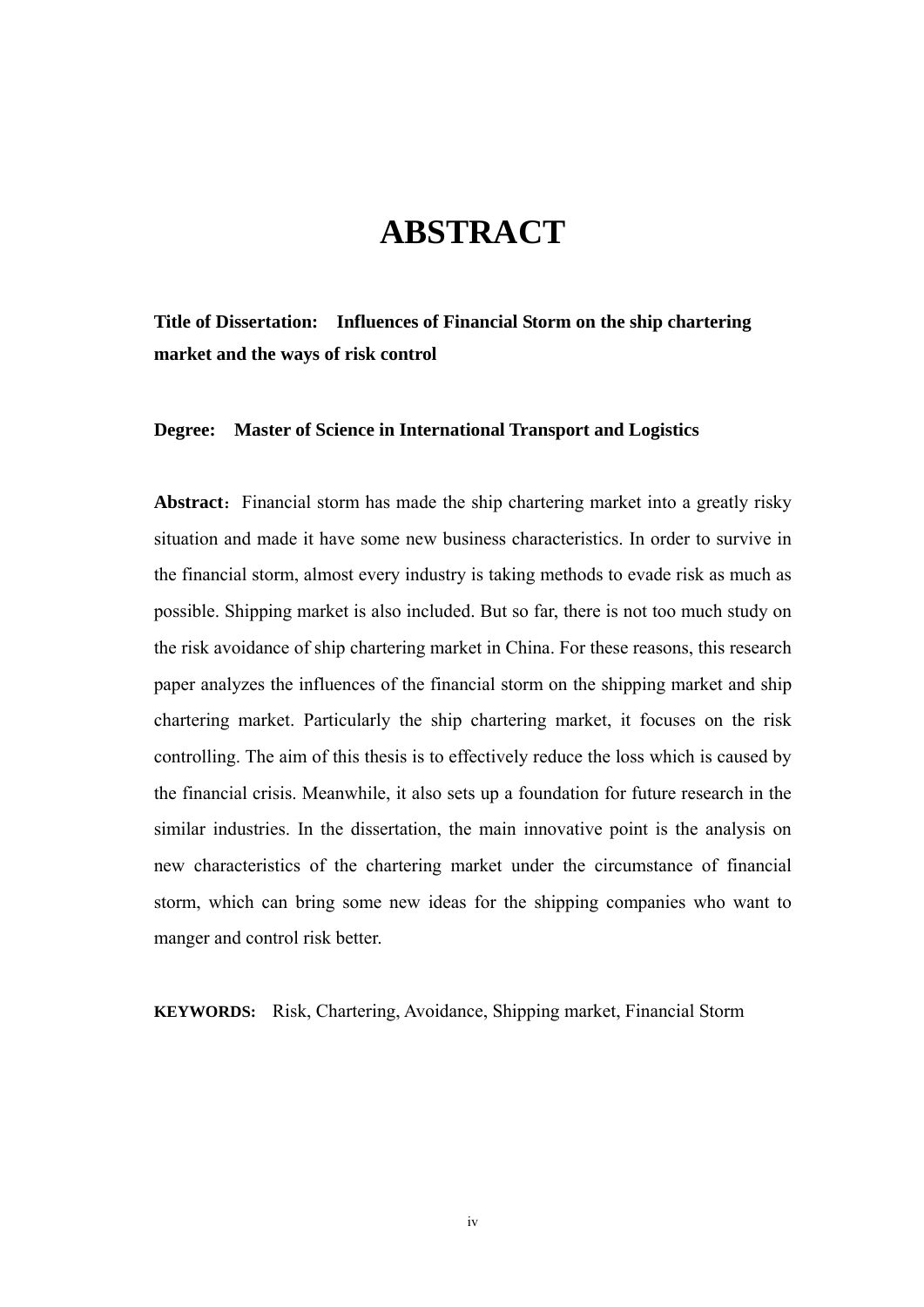# ABSTRACT

**Title of Dissertation: Influences of Financial Storm on the ship chartering market and the ways of risk control**

**Degree: Master of Science in International Transport and Logistics**

**Abstract**：Financial storm has made the ship chartering market into a greatly risky situation and made it have some new business characteristics. In order to survive in the financial storm, almost every industry is taking methods to evade risk as much as possible. Shipping market is also included. But so far, there is not too much study on the risk avoidance of ship chartering market in China. For these reasons, this research paper analyzes the influences of the financial storm on the shipping market and ship chartering market. Particularly the ship chartering market, it focuses on the risk controlling. The aim of this thesis is to effectively reduce the loss which is caused by the financial crisis. Meanwhile, it also sets up a foundation for future research in the similar industries. In the dissertation, the main innovative point is the analysis on new characteristics of the chartering market under the circumstance of financial storm, which can bring some new ideas for the shipping companies who want to manger and control risk better.

**KEYWORDS:** Risk, Chartering, Avoidance, Shipping market, Financial Storm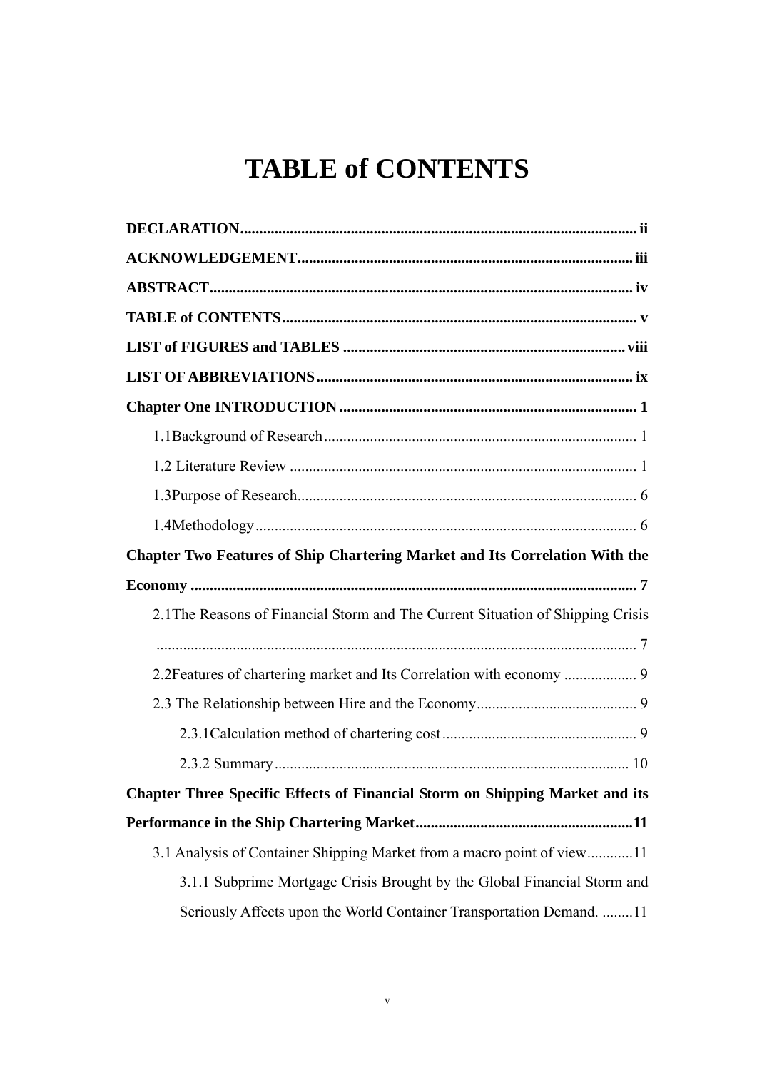# TABLE of CONTENTS

**DECLARATION** ........ ii

**ACKNOWLEDGEMENT** ........ iii

**ABSTRACT** ........ iv

**TABLE of CONTENTS** ........ v

**LIST of FIGURES and TABLES** ........ viii

**LIST OF ABBREVIATIONS** ........ ix

**Chapter One INTRODUCTION** ........ 1

- 1.1Background of Research ........ 1
- 1.2 Literature Review ........ 1
- 1.3Purpose of Research ........ 6
- 1.4Methodology ........ 6

**Chapter Two Features of Ship Chartering Market and Its Correlation With the Economy** ........ 7

- 2.1The Reasons of Financial Storm and The Current Situation of Shipping Crisis ........ 7
- 2.2Features of chartering market and Its Correlation with economy ........ 9
- 2.3 The Relationship between Hire and the Economy ........ 9
  - 2.3.1Calculation method of chartering cost ........ 9
  - 2.3.2 Summary ........ 10

**Chapter Three Specific Effects of Financial Storm on Shipping Market and its Performance in the Ship Chartering Market** ........ 11

- 3.1 Analysis of Container Shipping Market from a macro point of view ........ 11
  - 3.1.1 Subprime Mortgage Crisis Brought by the Global Financial Storm and Seriously Affects upon the World Container Transportation Demand. ........ 11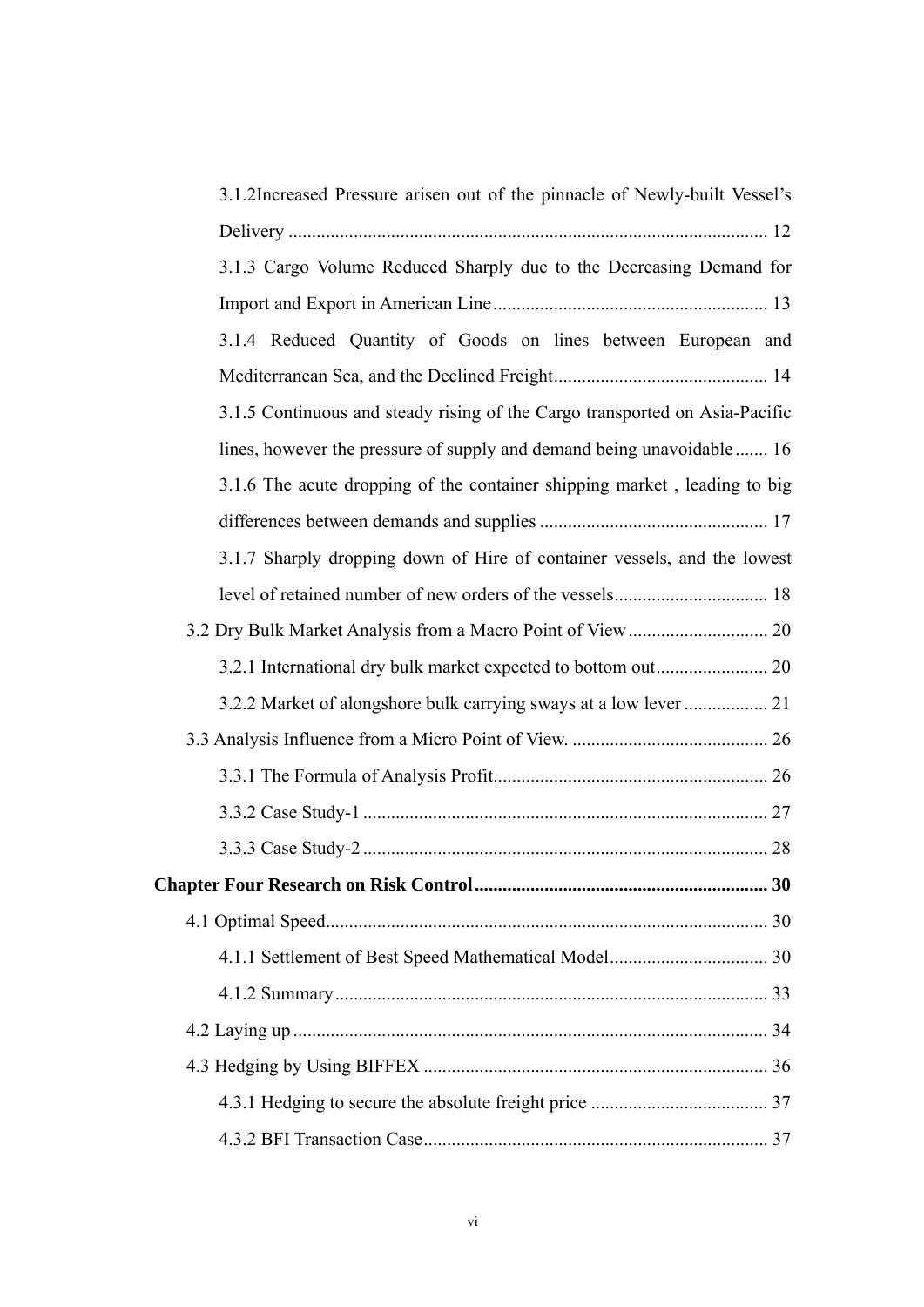3.1.2Increased Pressure arisen out of the pinnacle of Newly-built Vessel's Delivery ...................................................................................................... 12

3.1.3 Cargo Volume Reduced Sharply due to the Decreasing Demand for Import and Export in American Line .......................................................... 13

3.1.4 Reduced Quantity of Goods on lines between European and Mediterranean Sea, and the Declined Freight............................................. 14

3.1.5 Continuous and steady rising of the Cargo transported on Asia-Pacific lines, however the pressure of supply and demand being unavoidable....... 16

3.1.6 The acute dropping of the container shipping market , leading to big differences between demands and supplies ................................................ 17

3.1.7 Sharply dropping down of Hire of container vessels, and the lowest level of retained number of new orders of the vessels................................ 18

3.2 Dry Bulk Market Analysis from a Macro Point of View ............................. 20

3.2.1 International dry bulk market expected to bottom out........................ 20

3.2.2 Market of alongshore bulk carrying sways at a low lever .................. 21

3.3 Analysis Influence from a Micro Point of View. .......................................... 26

3.3.1 The Formula of Analysis Profit.......................................................... 26

3.3.2 Case Study-1 ...................................................................................... 27

3.3.3 Case Study-2 ...................................................................................... 28

**Chapter Four Research on Risk Control ............................................................... 30**

4.1 Optimal Speed.............................................................................................. 30

4.1.1 Settlement of Best Speed Mathematical Model.................................. 30

4.1.2 Summary ............................................................................................ 33

4.2 Laying up ..................................................................................................... 34

4.3 Hedging by Using BIFFEX ......................................................................... 36

4.3.1 Hedging to secure the absolute freight price ...................................... 37

4.3.2 BFI Transaction Case......................................................................... 37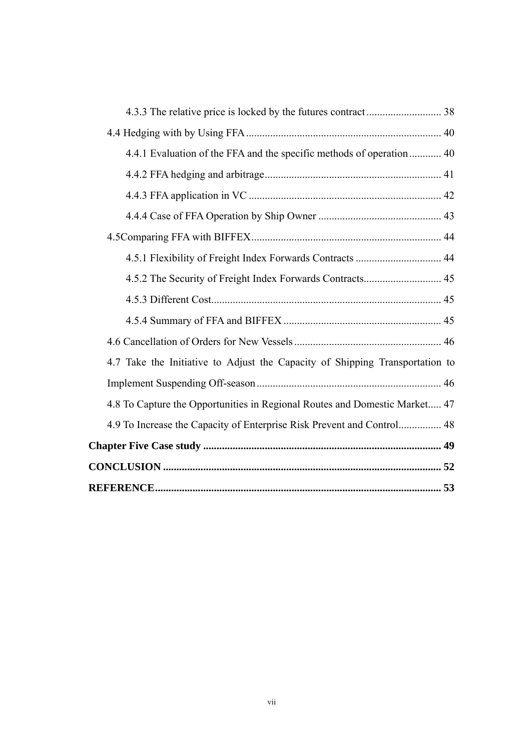4.3.3 The relative price is locked by the futures contract ............................ 38

4.4 Hedging with by Using FFA ........................................................................ 40

4.4.1 Evaluation of the FFA and the specific methods of operation ............ 40

4.4.2 FFA hedging and arbitrage.................................................................. 41

4.4.3 FFA application in VC ....................................................................... 42

4.4.4 Case of FFA Operation by Ship Owner ............................................. 43

4.5Comparing FFA with BIFFEX...................................................................... 44

4.5.1 Flexibility of Freight Index Forwards Contracts ................................ 44

4.5.2 The Security of Freight Index Forwards Contracts............................. 45

4.5.3 Different Cost..................................................................................... 45

4.5.4 Summary of FFA and BIFFEX ........................................................... 45

4.6 Cancellation of Orders for New Vessels ...................................................... 46

4.7 Take the Initiative to Adjust the Capacity of Shipping Transportation to Implement Suspending Off-season .................................................................... 46

4.8 To Capture the Opportunities in Regional Routes and Domestic Market..... 47

4.9 To Increase the Capacity of Enterprise Risk Prevent and Control................ 48

**Chapter Five Case study ......................................................................................... 49**

**CONCLUSION ........................................................................................................ 52**

**REFERENCE........................................................................................................... 53**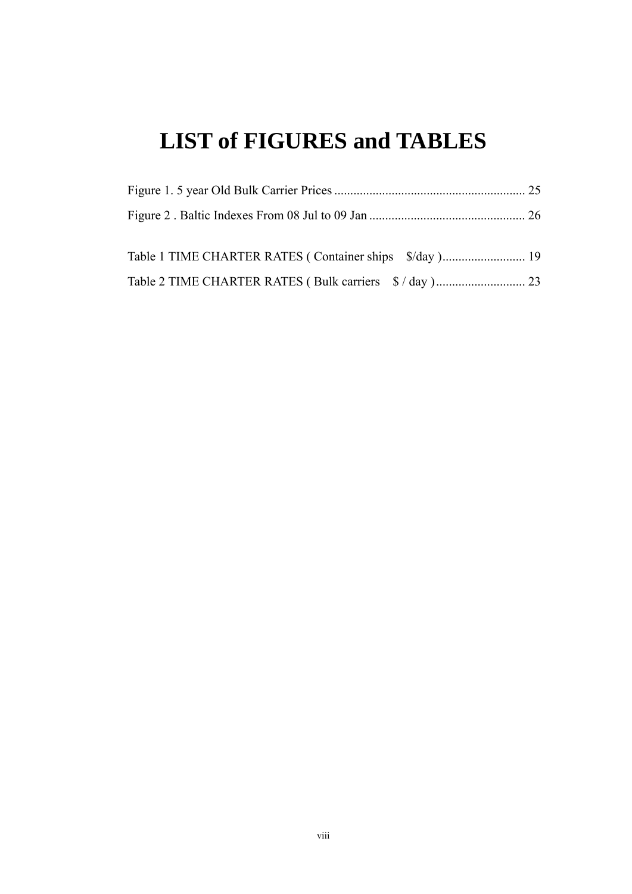# LIST of FIGURES and TABLES

Figure 1. 5 year Old Bulk Carrier Prices ........................................................... 25

Figure 2 . Baltic Indexes From 08 Jul to 09 Jan ................................................. 26

Table 1 TIME CHARTER RATES ( Container ships    $/day ).......................... 19

Table 2 TIME CHARTER RATES ( Bulk carriers    $ / day ) ............................ 23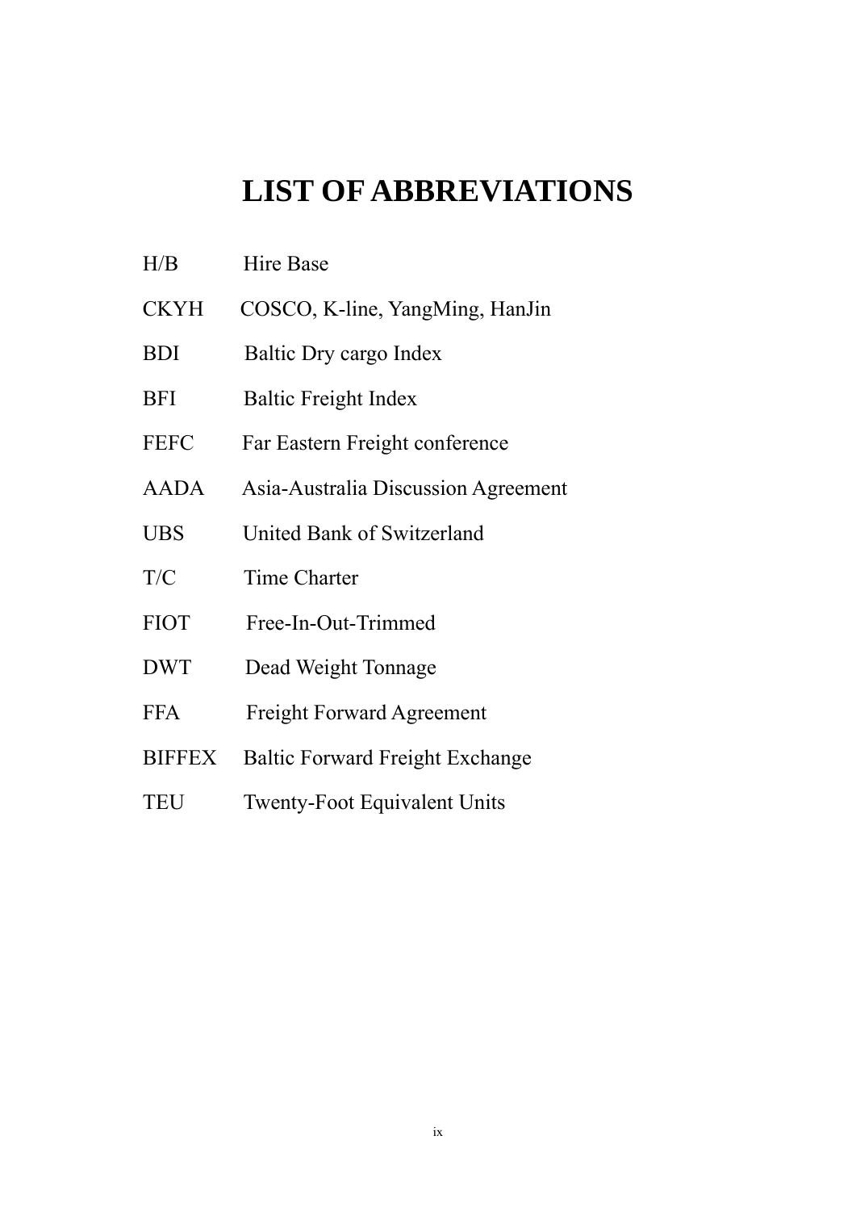# LIST OF ABBREVIATIONS

| | |
|---|---|
| H/B | Hire Base |
| CKYH | COSCO, K-line, YangMing, HanJin |
| BDI | Baltic Dry cargo Index |
| BFI | Baltic Freight Index |
| FEFC | Far Eastern Freight conference |
| AADA | Asia-Australia Discussion Agreement |
| UBS | United Bank of Switzerland |
| T/C | Time Charter |
| FIOT | Free-In-Out-Trimmed |
| DWT | Dead Weight Tonnage |
| FFA | Freight Forward Agreement |
| BIFFEX | Baltic Forward Freight Exchange |
| TEU | Twenty-Foot Equivalent Units |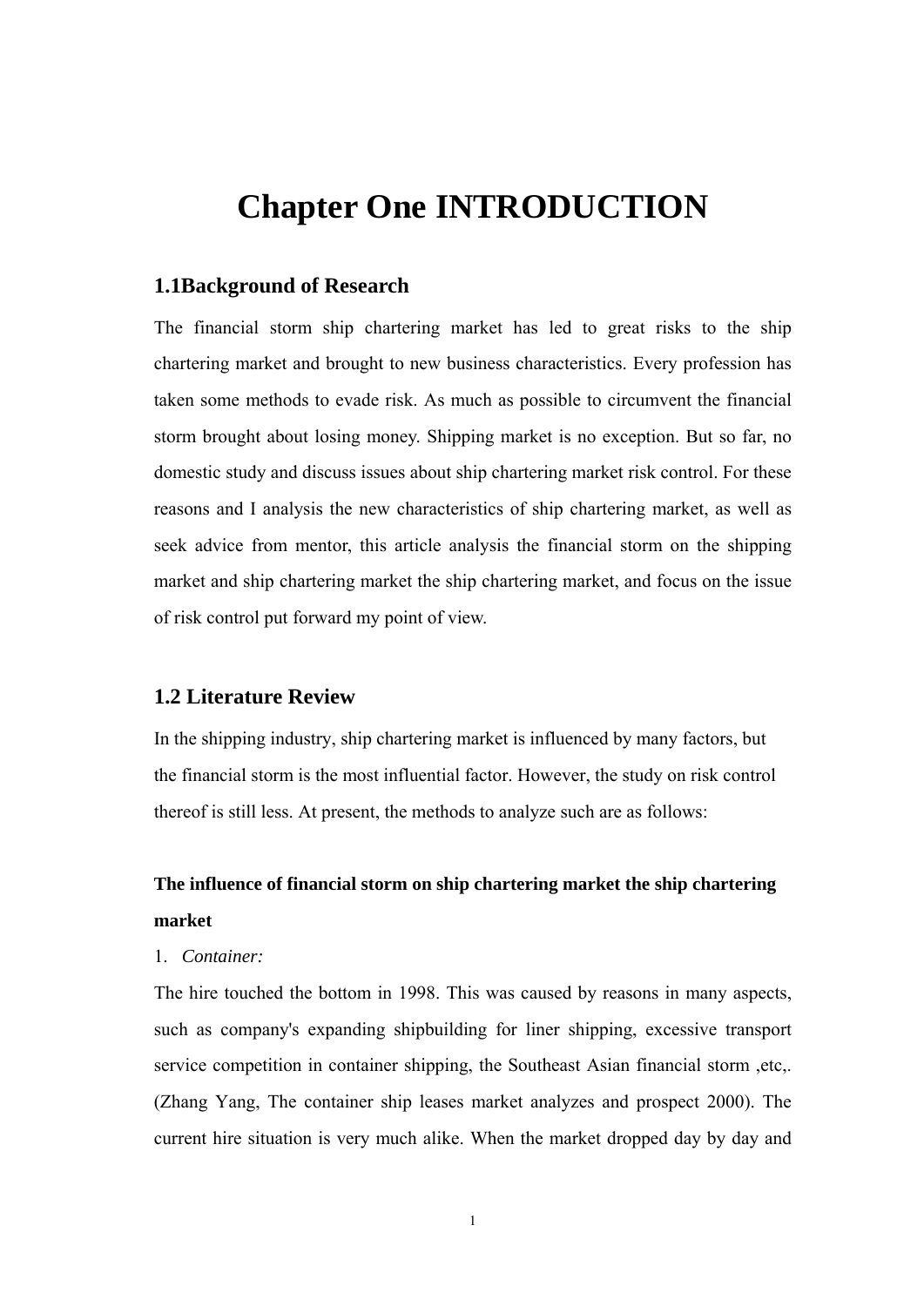# Chapter One INTRODUCTION

## 1.1Background of Research

The financial storm ship chartering market has led to great risks to the ship chartering market and brought to new business characteristics. Every profession has taken some methods to evade risk. As much as possible to circumvent the financial storm brought about losing money. Shipping market is no exception. But so far, no domestic study and discuss issues about ship chartering market risk control. For these reasons and I analysis the new characteristics of ship chartering market, as well as seek advice from mentor, this article analysis the financial storm on the shipping market and ship chartering market the ship chartering market, and focus on the issue of risk control put forward my point of view.

## 1.2 Literature Review

In the shipping industry, ship chartering market is influenced by many factors, but the financial storm is the most influential factor. However, the study on risk control thereof is still less. At present, the methods to analyze such are as follows:

**The influence of financial storm on ship chartering market the ship chartering market**

1. *Container:*

The hire touched the bottom in 1998. This was caused by reasons in many aspects, such as company's expanding shipbuilding for liner shipping, excessive transport service competition in container shipping, the Southeast Asian financial storm ,etc,. (Zhang Yang, The container ship leases market analyzes and prospect 2000). The current hire situation is very much alike. When the market dropped day by day and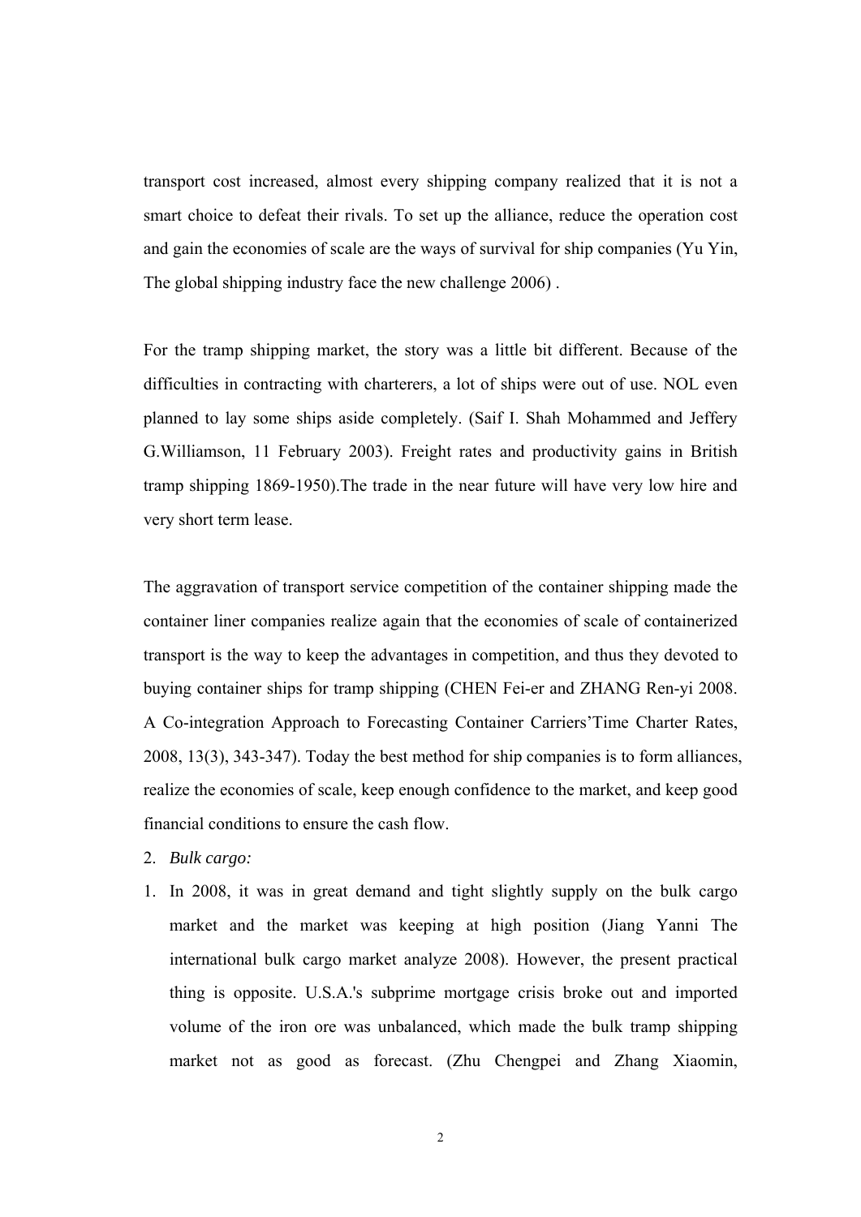transport cost increased, almost every shipping company realized that it is not a smart choice to defeat their rivals. To set up the alliance, reduce the operation cost and gain the economies of scale are the ways of survival for ship companies (Yu Yin, The global shipping industry face the new challenge 2006) .

For the tramp shipping market, the story was a little bit different. Because of the difficulties in contracting with charterers, a lot of ships were out of use. NOL even planned to lay some ships aside completely. (Saif I. Shah Mohammed and Jeffery G.Williamson, 11 February 2003). Freight rates and productivity gains in British tramp shipping 1869-1950).The trade in the near future will have very low hire and very short term lease.

The aggravation of transport service competition of the container shipping made the container liner companies realize again that the economies of scale of containerized transport is the way to keep the advantages in competition, and thus they devoted to buying container ships for tramp shipping (CHEN Fei-er and ZHANG Ren-yi 2008. A Co-integration Approach to Forecasting Container Carriers'Time Charter Rates, 2008, 13(3), 343-347). Today the best method for ship companies is to form alliances, realize the economies of scale, keep enough confidence to the market, and keep good financial conditions to ensure the cash flow.

2. *Bulk cargo:*

1. In 2008, it was in great demand and tight slightly supply on the bulk cargo market and the market was keeping at high position (Jiang Yanni The international bulk cargo market analyze 2008). However, the present practical thing is opposite. U.S.A.'s subprime mortgage crisis broke out and imported volume of the iron ore was unbalanced, which made the bulk tramp shipping market not as good as forecast. (Zhu Chengpei and Zhang Xiaomin,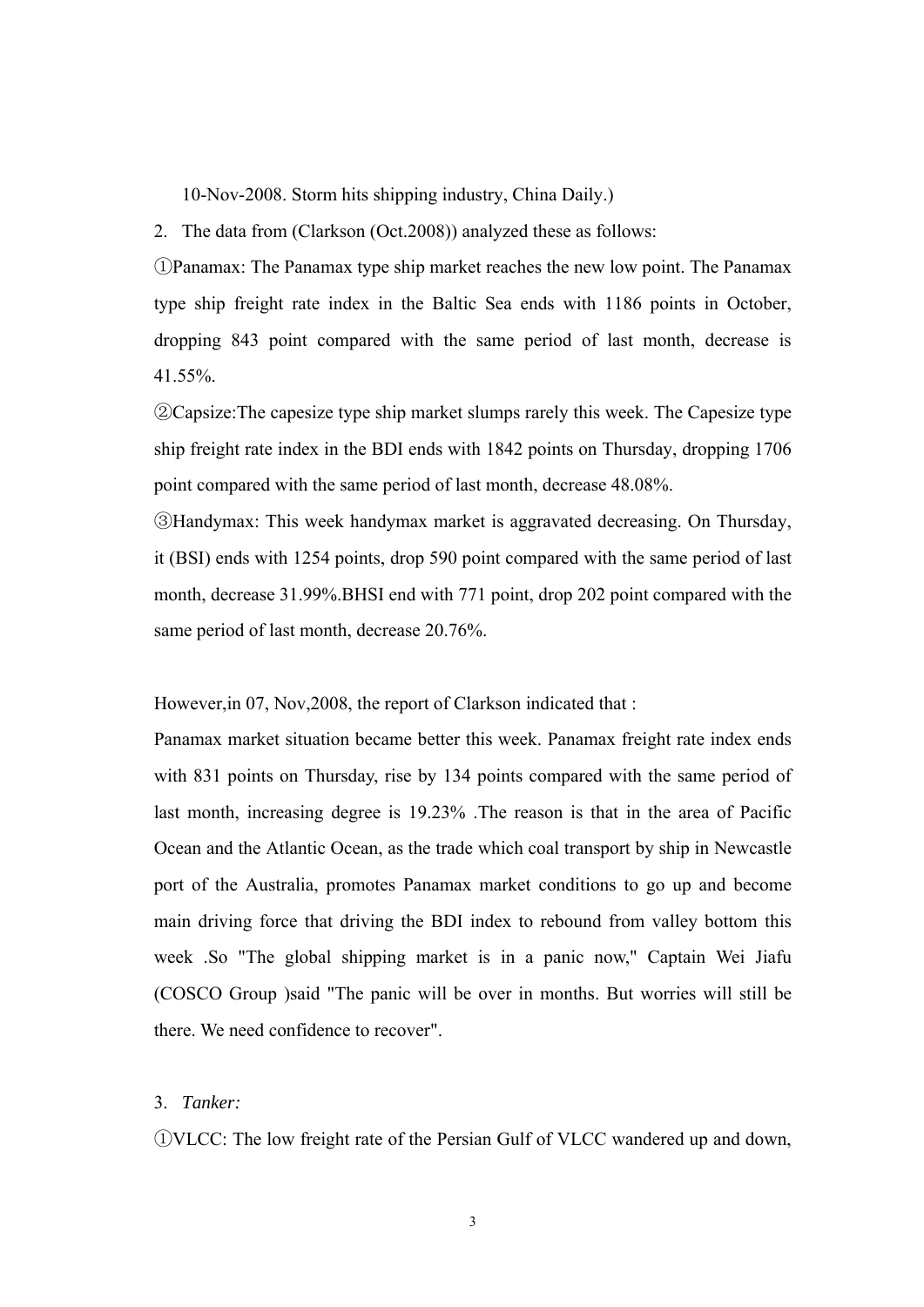10-Nov-2008. Storm hits shipping industry, China Daily.)

2. The data from (Clarkson (Oct.2008)) analyzed these as follows:

①Panamax: The Panamax type ship market reaches the new low point. The Panamax type ship freight rate index in the Baltic Sea ends with 1186 points in October, dropping 843 point compared with the same period of last month, decrease is 41.55%.

②Capsize:The capesize type ship market slumps rarely this week. The Capesize type ship freight rate index in the BDI ends with 1842 points on Thursday, dropping 1706 point compared with the same period of last month, decrease 48.08%.

③Handymax: This week handymax market is aggravated decreasing. On Thursday, it (BSI) ends with 1254 points, drop 590 point compared with the same period of last month, decrease 31.99%.BHSI end with 771 point, drop 202 point compared with the same period of last month, decrease 20.76%.

However,in 07, Nov,2008, the report of Clarkson indicated that :

Panamax market situation became better this week. Panamax freight rate index ends with 831 points on Thursday, rise by 134 points compared with the same period of last month, increasing degree is 19.23% .The reason is that in the area of Pacific Ocean and the Atlantic Ocean, as the trade which coal transport by ship in Newcastle port of the Australia, promotes Panamax market conditions to go up and become main driving force that driving the BDI index to rebound from valley bottom this week .So "The global shipping market is in a panic now," Captain Wei Jiafu (COSCO Group )said "The panic will be over in months. But worries will still be there. We need confidence to recover".

3. *Tanker:*

①VLCC: The low freight rate of the Persian Gulf of VLCC wandered up and down,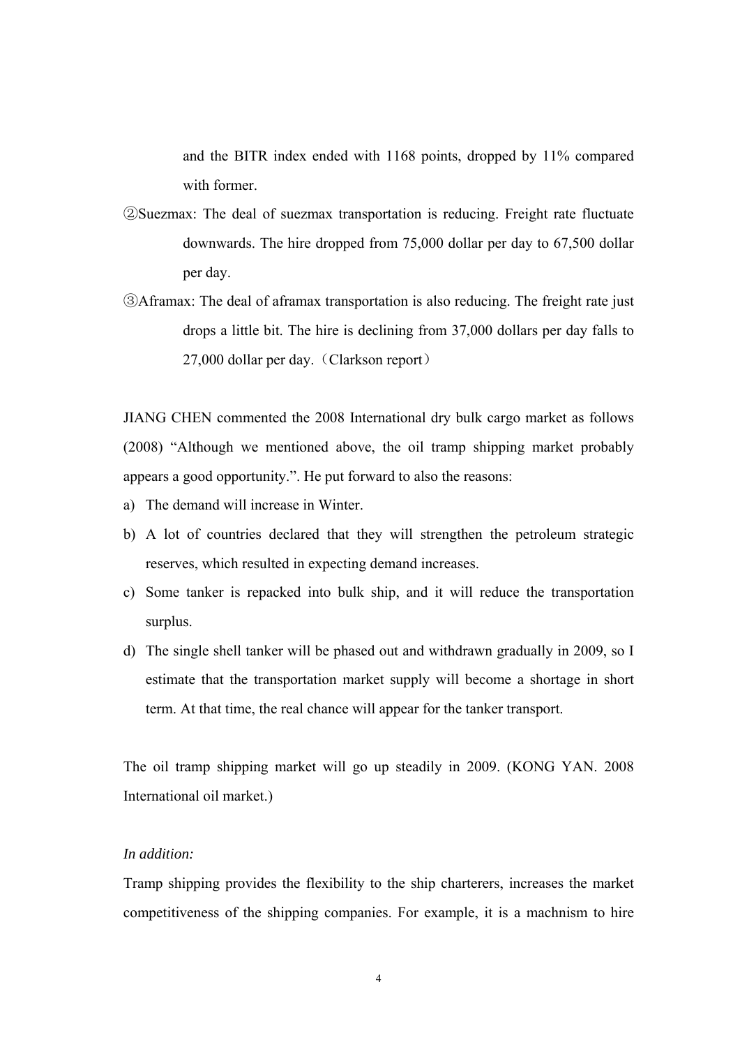and the BITR index ended with 1168 points, dropped by 11% compared with former.

②Suezmax: The deal of suezmax transportation is reducing. Freight rate fluctuate downwards. The hire dropped from 75,000 dollar per day to 67,500 dollar per day.

③Aframax: The deal of aframax transportation is also reducing. The freight rate just drops a little bit. The hire is declining from 37,000 dollars per day falls to 27,000 dollar per day.（Clarkson report）

JIANG CHEN commented the 2008 International dry bulk cargo market as follows (2008) "Although we mentioned above, the oil tramp shipping market probably appears a good opportunity.". He put forward to also the reasons:

a) The demand will increase in Winter.
b) A lot of countries declared that they will strengthen the petroleum strategic reserves, which resulted in expecting demand increases.
c) Some tanker is repacked into bulk ship, and it will reduce the transportation surplus.
d) The single shell tanker will be phased out and withdrawn gradually in 2009, so I estimate that the transportation market supply will become a shortage in short term. At that time, the real chance will appear for the tanker transport.

The oil tramp shipping market will go up steadily in 2009. (KONG YAN. 2008 International oil market.)

*In addition:*

Tramp shipping provides the flexibility to the ship charterers, increases the market competitiveness of the shipping companies. For example, it is a machnism to hire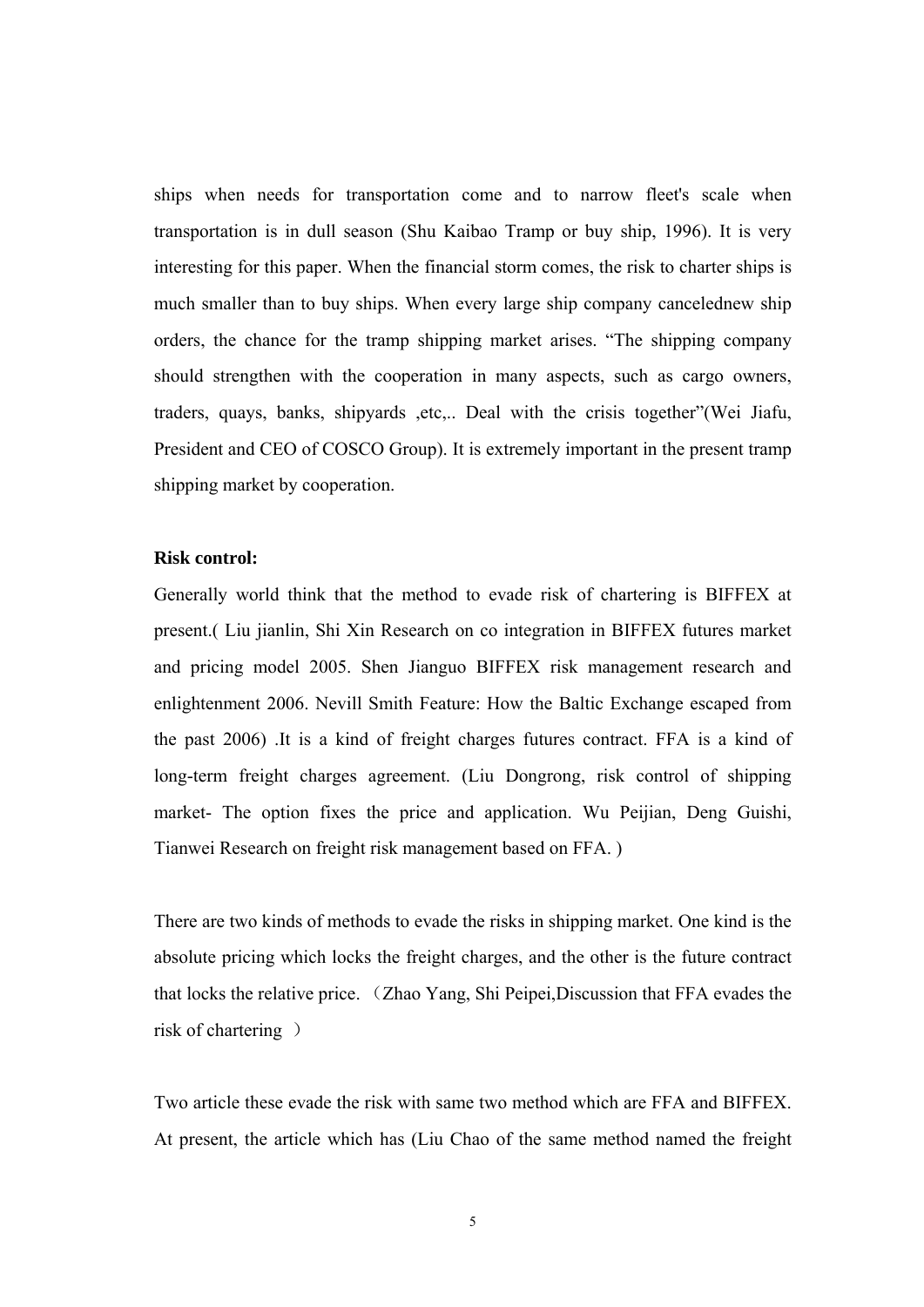ships when needs for transportation come and to narrow fleet's scale when transportation is in dull season (Shu Kaibao Tramp or buy ship, 1996). It is very interesting for this paper. When the financial storm comes, the risk to charter ships is much smaller than to buy ships. When every large ship company cancelednew ship orders, the chance for the tramp shipping market arises. "The shipping company should strengthen with the cooperation in many aspects, such as cargo owners, traders, quays, banks, shipyards ,etc,.. Deal with the crisis together"(Wei Jiafu, President and CEO of COSCO Group). It is extremely important in the present tramp shipping market by cooperation.

**Risk control:**

Generally world think that the method to evade risk of chartering is BIFFEX at present.( Liu jianlin, Shi Xin Research on co integration in BIFFEX futures market and pricing model 2005. Shen Jianguo BIFFEX risk management research and enlightenment 2006. Nevill Smith Feature: How the Baltic Exchange escaped from the past 2006) .It is a kind of freight charges futures contract. FFA is a kind of long-term freight charges agreement. (Liu Dongrong, risk control of shipping market- The option fixes the price and application. Wu Peijian, Deng Guishi, Tianwei Research on freight risk management based on FFA. )

There are two kinds of methods to evade the risks in shipping market. One kind is the absolute pricing which locks the freight charges, and the other is the future contract that locks the relative price.（Zhao Yang, Shi Peipei,Discussion that FFA evades the risk of chartering ）

Two article these evade the risk with same two method which are FFA and BIFFEX. At present, the article which has (Liu Chao of the same method named the freight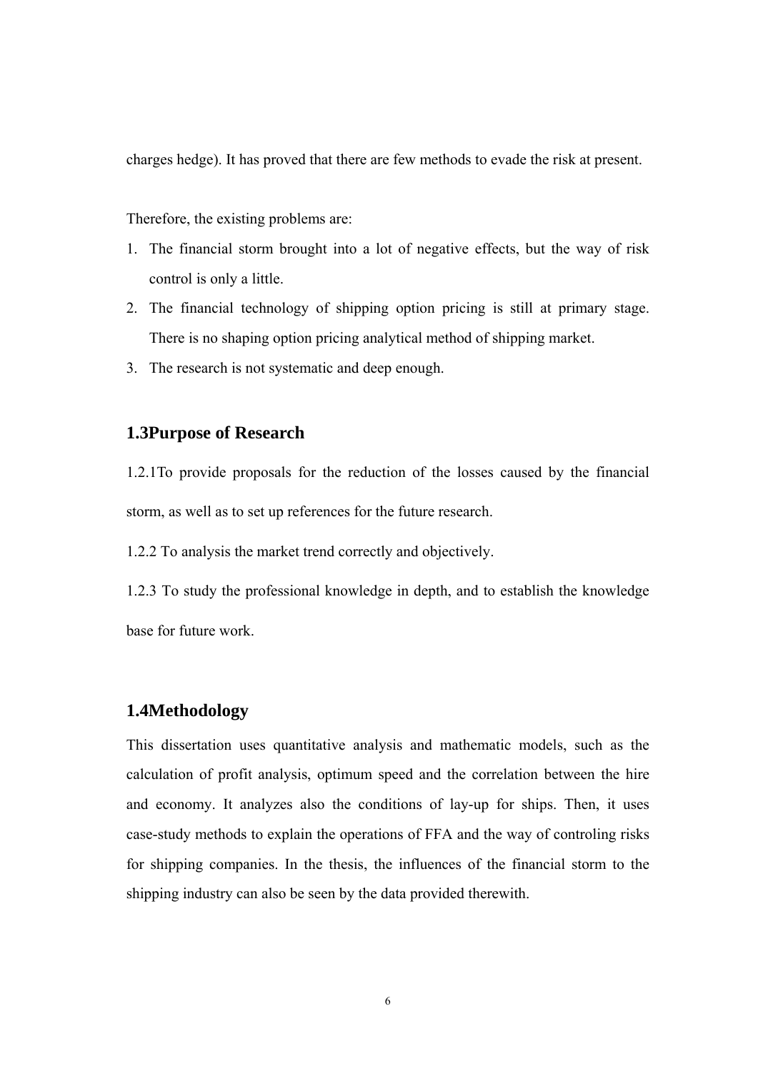charges hedge). It has proved that there are few methods to evade the risk at present.

Therefore, the existing problems are:

1. The financial storm brought into a lot of negative effects, but the way of risk control is only a little.
2. The financial technology of shipping option pricing is still at primary stage. There is no shaping option pricing analytical method of shipping market.
3. The research is not systematic and deep enough.

## 1.3Purpose of Research

1.2.1To provide proposals for the reduction of the losses caused by the financial storm, as well as to set up references for the future research.

1.2.2 To analysis the market trend correctly and objectively.

1.2.3 To study the professional knowledge in depth, and to establish the knowledge base for future work.

## 1.4Methodology

This dissertation uses quantitative analysis and mathematic models, such as the calculation of profit analysis, optimum speed and the correlation between the hire and economy. It analyzes also the conditions of lay-up for ships. Then, it uses case-study methods to explain the operations of FFA and the way of controling risks for shipping companies. In the thesis, the influences of the financial storm to the shipping industry can also be seen by the data provided therewith.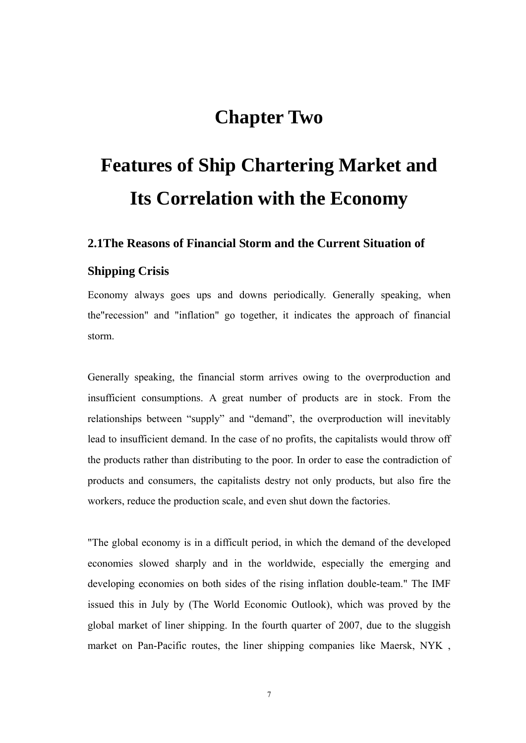# Chapter Two

# Features of Ship Chartering Market and Its Correlation with the Economy

## 2.1The Reasons of Financial Storm and the Current Situation of Shipping Crisis

Economy always goes ups and downs periodically. Generally speaking, when the"recession" and "inflation" go together, it indicates the approach of financial storm.

Generally speaking, the financial storm arrives owing to the overproduction and insufficient consumptions. A great number of products are in stock. From the relationships between “supply” and “demand”, the overproduction will inevitably lead to insufficient demand. In the case of no profits, the capitalists would throw off the products rather than distributing to the poor. In order to ease the contradiction of products and consumers, the capitalists destry not only products, but also fire the workers, reduce the production scale, and even shut down the factories.

"The global economy is in a difficult period, in which the demand of the developed economies slowed sharply and in the worldwide, especially the emerging and developing economies on both sides of the rising inflation double-team." The IMF issued this in July by (The World Economic Outlook), which was proved by the global market of liner shipping. In the fourth quarter of 2007, due to the sluggish market on Pan-Pacific routes, the liner shipping companies like Maersk, NYK ,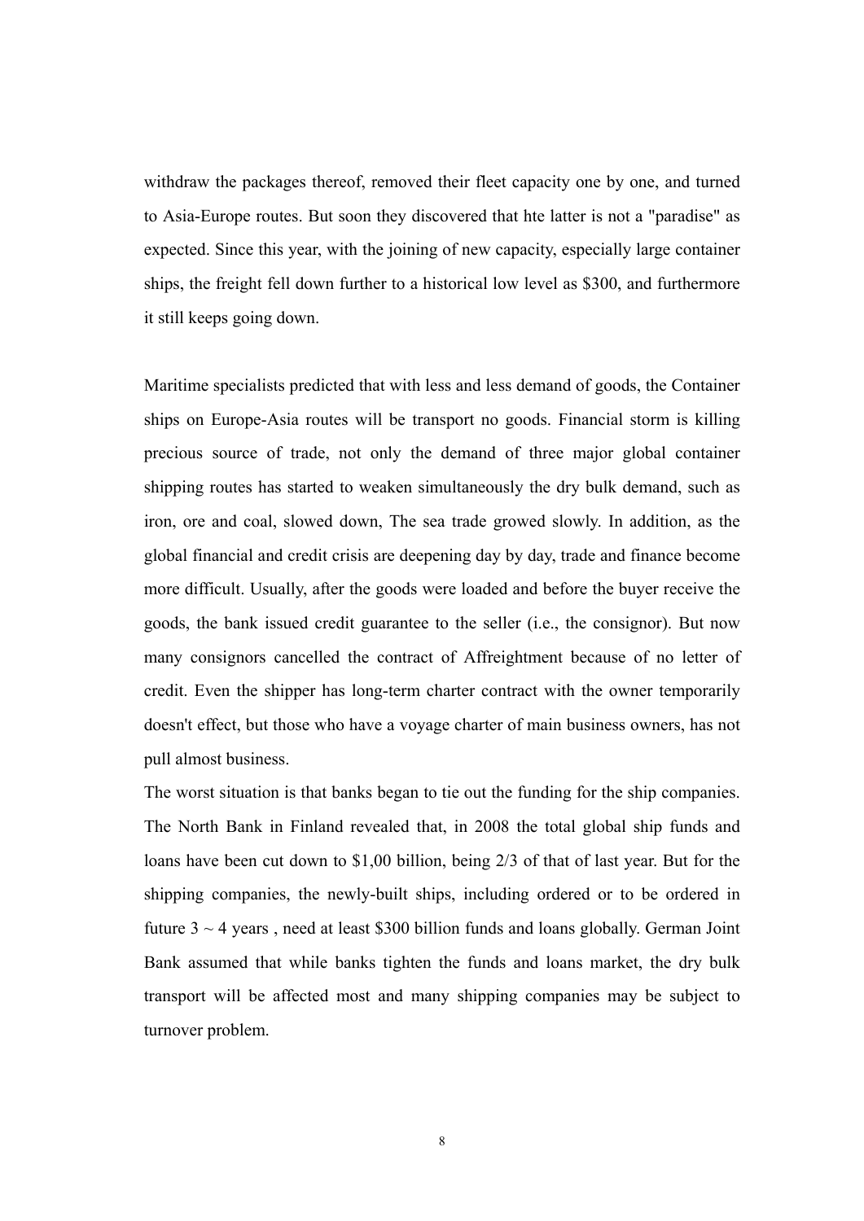withdraw the packages thereof, removed their fleet capacity one by one, and turned to Asia-Europe routes. But soon they discovered that hte latter is not a "paradise" as expected. Since this year, with the joining of new capacity, especially large container ships, the freight fell down further to a historical low level as $300, and furthermore it still keeps going down.

Maritime specialists predicted that with less and less demand of goods, the Container ships on Europe-Asia routes will be transport no goods. Financial storm is killing precious source of trade, not only the demand of three major global container shipping routes has started to weaken simultaneously the dry bulk demand, such as iron, ore and coal, slowed down, The sea trade growed slowly. In addition, as the global financial and credit crisis are deepening day by day, trade and finance become more difficult. Usually, after the goods were loaded and before the buyer receive the goods, the bank issued credit guarantee to the seller (i.e., the consignor). But now many consignors cancelled the contract of Affreightment because of no letter of credit. Even the shipper has long-term charter contract with the owner temporarily doesn't effect, but those who have a voyage charter of main business owners, has not pull almost business.

The worst situation is that banks began to tie out the funding for the ship companies. The North Bank in Finland revealed that, in 2008 the total global ship funds and loans have been cut down to $1,00 billion, being 2/3 of that of last year. But for the shipping companies, the newly-built ships, including ordered or to be ordered in future 3 ~ 4 years , need at least $300 billion funds and loans globally. German Joint Bank assumed that while banks tighten the funds and loans market, the dry bulk transport will be affected most and many shipping companies may be subject to turnover problem.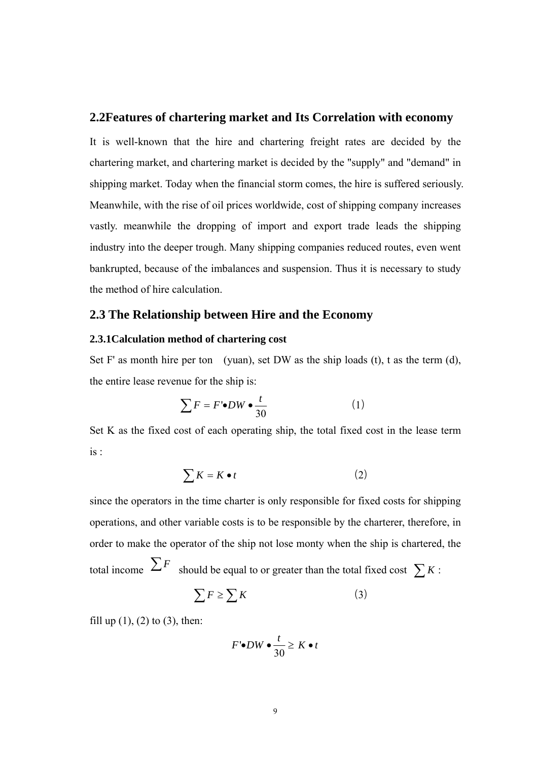## 2.2Features of chartering market and Its Correlation with economy

It is well-known that the hire and chartering freight rates are decided by the chartering market, and chartering market is decided by the "supply" and "demand" in shipping market. Today when the financial storm comes, the hire is suffered seriously. Meanwhile, with the rise of oil prices worldwide, cost of shipping company increases vastly. meanwhile the dropping of import and export trade leads the shipping industry into the deeper trough. Many shipping companies reduced routes, even went bankrupted, because of the imbalances and suspension. Thus it is necessary to study the method of hire calculation.

## 2.3 The Relationship between Hire and the Economy

### 2.3.1Calculation method of chartering cost

Set F' as month hire per ton (yuan), set DW as the ship loads (t), t as the term (d), the entire lease revenue for the ship is:

$$\sum F = F' \bullet DW \bullet \frac{t}{30} \qquad (1)$$

Set K as the fixed cost of each operating ship, the total fixed cost in the lease term is :

$$\sum K = K \bullet t \qquad (2)$$

since the operators in the time charter is only responsible for fixed costs for shipping operations, and other variable costs is to be responsible by the charterer, therefore, in order to make the operator of the ship not lose monty when the ship is chartered, the total income $\sum F$ should be equal to or greater than the total fixed cost $\sum K$ :

$$\sum F \geq \sum K \qquad (3)$$

fill up (1), (2) to (3), then:

$$F' \bullet DW \bullet \frac{t}{30} \geq K \bullet t$$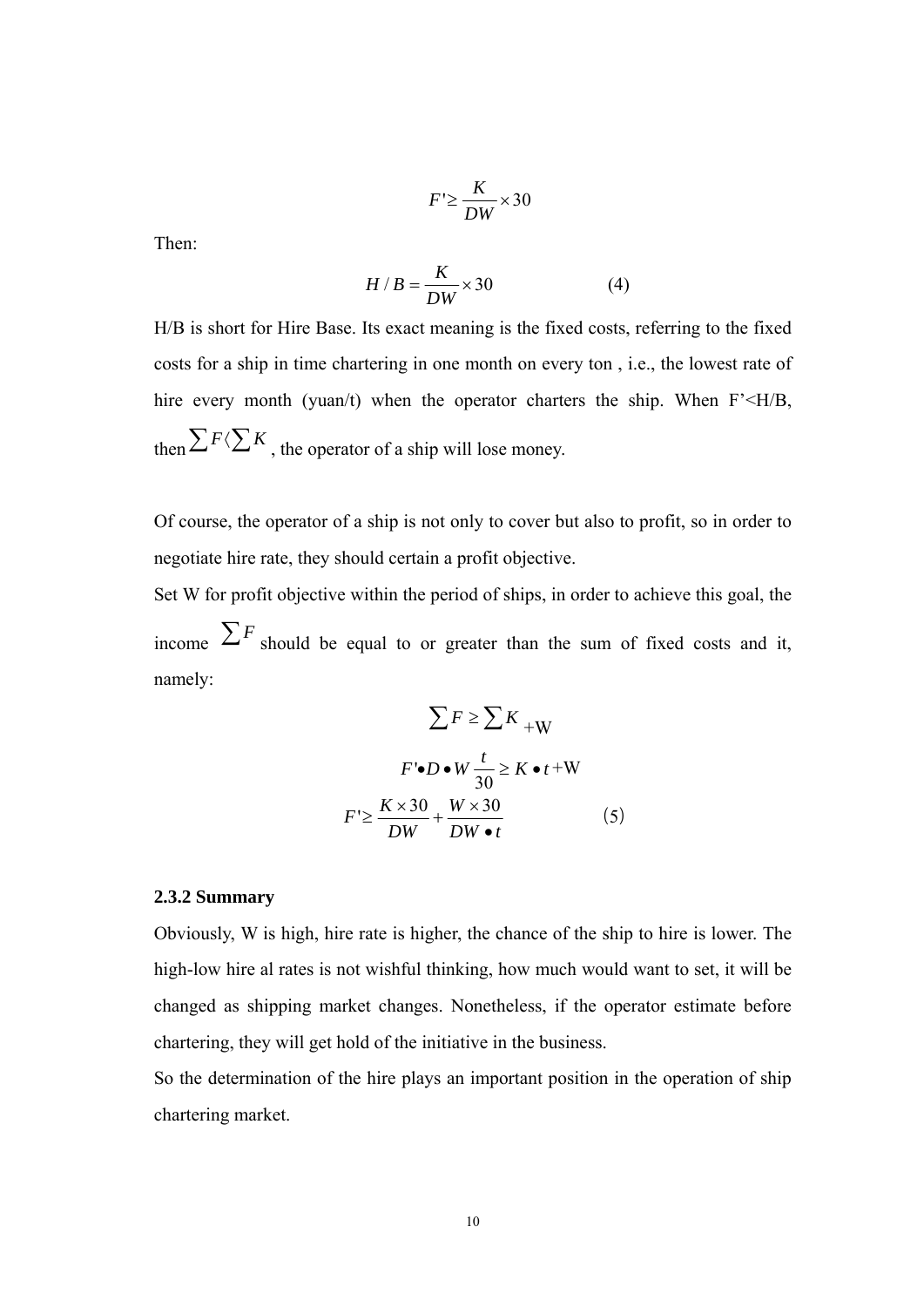$$F' \geq \frac{K}{DW} \times 30$$

Then:

$$H/B = \frac{K}{DW} \times 30 \qquad (4)$$

H/B is short for Hire Base. Its exact meaning is the fixed costs, referring to the fixed costs for a ship in time chartering in one month on every ton , i.e., the lowest rate of hire every month (yuan/t) when the operator charters the ship. When F'<H/B, then $\sum F \langle \sum K$ , the operator of a ship will lose money.

Of course, the operator of a ship is not only to cover but also to profit, so in order to negotiate hire rate, they should certain a profit objective.

Set W for profit objective within the period of ships, in order to achieve this goal, the income $\sum F$ should be equal to or greater than the sum of fixed costs and it, namely:

$$\sum F \geq \sum K + \mathrm{W}$$

$$F' \bullet D \bullet W \frac{t}{30} \geq K \bullet t + \mathrm{W}$$

$$F' \geq \frac{K \times 30}{DW} + \frac{W \times 30}{DW \bullet t} \qquad (5)$$

### 2.3.2 Summary

Obviously, W is high, hire rate is higher, the chance of the ship to hire is lower. The high-low hire al rates is not wishful thinking, how much would want to set, it will be changed as shipping market changes. Nonetheless, if the operator estimate before chartering, they will get hold of the initiative in the business.

So the determination of the hire plays an important position in the operation of ship chartering market.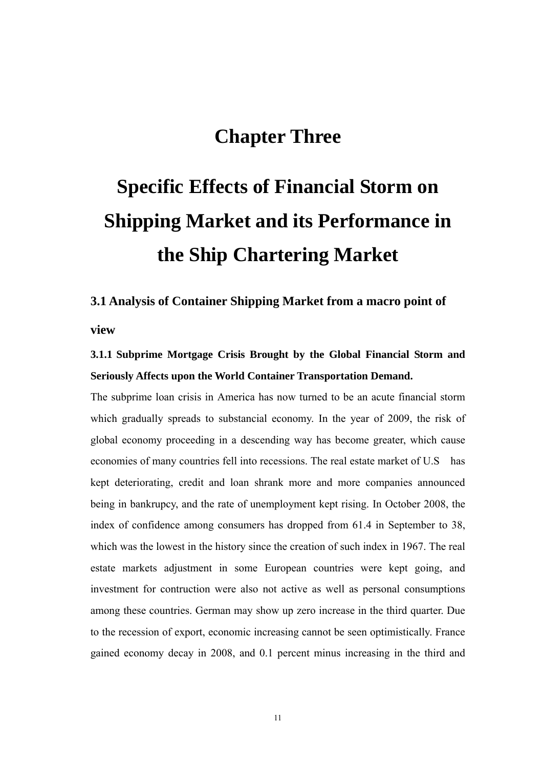# Chapter Three

# Specific Effects of Financial Storm on Shipping Market and its Performance in the Ship Chartering Market

## 3.1 Analysis of Container Shipping Market from a macro point of view

### 3.1.1 Subprime Mortgage Crisis Brought by the Global Financial Storm and Seriously Affects upon the World Container Transportation Demand.

The subprime loan crisis in America has now turned to be an acute financial storm which gradually spreads to substancial economy. In the year of 2009, the risk of global economy proceeding in a descending way has become greater, which cause economies of many countries fell into recessions. The real estate market of U.S has kept deteriorating, credit and loan shrank more and more companies announced being in bankrupcy, and the rate of unemployment kept rising. In October 2008, the index of confidence among consumers has dropped from 61.4 in September to 38, which was the lowest in the history since the creation of such index in 1967. The real estate markets adjustment in some European countries were kept going, and investment for contruction were also not active as well as personal consumptions among these countries. German may show up zero increase in the third quarter. Due to the recession of export, economic increasing cannot be seen optimistically. France gained economy decay in 2008, and 0.1 percent minus increasing in the third and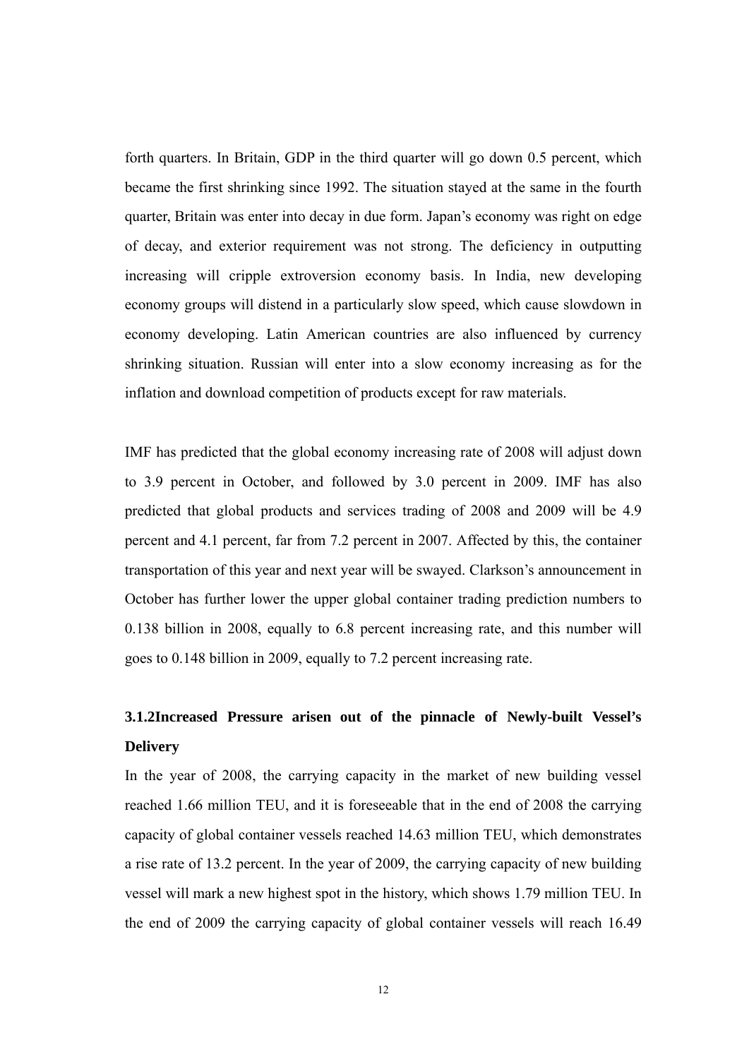forth quarters. In Britain, GDP in the third quarter will go down 0.5 percent, which became the first shrinking since 1992. The situation stayed at the same in the fourth quarter, Britain was enter into decay in due form. Japan's economy was right on edge of decay, and exterior requirement was not strong. The deficiency in outputting increasing will cripple extroversion economy basis. In India, new developing economy groups will distend in a particularly slow speed, which cause slowdown in economy developing. Latin American countries are also influenced by currency shrinking situation. Russian will enter into a slow economy increasing as for the inflation and download competition of products except for raw materials.

IMF has predicted that the global economy increasing rate of 2008 will adjust down to 3.9 percent in October, and followed by 3.0 percent in 2009. IMF has also predicted that global products and services trading of 2008 and 2009 will be 4.9 percent and 4.1 percent, far from 7.2 percent in 2007. Affected by this, the container transportation of this year and next year will be swayed. Clarkson's announcement in October has further lower the upper global container trading prediction numbers to 0.138 billion in 2008, equally to 6.8 percent increasing rate, and this number will goes to 0.148 billion in 2009, equally to 7.2 percent increasing rate.

### 3.1.2Increased Pressure arisen out of the pinnacle of Newly-built Vessel's Delivery

In the year of 2008, the carrying capacity in the market of new building vessel reached 1.66 million TEU, and it is foreseeable that in the end of 2008 the carrying capacity of global container vessels reached 14.63 million TEU, which demonstrates a rise rate of 13.2 percent. In the year of 2009, the carrying capacity of new building vessel will mark a new highest spot in the history, which shows 1.79 million TEU. In the end of 2009 the carrying capacity of global container vessels will reach 16.49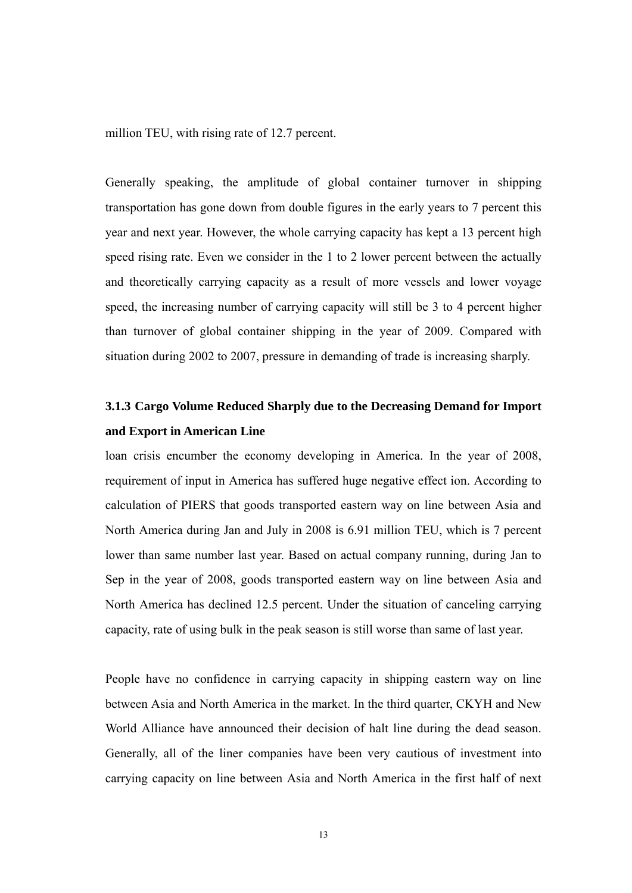million TEU, with rising rate of 12.7 percent.

Generally speaking, the amplitude of global container turnover in shipping transportation has gone down from double figures in the early years to 7 percent this year and next year. However, the whole carrying capacity has kept a 13 percent high speed rising rate. Even we consider in the 1 to 2 lower percent between the actually and theoretically carrying capacity as a result of more vessels and lower voyage speed, the increasing number of carrying capacity will still be 3 to 4 percent higher than turnover of global container shipping in the year of 2009. Compared with situation during 2002 to 2007, pressure in demanding of trade is increasing sharply.

### 3.1.3 Cargo Volume Reduced Sharply due to the Decreasing Demand for Import and Export in American Line

loan crisis encumber the economy developing in America. In the year of 2008, requirement of input in America has suffered huge negative effect ion. According to calculation of PIERS that goods transported eastern way on line between Asia and North America during Jan and July in 2008 is 6.91 million TEU, which is 7 percent lower than same number last year. Based on actual company running, during Jan to Sep in the year of 2008, goods transported eastern way on line between Asia and North America has declined 12.5 percent. Under the situation of canceling carrying capacity, rate of using bulk in the peak season is still worse than same of last year.

People have no confidence in carrying capacity in shipping eastern way on line between Asia and North America in the market. In the third quarter, CKYH and New World Alliance have announced their decision of halt line during the dead season. Generally, all of the liner companies have been very cautious of investment into carrying capacity on line between Asia and North America in the first half of next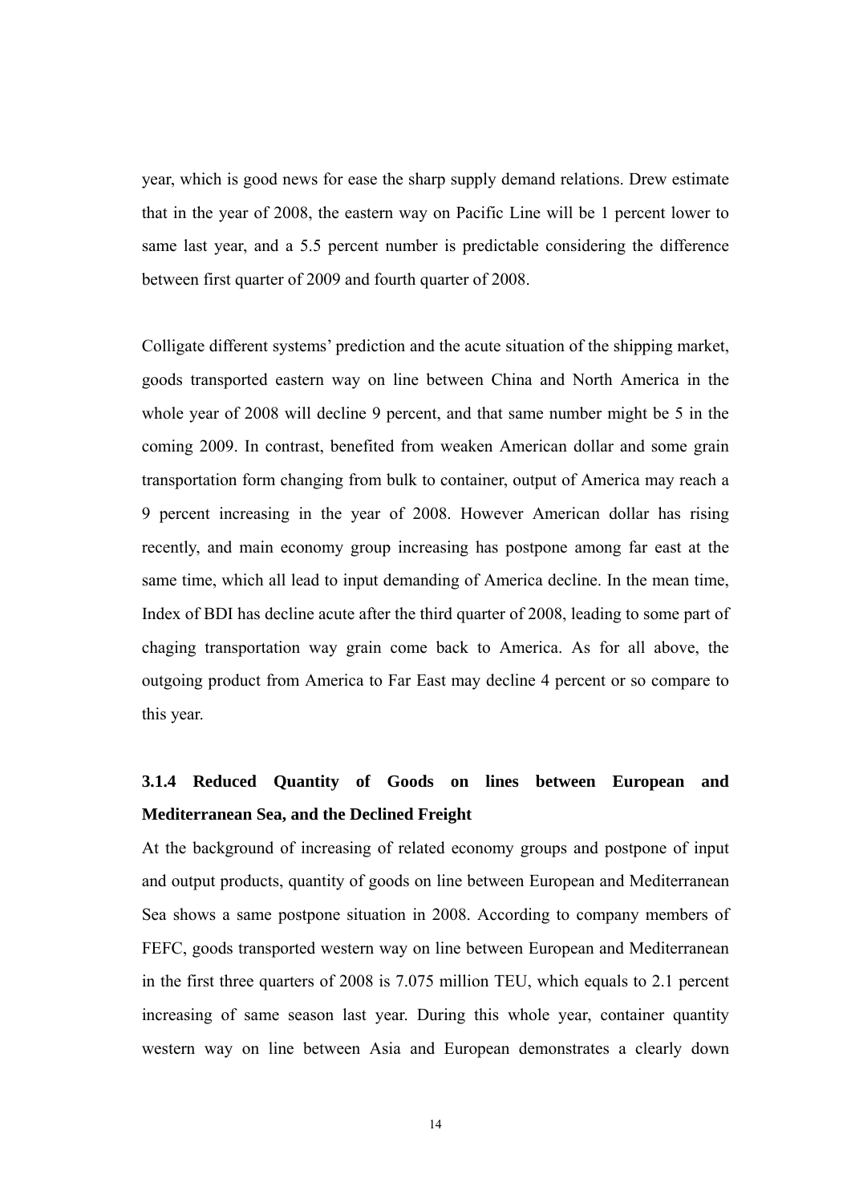year, which is good news for ease the sharp supply demand relations. Drew estimate that in the year of 2008, the eastern way on Pacific Line will be 1 percent lower to same last year, and a 5.5 percent number is predictable considering the difference between first quarter of 2009 and fourth quarter of 2008.

Colligate different systems' prediction and the acute situation of the shipping market, goods transported eastern way on line between China and North America in the whole year of 2008 will decline 9 percent, and that same number might be 5 in the coming 2009. In contrast, benefited from weaken American dollar and some grain transportation form changing from bulk to container, output of America may reach a 9 percent increasing in the year of 2008. However American dollar has rising recently, and main economy group increasing has postpone among far east at the same time, which all lead to input demanding of America decline. In the mean time, Index of BDI has decline acute after the third quarter of 2008, leading to some part of chaging transportation way grain come back to America. As for all above, the outgoing product from America to Far East may decline 4 percent or so compare to this year.

### 3.1.4 Reduced Quantity of Goods on lines between European and Mediterranean Sea, and the Declined Freight

At the background of increasing of related economy groups and postpone of input and output products, quantity of goods on line between European and Mediterranean Sea shows a same postpone situation in 2008. According to company members of FEFC, goods transported western way on line between European and Mediterranean in the first three quarters of 2008 is 7.075 million TEU, which equals to 2.1 percent increasing of same season last year. During this whole year, container quantity western way on line between Asia and European demonstrates a clearly down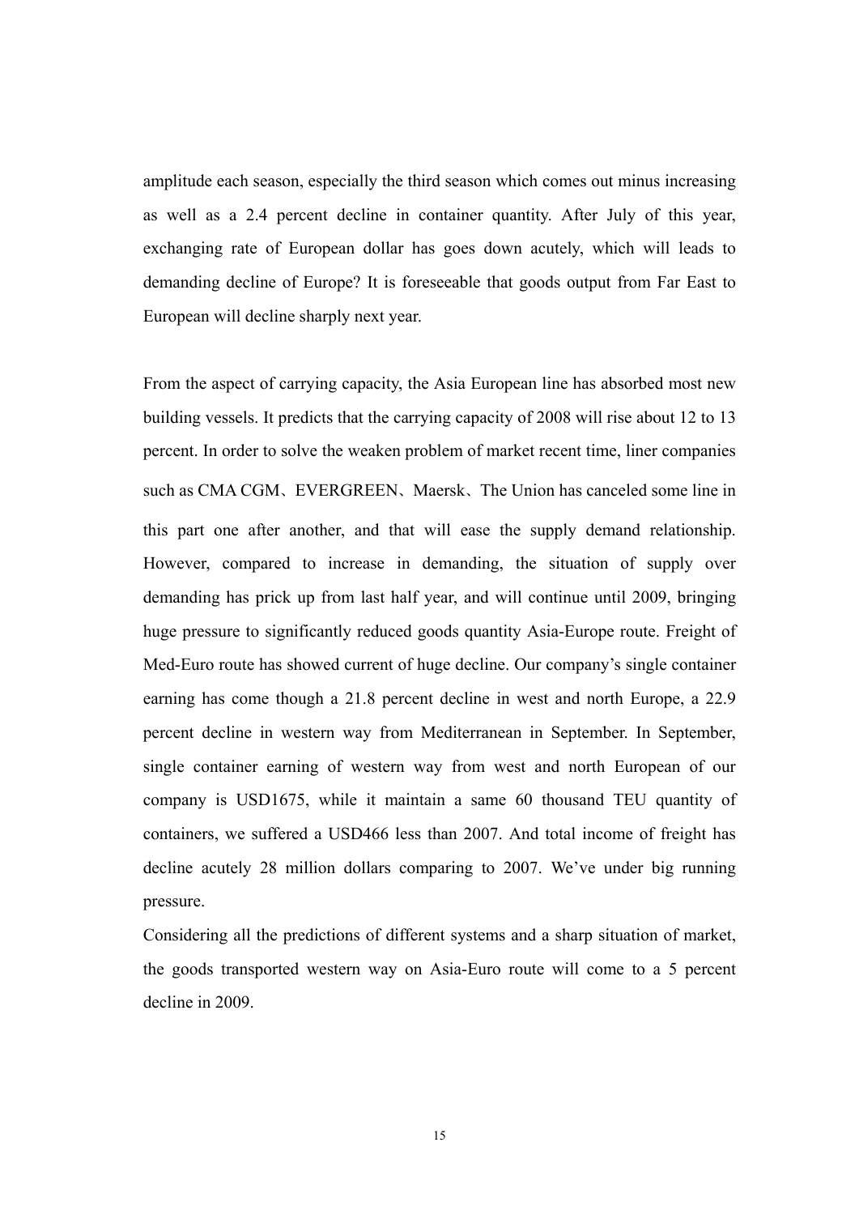amplitude each season, especially the third season which comes out minus increasing as well as a 2.4 percent decline in container quantity. After July of this year, exchanging rate of European dollar has goes down acutely, which will leads to demanding decline of Europe? It is foreseeable that goods output from Far East to European will decline sharply next year.

From the aspect of carrying capacity, the Asia European line has absorbed most new building vessels. It predicts that the carrying capacity of 2008 will rise about 12 to 13 percent. In order to solve the weaken problem of market recent time, liner companies such as CMA CGM、EVERGREEN、Maersk、The Union has canceled some line in this part one after another, and that will ease the supply demand relationship. However, compared to increase in demanding, the situation of supply over demanding has prick up from last half year, and will continue until 2009, bringing huge pressure to significantly reduced goods quantity Asia-Europe route. Freight of Med-Euro route has showed current of huge decline. Our company's single container earning has come though a 21.8 percent decline in west and north Europe, a 22.9 percent decline in western way from Mediterranean in September. In September, single container earning of western way from west and north European of our company is USD1675, while it maintain a same 60 thousand TEU quantity of containers, we suffered a USD466 less than 2007. And total income of freight has decline acutely 28 million dollars comparing to 2007. We've under big running pressure.

Considering all the predictions of different systems and a sharp situation of market, the goods transported western way on Asia-Euro route will come to a 5 percent decline in 2009.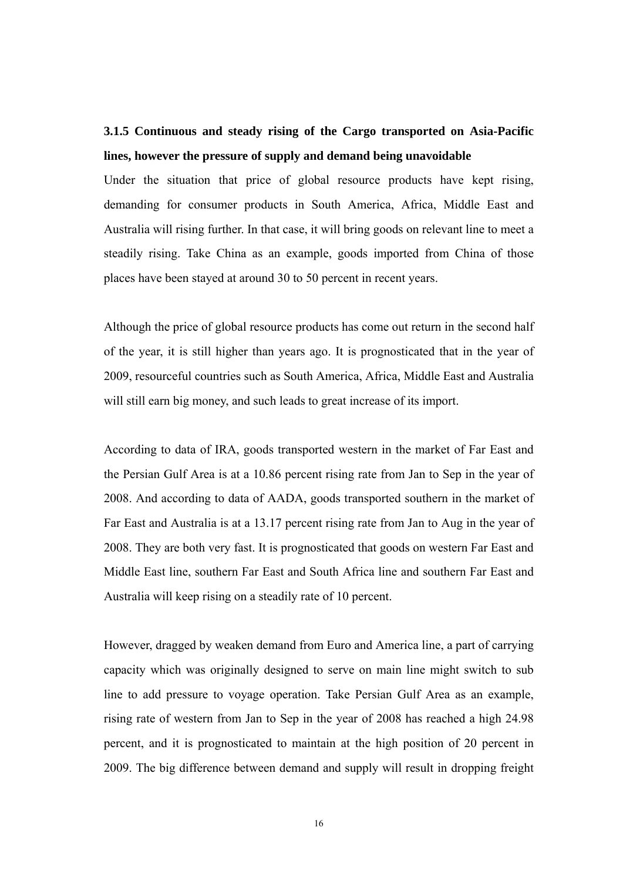### 3.1.5 Continuous and steady rising of the Cargo transported on Asia-Pacific lines, however the pressure of supply and demand being unavoidable

Under the situation that price of global resource products have kept rising, demanding for consumer products in South America, Africa, Middle East and Australia will rising further. In that case, it will bring goods on relevant line to meet a steadily rising. Take China as an example, goods imported from China of those places have been stayed at around 30 to 50 percent in recent years.

Although the price of global resource products has come out return in the second half of the year, it is still higher than years ago. It is prognosticated that in the year of 2009, resourceful countries such as South America, Africa, Middle East and Australia will still earn big money, and such leads to great increase of its import.

According to data of IRA, goods transported western in the market of Far East and the Persian Gulf Area is at a 10.86 percent rising rate from Jan to Sep in the year of 2008. And according to data of AADA, goods transported southern in the market of Far East and Australia is at a 13.17 percent rising rate from Jan to Aug in the year of 2008. They are both very fast. It is prognosticated that goods on western Far East and Middle East line, southern Far East and South Africa line and southern Far East and Australia will keep rising on a steadily rate of 10 percent.

However, dragged by weaken demand from Euro and America line, a part of carrying capacity which was originally designed to serve on main line might switch to sub line to add pressure to voyage operation. Take Persian Gulf Area as an example, rising rate of western from Jan to Sep in the year of 2008 has reached a high 24.98 percent, and it is prognosticated to maintain at the high position of 20 percent in 2009. The big difference between demand and supply will result in dropping freight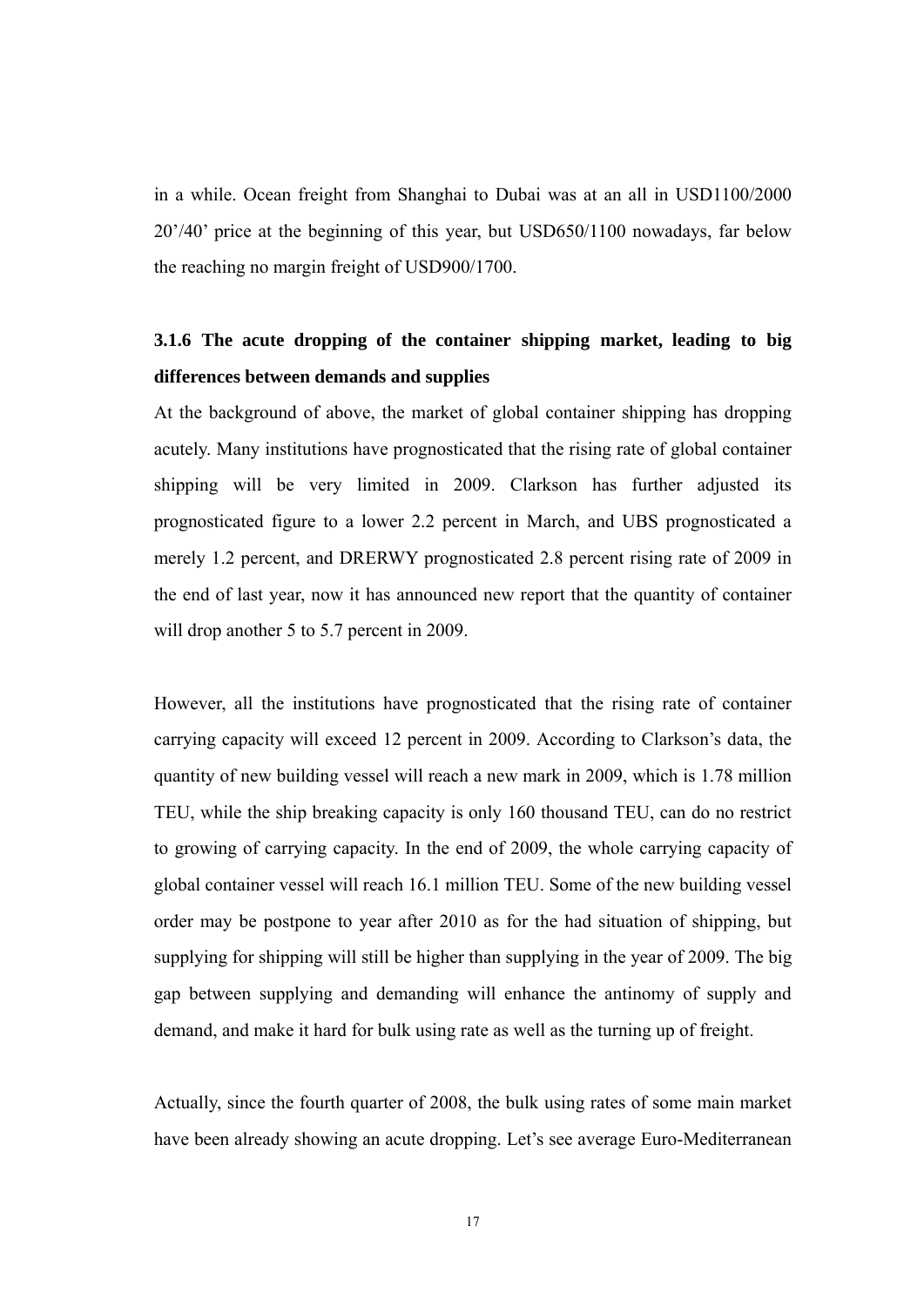in a while. Ocean freight from Shanghai to Dubai was at an all in USD1100/2000 20'/40' price at the beginning of this year, but USD650/1100 nowadays, far below the reaching no margin freight of USD900/1700.

### 3.1.6 The acute dropping of the container shipping market, leading to big differences between demands and supplies

At the background of above, the market of global container shipping has dropping acutely. Many institutions have prognosticated that the rising rate of global container shipping will be very limited in 2009. Clarkson has further adjusted its prognosticated figure to a lower 2.2 percent in March, and UBS prognosticated a merely 1.2 percent, and DRERWY prognosticated 2.8 percent rising rate of 2009 in the end of last year, now it has announced new report that the quantity of container will drop another 5 to 5.7 percent in 2009.

However, all the institutions have prognosticated that the rising rate of container carrying capacity will exceed 12 percent in 2009. According to Clarkson's data, the quantity of new building vessel will reach a new mark in 2009, which is 1.78 million TEU, while the ship breaking capacity is only 160 thousand TEU, can do no restrict to growing of carrying capacity. In the end of 2009, the whole carrying capacity of global container vessel will reach 16.1 million TEU. Some of the new building vessel order may be postpone to year after 2010 as for the had situation of shipping, but supplying for shipping will still be higher than supplying in the year of 2009. The big gap between supplying and demanding will enhance the antinomy of supply and demand, and make it hard for bulk using rate as well as the turning up of freight.

Actually, since the fourth quarter of 2008, the bulk using rates of some main market have been already showing an acute dropping. Let's see average Euro-Mediterranean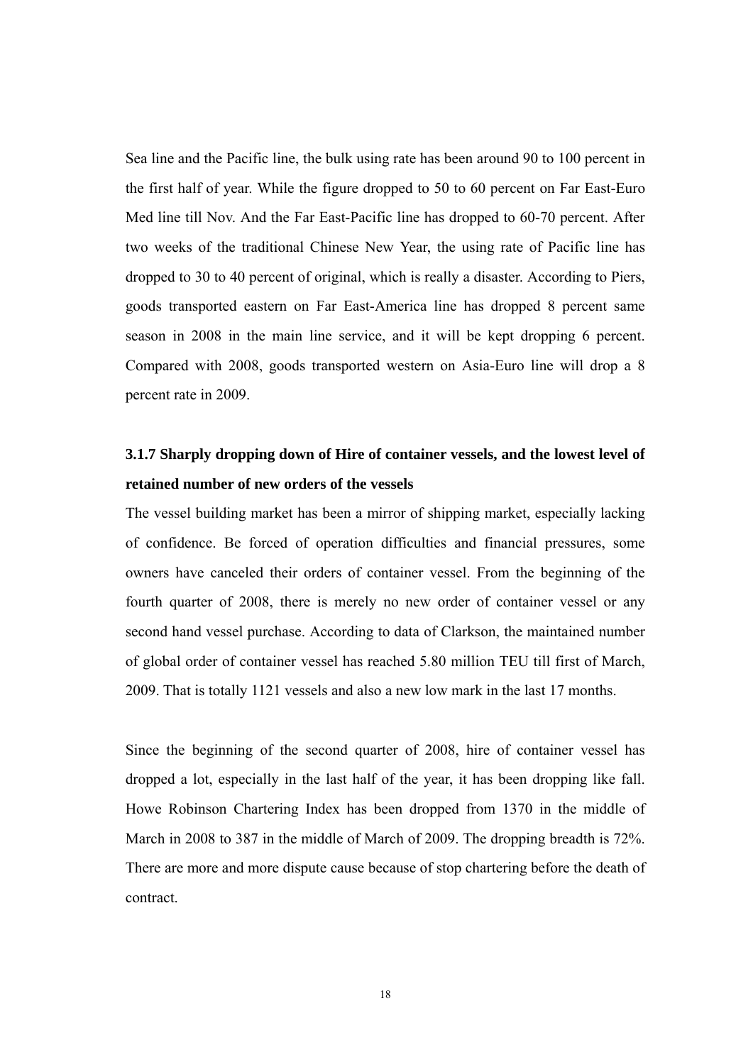Sea line and the Pacific line, the bulk using rate has been around 90 to 100 percent in the first half of year. While the figure dropped to 50 to 60 percent on Far East-Euro Med line till Nov. And the Far East-Pacific line has dropped to 60-70 percent. After two weeks of the traditional Chinese New Year, the using rate of Pacific line has dropped to 30 to 40 percent of original, which is really a disaster. According to Piers, goods transported eastern on Far East-America line has dropped 8 percent same season in 2008 in the main line service, and it will be kept dropping 6 percent. Compared with 2008, goods transported western on Asia-Euro line will drop a 8 percent rate in 2009.

### 3.1.7 Sharply dropping down of Hire of container vessels, and the lowest level of retained number of new orders of the vessels

The vessel building market has been a mirror of shipping market, especially lacking of confidence. Be forced of operation difficulties and financial pressures, some owners have canceled their orders of container vessel. From the beginning of the fourth quarter of 2008, there is merely no new order of container vessel or any second hand vessel purchase. According to data of Clarkson, the maintained number of global order of container vessel has reached 5.80 million TEU till first of March, 2009. That is totally 1121 vessels and also a new low mark in the last 17 months.

Since the beginning of the second quarter of 2008, hire of container vessel has dropped a lot, especially in the last half of the year, it has been dropping like fall. Howe Robinson Chartering Index has been dropped from 1370 in the middle of March in 2008 to 387 in the middle of March of 2009. The dropping breadth is 72%. There are more and more dispute cause because of stop chartering before the death of contract.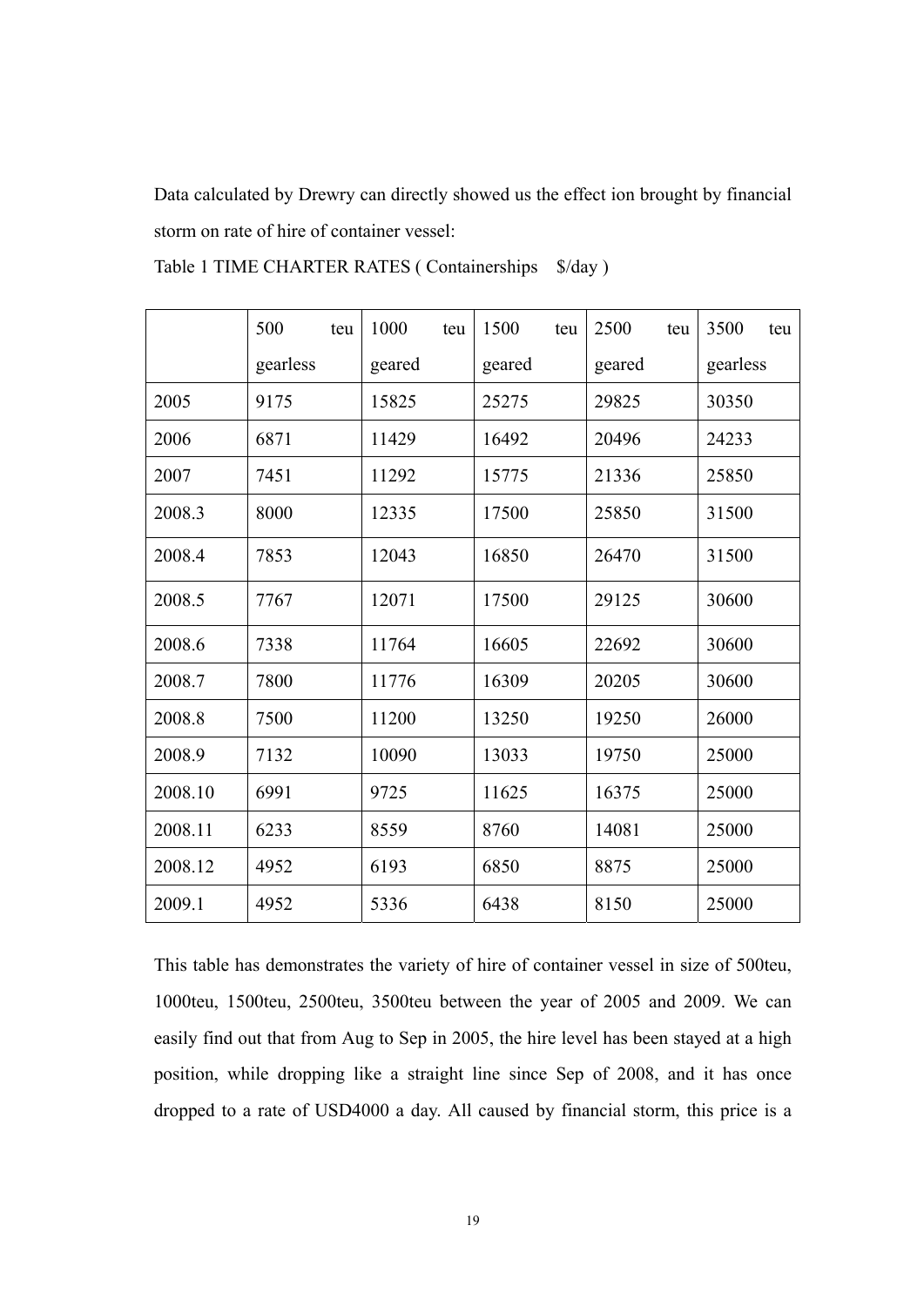Data calculated by Drewry can directly showed us the effect ion brought by financial storm on rate of hire of container vessel:

Table 1 TIME CHARTER RATES ( Containerships $/day )

| | 500 teu gearless | 1000 teu geared | 1500 teu geared | 2500 teu geared | 3500 teu gearless |
|---|---|---|---|---|---|
| 2005 | 9175 | 15825 | 25275 | 29825 | 30350 |
| 2006 | 6871 | 11429 | 16492 | 20496 | 24233 |
| 2007 | 7451 | 11292 | 15775 | 21336 | 25850 |
| 2008.3 | 8000 | 12335 | 17500 | 25850 | 31500 |
| 2008.4 | 7853 | 12043 | 16850 | 26470 | 31500 |
| 2008.5 | 7767 | 12071 | 17500 | 29125 | 30600 |
| 2008.6 | 7338 | 11764 | 16605 | 22692 | 30600 |
| 2008.7 | 7800 | 11776 | 16309 | 20205 | 30600 |
| 2008.8 | 7500 | 11200 | 13250 | 19250 | 26000 |
| 2008.9 | 7132 | 10090 | 13033 | 19750 | 25000 |
| 2008.10 | 6991 | 9725 | 11625 | 16375 | 25000 |
| 2008.11 | 6233 | 8559 | 8760 | 14081 | 25000 |
| 2008.12 | 4952 | 6193 | 6850 | 8875 | 25000 |
| 2009.1 | 4952 | 5336 | 6438 | 8150 | 25000 |

This table has demonstrates the variety of hire of container vessel in size of 500teu, 1000teu, 1500teu, 2500teu, 3500teu between the year of 2005 and 2009. We can easily find out that from Aug to Sep in 2005, the hire level has been stayed at a high position, while dropping like a straight line since Sep of 2008, and it has once dropped to a rate of USD4000 a day. All caused by financial storm, this price is a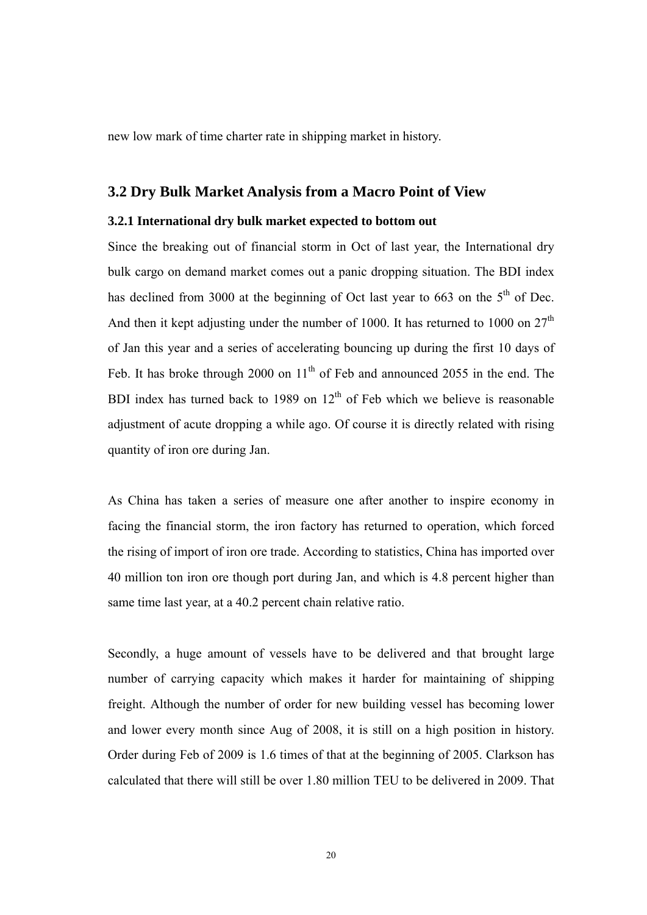new low mark of time charter rate in shipping market in history.

## 3.2 Dry Bulk Market Analysis from a Macro Point of View

### 3.2.1 International dry bulk market expected to bottom out

Since the breaking out of financial storm in Oct of last year, the International dry bulk cargo on demand market comes out a panic dropping situation. The BDI index has declined from 3000 at the beginning of Oct last year to 663 on the 5th of Dec. And then it kept adjusting under the number of 1000. It has returned to 1000 on 27th of Jan this year and a series of accelerating bouncing up during the first 10 days of Feb. It has broke through 2000 on 11th of Feb and announced 2055 in the end. The BDI index has turned back to 1989 on 12th of Feb which we believe is reasonable adjustment of acute dropping a while ago. Of course it is directly related with rising quantity of iron ore during Jan.

As China has taken a series of measure one after another to inspire economy in facing the financial storm, the iron factory has returned to operation, which forced the rising of import of iron ore trade. According to statistics, China has imported over 40 million ton iron ore though port during Jan, and which is 4.8 percent higher than same time last year, at a 40.2 percent chain relative ratio.

Secondly, a huge amount of vessels have to be delivered and that brought large number of carrying capacity which makes it harder for maintaining of shipping freight. Although the number of order for new building vessel has becoming lower and lower every month since Aug of 2008, it is still on a high position in history. Order during Feb of 2009 is 1.6 times of that at the beginning of 2005. Clarkson has calculated that there will still be over 1.80 million TEU to be delivered in 2009. That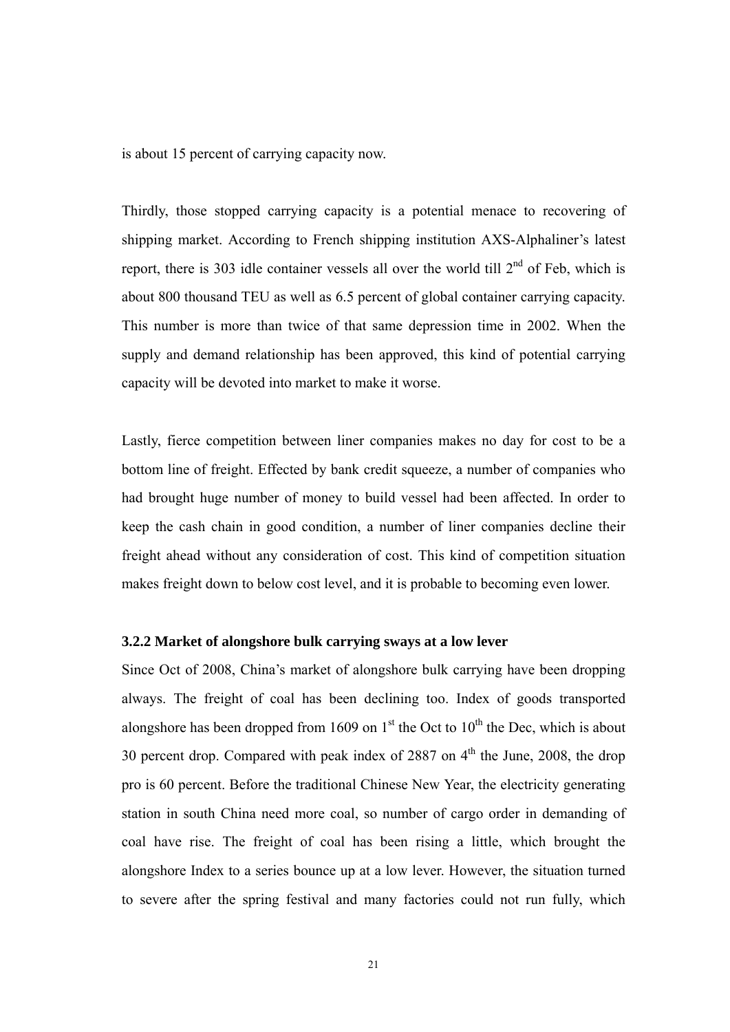is about 15 percent of carrying capacity now.

Thirdly, those stopped carrying capacity is a potential menace to recovering of shipping market. According to French shipping institution AXS-Alphaliner's latest report, there is 303 idle container vessels all over the world till 2nd of Feb, which is about 800 thousand TEU as well as 6.5 percent of global container carrying capacity. This number is more than twice of that same depression time in 2002. When the supply and demand relationship has been approved, this kind of potential carrying capacity will be devoted into market to make it worse.

Lastly, fierce competition between liner companies makes no day for cost to be a bottom line of freight. Effected by bank credit squeeze, a number of companies who had brought huge number of money to build vessel had been affected. In order to keep the cash chain in good condition, a number of liner companies decline their freight ahead without any consideration of cost. This kind of competition situation makes freight down to below cost level, and it is probable to becoming even lower.

### 3.2.2 Market of alongshore bulk carrying sways at a low lever

Since Oct of 2008, China's market of alongshore bulk carrying have been dropping always. The freight of coal has been declining too. Index of goods transported alongshore has been dropped from 1609 on 1st the Oct to 10th the Dec, which is about 30 percent drop. Compared with peak index of 2887 on 4th the June, 2008, the drop pro is 60 percent. Before the traditional Chinese New Year, the electricity generating station in south China need more coal, so number of cargo order in demanding of coal have rise. The freight of coal has been rising a little, which brought the alongshore Index to a series bounce up at a low lever. However, the situation turned to severe after the spring festival and many factories could not run fully, which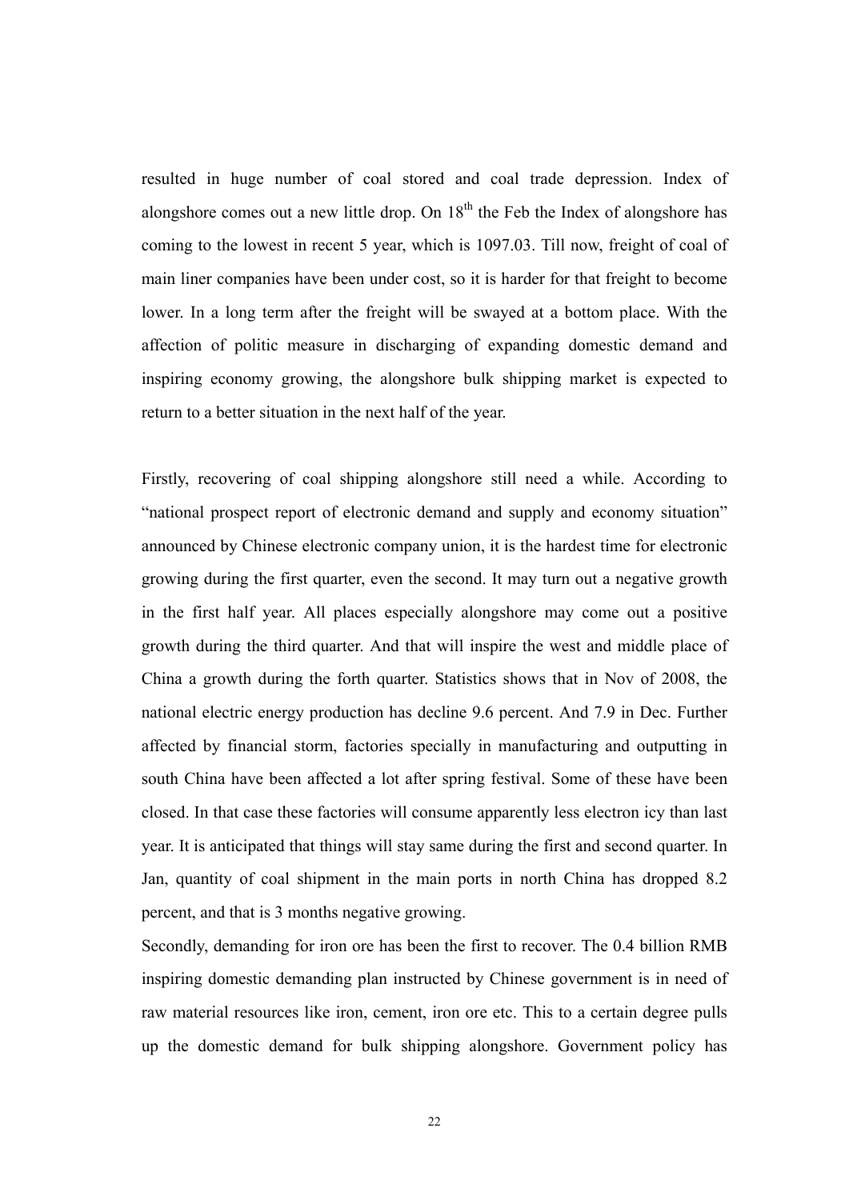resulted in huge number of coal stored and coal trade depression. Index of alongshore comes out a new little drop. On 18th the Feb the Index of alongshore has coming to the lowest in recent 5 year, which is 1097.03. Till now, freight of coal of main liner companies have been under cost, so it is harder for that freight to become lower. In a long term after the freight will be swayed at a bottom place. With the affection of politic measure in discharging of expanding domestic demand and inspiring economy growing, the alongshore bulk shipping market is expected to return to a better situation in the next half of the year.

Firstly, recovering of coal shipping alongshore still need a while. According to "national prospect report of electronic demand and supply and economy situation" announced by Chinese electronic company union, it is the hardest time for electronic growing during the first quarter, even the second. It may turn out a negative growth in the first half year. All places especially alongshore may come out a positive growth during the third quarter. And that will inspire the west and middle place of China a growth during the forth quarter. Statistics shows that in Nov of 2008, the national electric energy production has decline 9.6 percent. And 7.9 in Dec. Further affected by financial storm, factories specially in manufacturing and outputting in south China have been affected a lot after spring festival. Some of these have been closed. In that case these factories will consume apparently less electron icy than last year. It is anticipated that things will stay same during the first and second quarter. In Jan, quantity of coal shipment in the main ports in north China has dropped 8.2 percent, and that is 3 months negative growing.

Secondly, demanding for iron ore has been the first to recover. The 0.4 billion RMB inspiring domestic demanding plan instructed by Chinese government is in need of raw material resources like iron, cement, iron ore etc. This to a certain degree pulls up the domestic demand for bulk shipping alongshore. Government policy has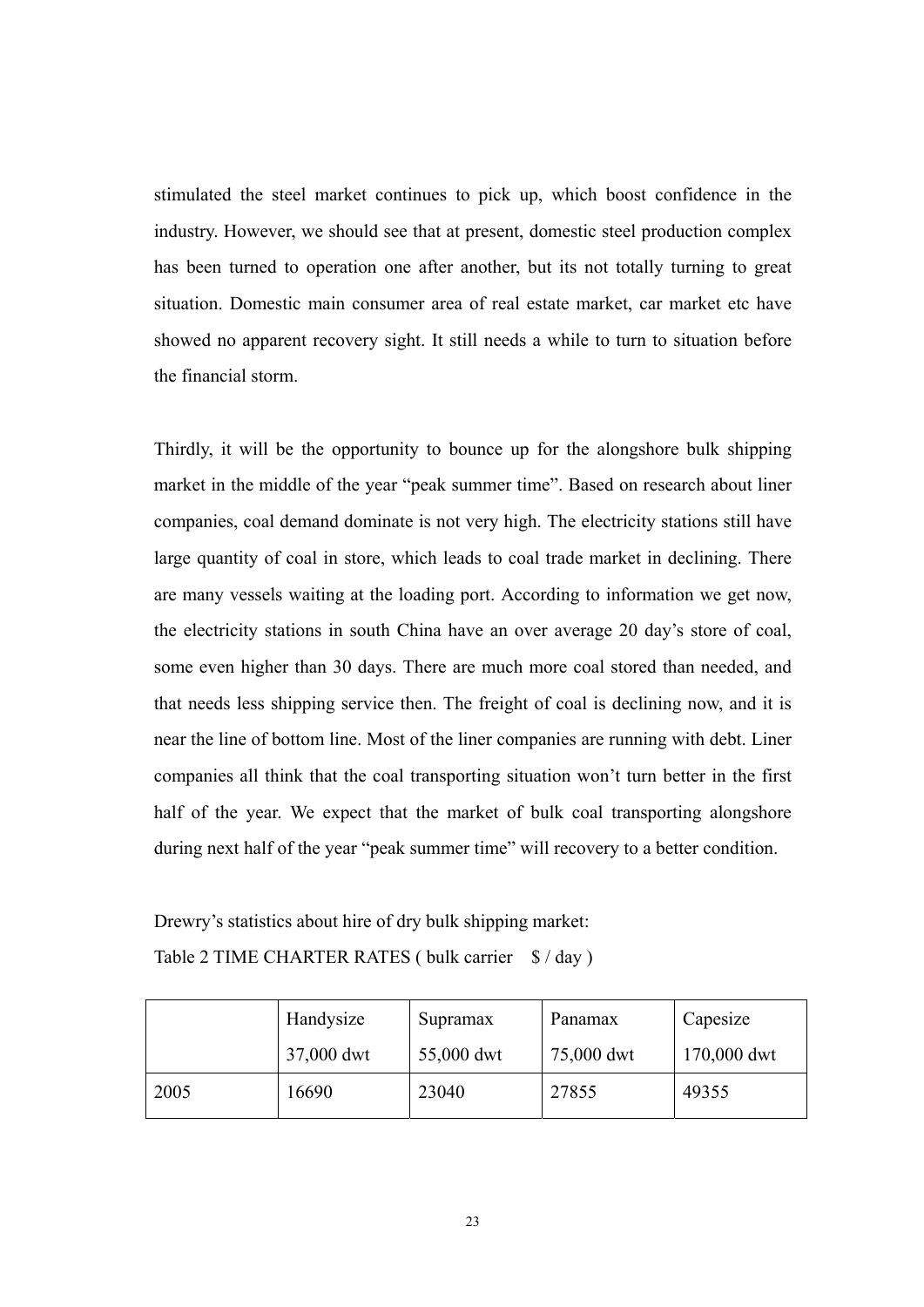stimulated the steel market continues to pick up, which boost confidence in the industry. However, we should see that at present, domestic steel production complex has been turned to operation one after another, but its not totally turning to great situation. Domestic main consumer area of real estate market, car market etc have showed no apparent recovery sight. It still needs a while to turn to situation before the financial storm.

Thirdly, it will be the opportunity to bounce up for the alongshore bulk shipping market in the middle of the year "peak summer time". Based on research about liner companies, coal demand dominate is not very high. The electricity stations still have large quantity of coal in store, which leads to coal trade market in declining. There are many vessels waiting at the loading port. According to information we get now, the electricity stations in south China have an over average 20 day's store of coal, some even higher than 30 days. There are much more coal stored than needed, and that needs less shipping service then. The freight of coal is declining now, and it is near the line of bottom line. Most of the liner companies are running with debt. Liner companies all think that the coal transporting situation won't turn better in the first half of the year. We expect that the market of bulk coal transporting alongshore during next half of the year "peak summer time" will recovery to a better condition.

Drewry's statistics about hire of dry bulk shipping market:

Table 2 TIME CHARTER RATES ( bulk carrier $ / day )

| | Handysize 37,000 dwt | Supramax 55,000 dwt | Panamax 75,000 dwt | Capesize 170,000 dwt |
|---|---|---|---|---|
| 2005 | 16690 | 23040 | 27855 | 49355 |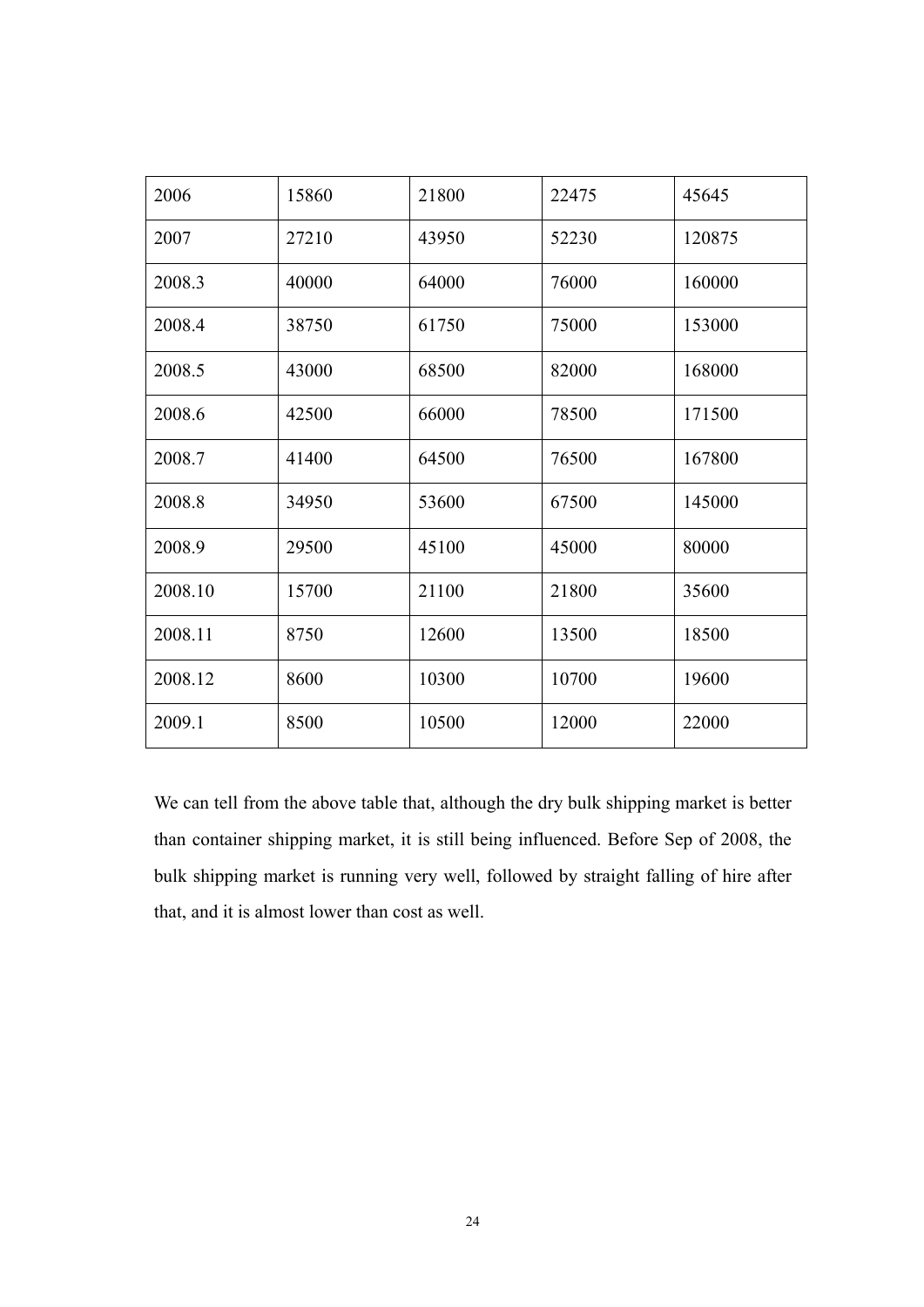| 2006 | 15860 | 21800 | 22475 | 45645 |
|---|---|---|---|---|
| 2007 | 27210 | 43950 | 52230 | 120875 |
| 2008.3 | 40000 | 64000 | 76000 | 160000 |
| 2008.4 | 38750 | 61750 | 75000 | 153000 |
| 2008.5 | 43000 | 68500 | 82000 | 168000 |
| 2008.6 | 42500 | 66000 | 78500 | 171500 |
| 2008.7 | 41400 | 64500 | 76500 | 167800 |
| 2008.8 | 34950 | 53600 | 67500 | 145000 |
| 2008.9 | 29500 | 45100 | 45000 | 80000 |
| 2008.10 | 15700 | 21100 | 21800 | 35600 |
| 2008.11 | 8750 | 12600 | 13500 | 18500 |
| 2008.12 | 8600 | 10300 | 10700 | 19600 |
| 2009.1 | 8500 | 10500 | 12000 | 22000 |

We can tell from the above table that, although the dry bulk shipping market is better than container shipping market, it is still being influenced. Before Sep of 2008, the bulk shipping market is running very well, followed by straight falling of hire after that, and it is almost lower than cost as well.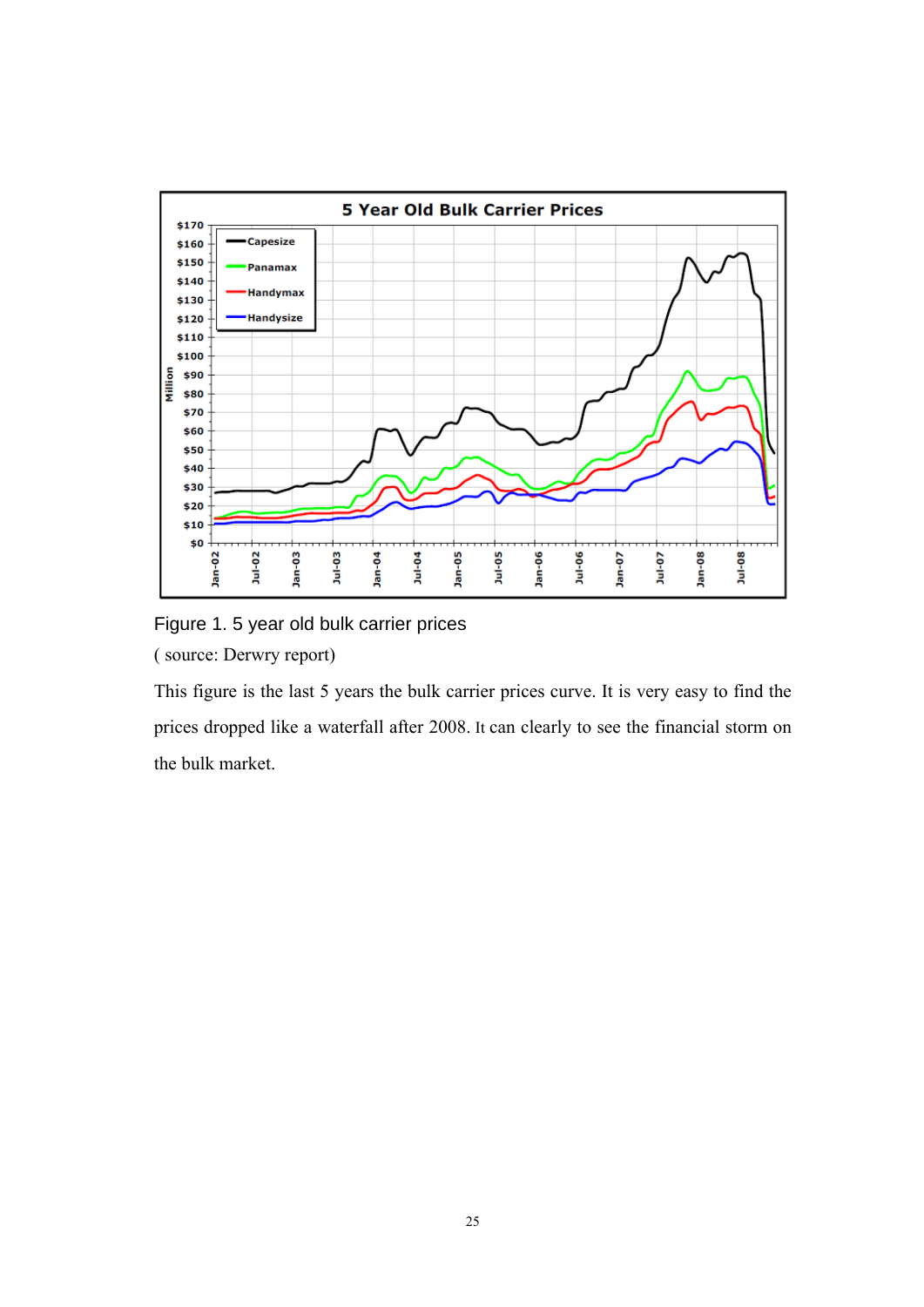Figure 1. 5 year old bulk carrier prices

( source: Derwry report)

This figure is the last 5 years the bulk carrier prices curve. It is very easy to find the prices dropped like a waterfall after 2008. It can clearly to see the financial storm on the bulk market.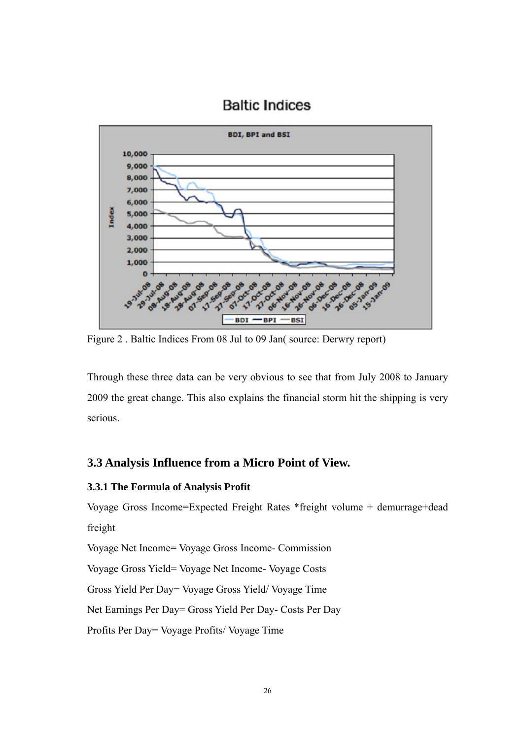Figure 2 . Baltic Indices From 08 Jul to 09 Jan( source: Derwry report)

Through these three data can be very obvious to see that from July 2008 to January 2009 the great change. This also explains the financial storm hit the shipping is very serious.

## 3.3 Analysis Influence from a Micro Point of View.

### 3.3.1 The Formula of Analysis Profit

Voyage Gross Income=Expected Freight Rates *freight volume + demurrage+dead freight

Voyage Net Income= Voyage Gross Income- Commission

Voyage Gross Yield= Voyage Net Income- Voyage Costs

Gross Yield Per Day= Voyage Gross Yield/ Voyage Time

Net Earnings Per Day= Gross Yield Per Day- Costs Per Day

Profits Per Day= Voyage Profits/ Voyage Time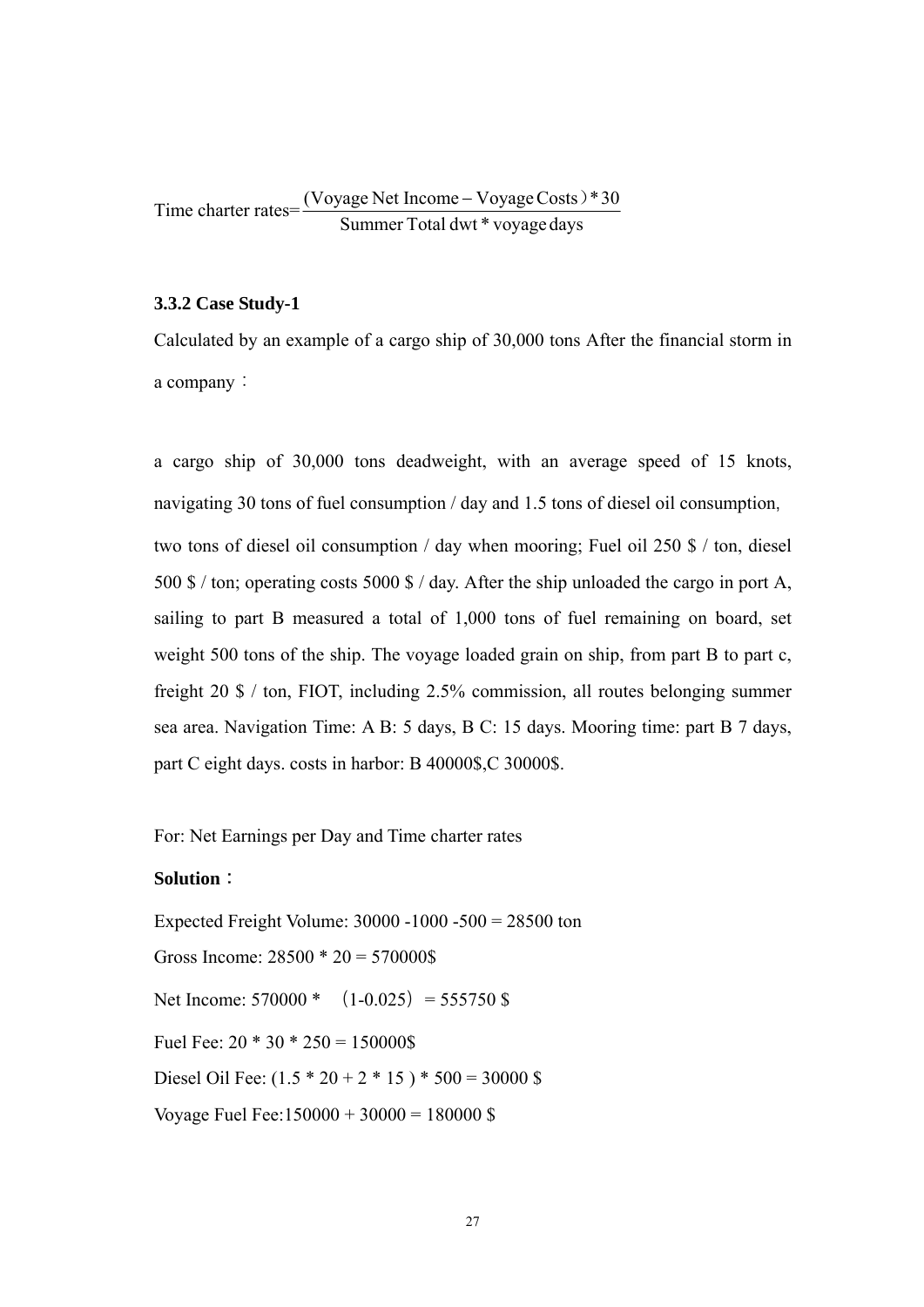$$\text{Time charter rates}=\frac{(\text{Voyage Net Income} - \text{Voyage Costs})*30}{\text{Summer Total dwt}*\text{voyage days}}$$

### 3.3.2 Case Study-1

Calculated by an example of a cargo ship of 30,000 tons After the financial storm in a company：

a cargo ship of 30,000 tons deadweight, with an average speed of 15 knots, navigating 30 tons of fuel consumption / day and 1.5 tons of diesel oil consumption, two tons of diesel oil consumption / day when mooring; Fuel oil 250 $ / ton, diesel 500 $ / ton; operating costs 5000 $ / day. After the ship unloaded the cargo in port A, sailing to part B measured a total of 1,000 tons of fuel remaining on board, set weight 500 tons of the ship. The voyage loaded grain on ship, from part B to part c, freight 20 $ / ton, FIOT, including 2.5% commission, all routes belonging summer sea area. Navigation Time: A B: 5 days, B C: 15 days. Mooring time: part B 7 days, part C eight days. costs in harbor: B 40000$,C 30000$.

For: Net Earnings per Day and Time charter rates

**Solution**：

Expected Freight Volume: 30000 -1000 -500 = 28500 ton

Gross Income: 28500 * 20 = 570000$

Net Income: 570000 * （1-0.025）= 555750 $

Fuel Fee: 20 * 30 * 250 = 150000$

Diesel Oil Fee: (1.5 * 20 + 2 * 15 ) * 500 = 30000 $

Voyage Fuel Fee:150000 + 30000 = 180000 $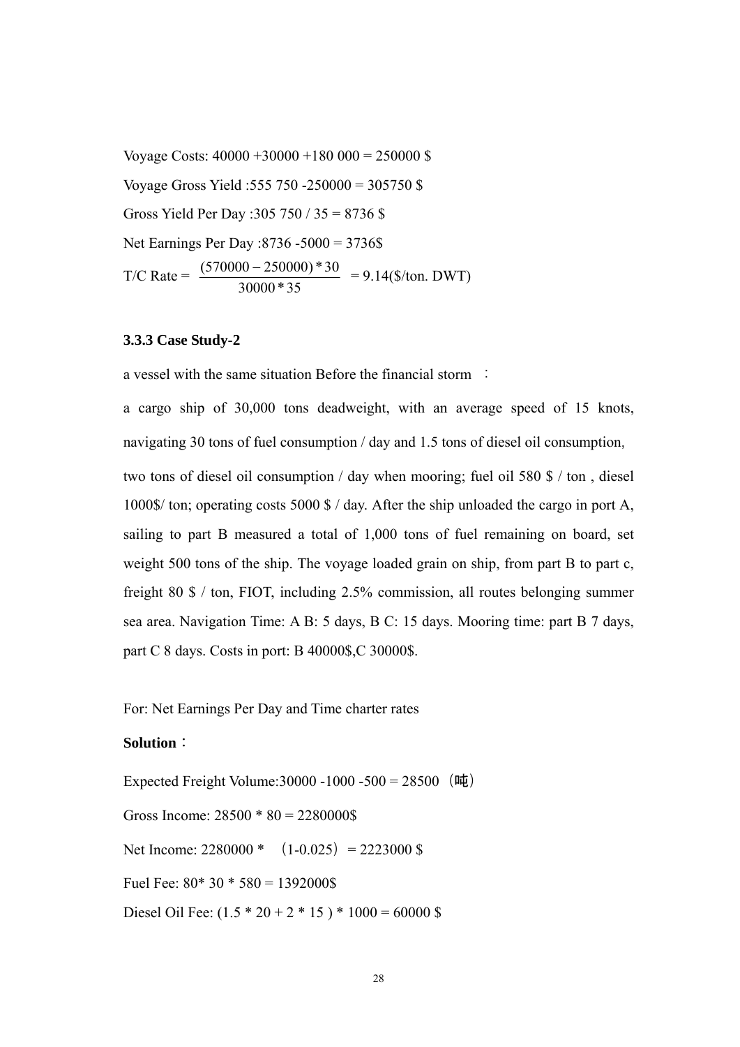Voyage Costs: 40000 +30000 +180 000 = 250000 $

Voyage Gross Yield :555 750 -250000 = 305750 $

Gross Yield Per Day :305 750 / 35 = 8736 $

Net Earnings Per Day :8736 -5000 = 3736$

$$\text{T/C Rate} = \frac{(570000 - 250000) * 30}{30000 * 35} = 9.14(\$/\text{ton. DWT})$$

### 3.3.3 Case Study-2

a vessel with the same situation Before the financial storm ：

a cargo ship of 30,000 tons deadweight, with an average speed of 15 knots, navigating 30 tons of fuel consumption / day and 1.5 tons of diesel oil consumption, two tons of diesel oil consumption / day when mooring; fuel oil 580 $ / ton , diesel 1000$/ ton; operating costs 5000 $ / day. After the ship unloaded the cargo in port A, sailing to part B measured a total of 1,000 tons of fuel remaining on board, set weight 500 tons of the ship. The voyage loaded grain on ship, from part B to part c, freight 80 $ / ton, FIOT, including 2.5% commission, all routes belonging summer sea area. Navigation Time: A B: 5 days, B C: 15 days. Mooring time: part B 7 days, part C 8 days. Costs in port: B 40000$,C 30000$.

For: Net Earnings Per Day and Time charter rates

**Solution**：

Expected Freight Volume:30000 -1000 -500 = 28500（吨）

Gross Income: 28500 * 80 = 2280000$

Net Income: 2280000 * （1-0.025）= 2223000 $

Fuel Fee: 80* 30 * 580 = 1392000$

Diesel Oil Fee: (1.5 * 20 + 2 * 15 ) * 1000 = 60000 $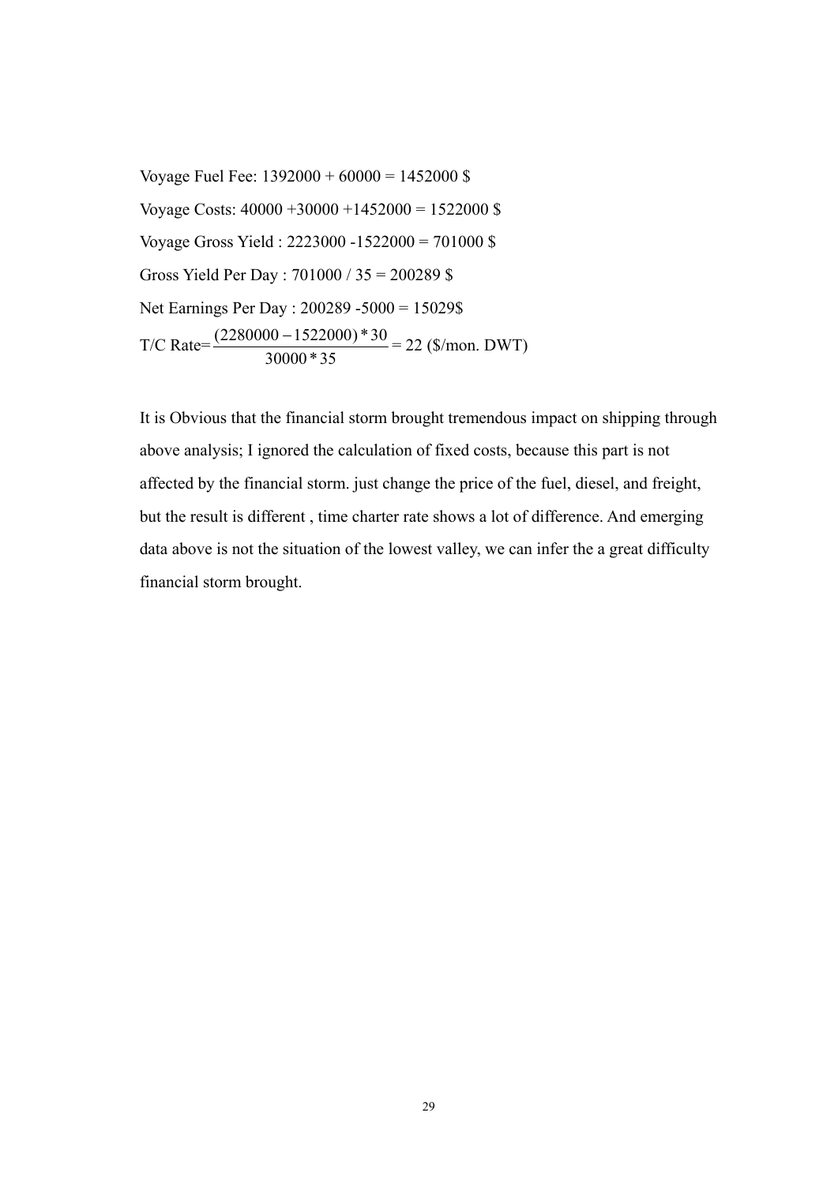Voyage Fuel Fee: 1392000 + 60000 = 1452000 $

Voyage Costs: 40000 +30000 +1452000 = 1522000 $

Voyage Gross Yield : 2223000 -1522000 = 701000 $

Gross Yield Per Day : 701000 / 35 = 200289 $

Net Earnings Per Day : 200289 -5000 = 15029$

T/C Rate= $\frac{(2280000-1522000)*30}{30000*35}$ = 22 ($/mon. DWT)

It is Obvious that the financial storm brought tremendous impact on shipping through above analysis; I ignored the calculation of fixed costs, because this part is not affected by the financial storm. just change the price of the fuel, diesel, and freight, but the result is different , time charter rate shows a lot of difference. And emerging data above is not the situation of the lowest valley, we can infer the a great difficulty financial storm brought.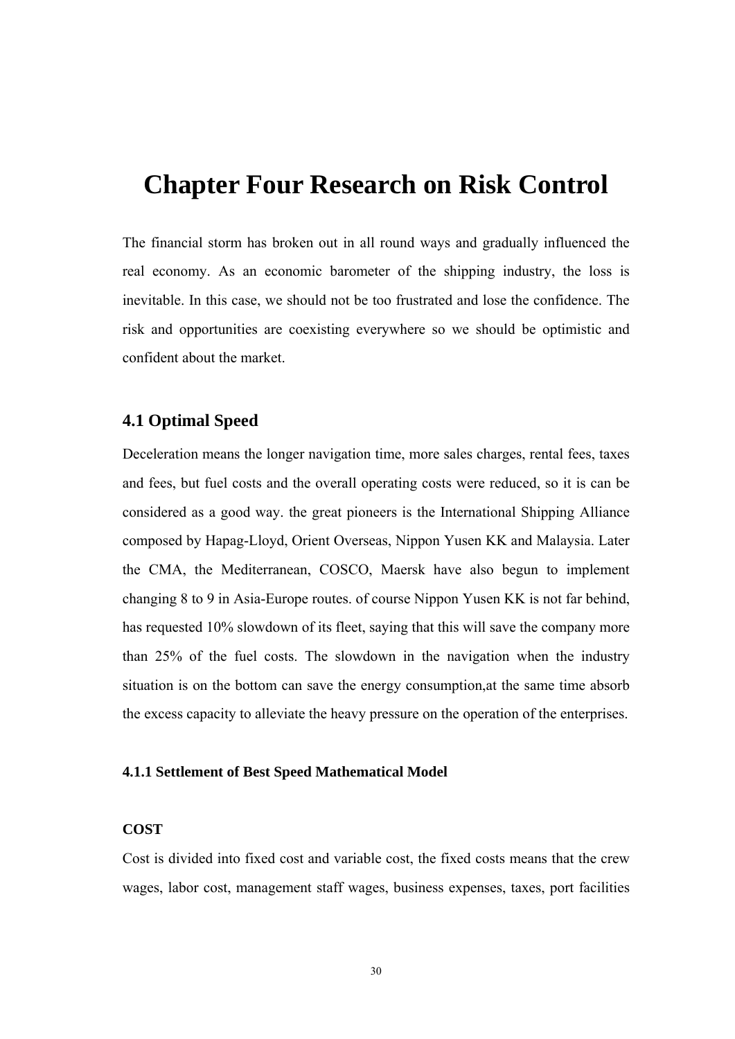# Chapter Four Research on Risk Control

The financial storm has broken out in all round ways and gradually influenced the real economy. As an economic barometer of the shipping industry, the loss is inevitable. In this case, we should not be too frustrated and lose the confidence. The risk and opportunities are coexisting everywhere so we should be optimistic and confident about the market.

## 4.1 Optimal Speed

Deceleration means the longer navigation time, more sales charges, rental fees, taxes and fees, but fuel costs and the overall operating costs were reduced, so it is can be considered as a good way. the great pioneers is the International Shipping Alliance composed by Hapag-Lloyd, Orient Overseas, Nippon Yusen KK and Malaysia. Later the CMA, the Mediterranean, COSCO, Maersk have also begun to implement changing 8 to 9 in Asia-Europe routes. of course Nippon Yusen KK is not far behind, has requested 10% slowdown of its fleet, saying that this will save the company more than 25% of the fuel costs. The slowdown in the navigation when the industry situation is on the bottom can save the energy consumption,at the same time absorb the excess capacity to alleviate the heavy pressure on the operation of the enterprises.

### 4.1.1 Settlement of Best Speed Mathematical Model

**COST**

Cost is divided into fixed cost and variable cost, the fixed costs means that the crew wages, labor cost, management staff wages, business expenses, taxes, port facilities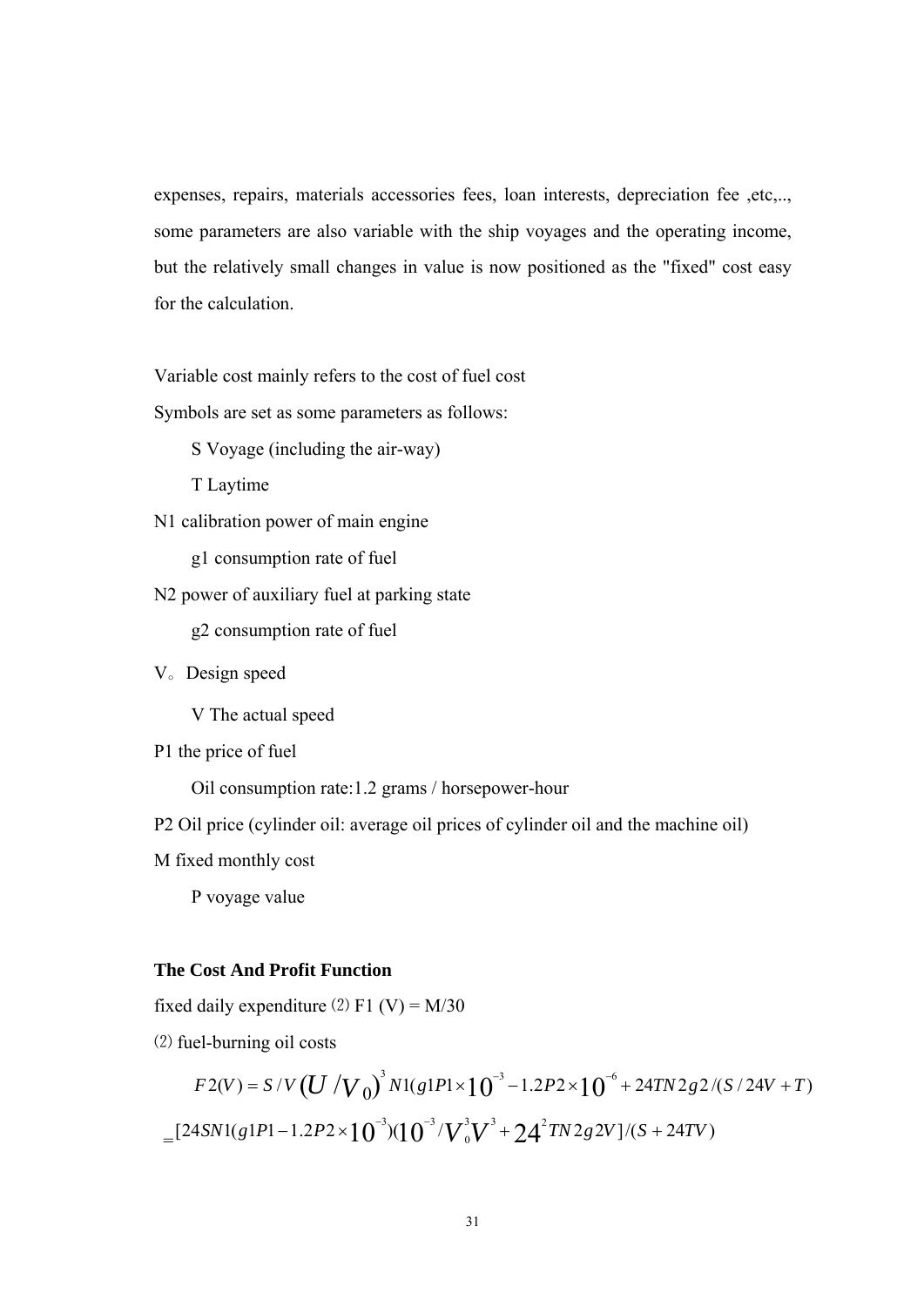expenses, repairs, materials accessories fees, loan interests, depreciation fee ,etc,.., some parameters are also variable with the ship voyages and the operating income, but the relatively small changes in value is now positioned as the "fixed" cost easy for the calculation.

Variable cost mainly refers to the cost of fuel cost

Symbols are set as some parameters as follows:

S Voyage (including the air-way)

T Laytime

N1 calibration power of main engine

g1 consumption rate of fuel

N2 power of auxiliary fuel at parking state

g2 consumption rate of fuel

V。 Design speed

V The actual speed

P1 the price of fuel

Oil consumption rate:1.2 grams / horsepower-hour

P2 Oil price (cylinder oil: average oil prices of cylinder oil and the machine oil)

M fixed monthly cost

P voyage value

**The Cost And Profit Function**

fixed daily expenditure ⑵ F1 (V) = M/30

⑵ fuel-burning oil costs

$$F2(V) = S/V\,(U/V_0)^3\, N1(g1P1 \times 10^{-3} - 1.2P2 \times 10^{-6} + 24TN2g2/(S/24V + T)$$

$$= [24SN1(g1P1 - 1.2P2 \times 10^{-3})(10^{-3}/V_0^3 V^3 + 24^2 TN2g2V]/(S + 24TV)$$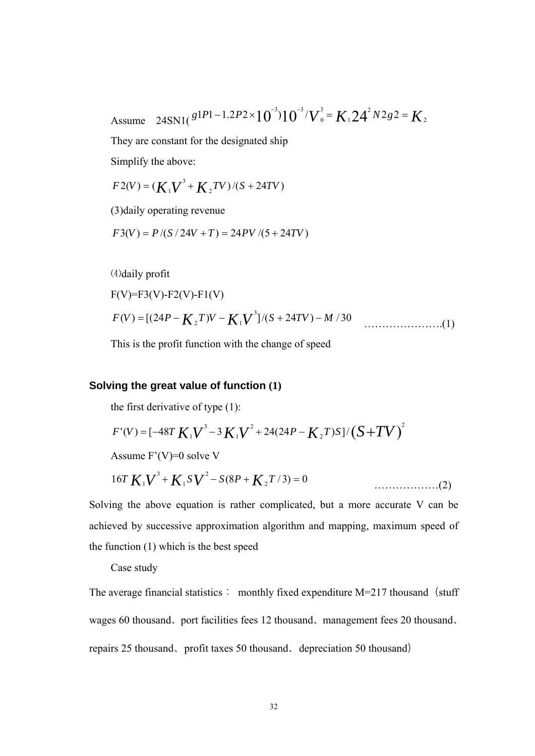Assume $24SN1(g1P1-1.2P2\times 10^{-3})10^{-3}/V_0^3 = K_1 24^2 N2g2 = K_2$

They are constant for the designated ship

Simplify the above:

$$F2(V) = (K_1 V^3 + K_2 TV)/(S + 24TV)$$

(3)daily operating revenue

$$F3(V) = P/(S/24V + T) = 24PV/(5 + 24TV)$$

⑷daily profit

F(V)=F3(V)-F2(V)-F1(V)

$$F(V) = [(24P - K_2 T)V - K_1 V^3]/(S + 24TV) - M/30 \quad \text{………………….(1)}$$

This is the profit function with the change of speed

### Solving the great value of function (1)

the first derivative of type (1):

$$F'(V) = [-48T K_1 V^3 - 3K_1 V^2 + 24(24P - K_2 T)S]/(S+TV)^2$$

Assume F'(V)=0 solve V

$$16T K_1 V^3 + K_1 S V^2 - S(8P + K_2 T/3) = 0 \quad \text{………………(2)}$$

Solving the above equation is rather complicated, but a more accurate V can be achieved by successive approximation algorithm and mapping, maximum speed of the function (1) which is the best speed

Case study

The average financial statistics： monthly fixed expenditure M=217 thousand（stuff wages 60 thousand、port facilities fees 12 thousand、management fees 20 thousand、repairs 25 thousand、profit taxes 50 thousand、depreciation 50 thousand）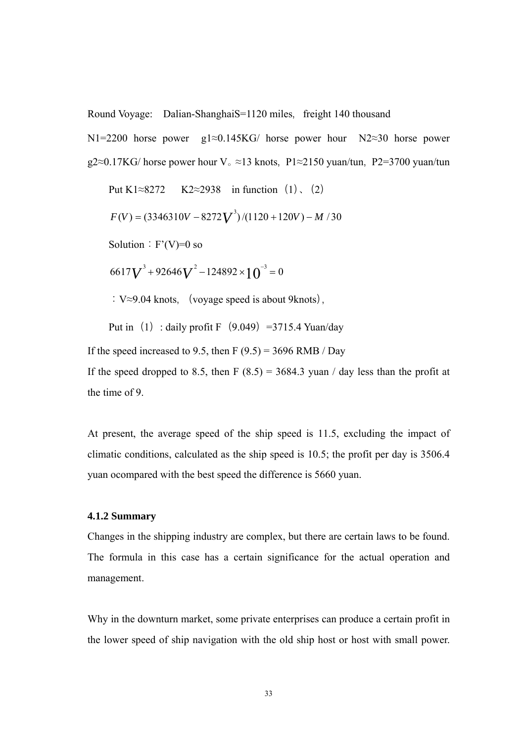Round Voyage: Dalian-ShanghaiS=1120 miles, freight 140 thousand

N1=2200 horse power g1≈0.145KG/ horse power hour N2≈30 horse power g2≈0.17KG/ horse power hour V。≈13 knots, P1≈2150 yuan/tun, P2=3700 yuan/tun

Put K1≈8272 K2≈2938 in function（1）、（2）

$$F(V) = (3346310V - 8272V^3)/(1120 + 120V) - M/30$$

Solution：F'(V)=0 so

$$6617V^3 + 92646V^2 - 124892 \times 10^{-3} = 0$$

：V≈9.04 knots, （voyage speed is about 9knots）,

Put in（1）: daily profit F（9.049）=3715.4 Yuan/day

If the speed increased to 9.5, then F (9.5) = 3696 RMB / Day

If the speed dropped to 8.5, then F (8.5) = 3684.3 yuan / day less than the profit at the time of 9.

At present, the average speed of the ship speed is 11.5, excluding the impact of climatic conditions, calculated as the ship speed is 10.5; the profit per day is 3506.4 yuan ocompared with the best speed the difference is 5660 yuan.

#### 4.1.2 Summary

Changes in the shipping industry are complex, but there are certain laws to be found. The formula in this case has a certain significance for the actual operation and management.

Why in the downturn market, some private enterprises can produce a certain profit in the lower speed of ship navigation with the old ship host or host with small power.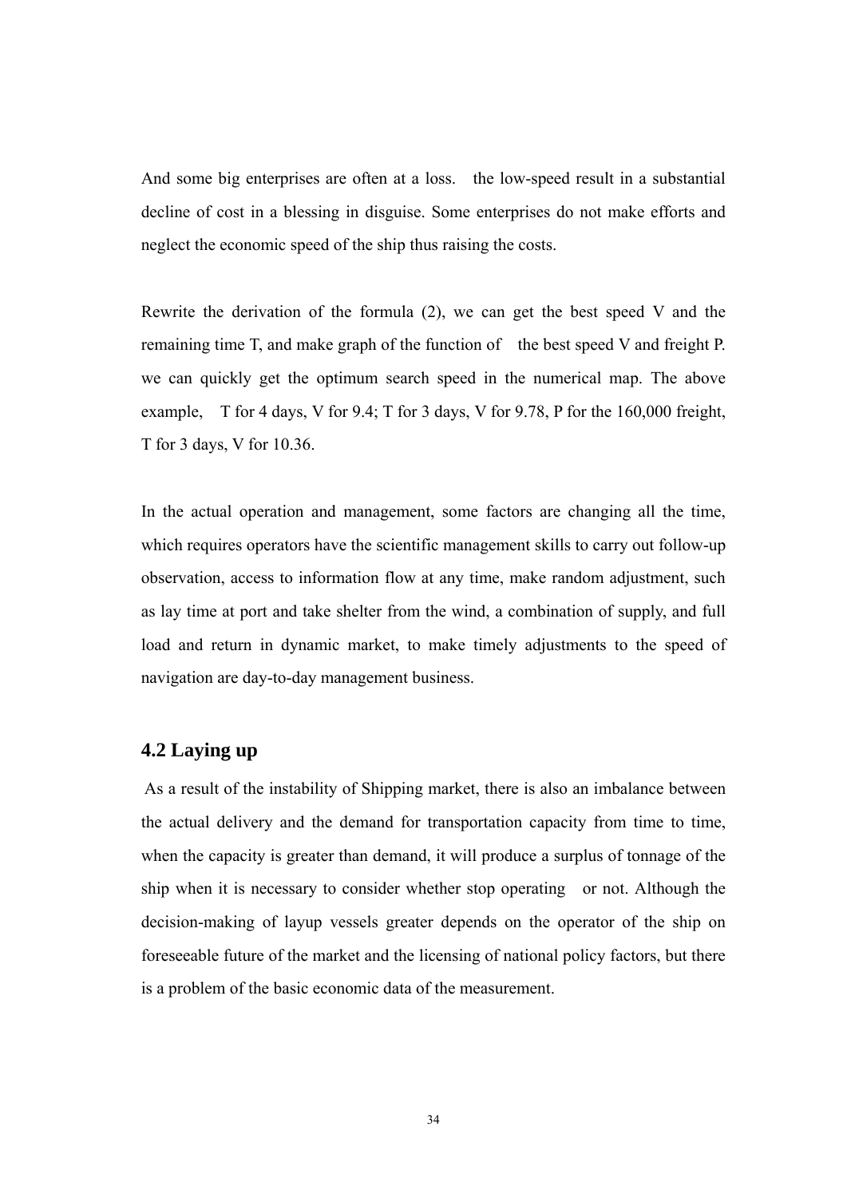And some big enterprises are often at a loss. the low-speed result in a substantial decline of cost in a blessing in disguise. Some enterprises do not make efforts and neglect the economic speed of the ship thus raising the costs.

Rewrite the derivation of the formula (2), we can get the best speed V and the remaining time T, and make graph of the function of the best speed V and freight P. we can quickly get the optimum search speed in the numerical map. The above example, T for 4 days, V for 9.4; T for 3 days, V for 9.78, P for the 160,000 freight, T for 3 days, V for 10.36.

In the actual operation and management, some factors are changing all the time, which requires operators have the scientific management skills to carry out follow-up observation, access to information flow at any time, make random adjustment, such as lay time at port and take shelter from the wind, a combination of supply, and full load and return in dynamic market, to make timely adjustments to the speed of navigation are day-to-day management business.

## 4.2 Laying up

As a result of the instability of Shipping market, there is also an imbalance between the actual delivery and the demand for transportation capacity from time to time, when the capacity is greater than demand, it will produce a surplus of tonnage of the ship when it is necessary to consider whether stop operating or not. Although the decision-making of layup vessels greater depends on the operator of the ship on foreseeable future of the market and the licensing of national policy factors, but there is a problem of the basic economic data of the measurement.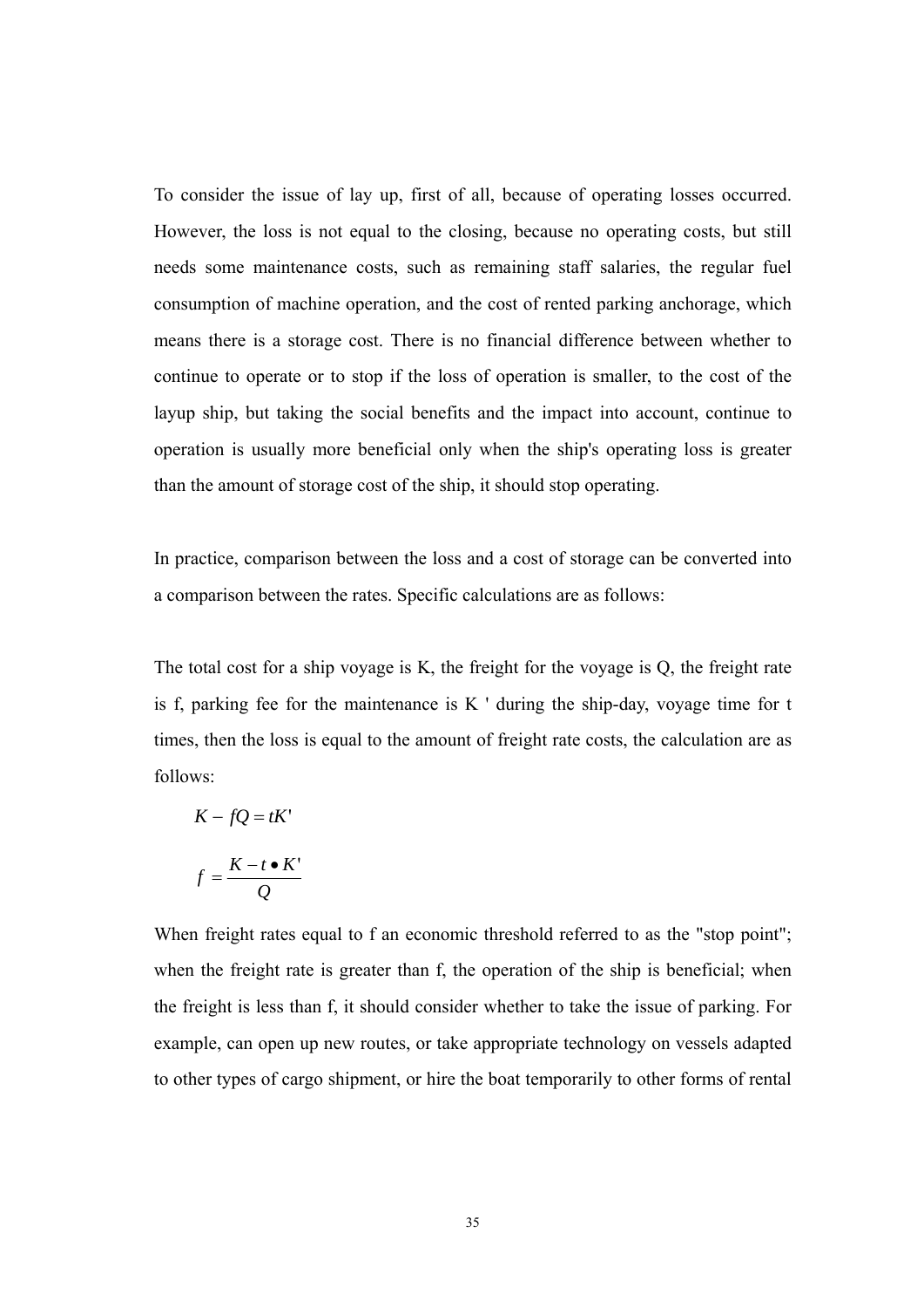To consider the issue of lay up, first of all, because of operating losses occurred. However, the loss is not equal to the closing, because no operating costs, but still needs some maintenance costs, such as remaining staff salaries, the regular fuel consumption of machine operation, and the cost of rented parking anchorage, which means there is a storage cost. There is no financial difference between whether to continue to operate or to stop if the loss of operation is smaller, to the cost of the layup ship, but taking the social benefits and the impact into account, continue to operation is usually more beneficial only when the ship's operating loss is greater than the amount of storage cost of the ship, it should stop operating.

In practice, comparison between the loss and a cost of storage can be converted into a comparison between the rates. Specific calculations are as follows:

The total cost for a ship voyage is K, the freight for the voyage is Q, the freight rate is f, parking fee for the maintenance is K ' during the ship-day, voyage time for t times, then the loss is equal to the amount of freight rate costs, the calculation are as follows:

$$K - fQ = tK'$$

$$f = \frac{K - t \bullet K'}{Q}$$

When freight rates equal to f an economic threshold referred to as the "stop point"; when the freight rate is greater than f, the operation of the ship is beneficial; when the freight is less than f, it should consider whether to take the issue of parking. For example, can open up new routes, or take appropriate technology on vessels adapted to other types of cargo shipment, or hire the boat temporarily to other forms of rental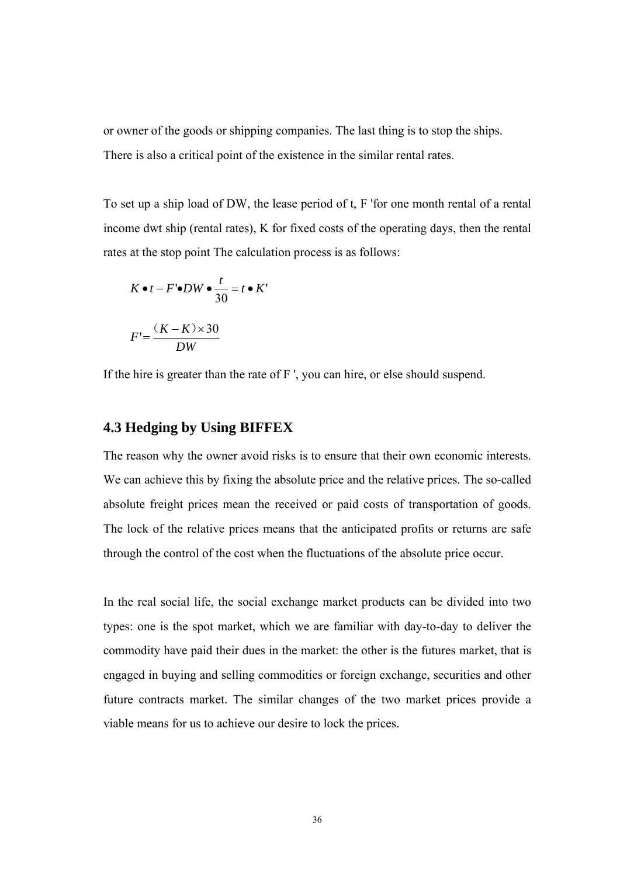or owner of the goods or shipping companies. The last thing is to stop the ships. There is also a critical point of the existence in the similar rental rates.

To set up a ship load of DW, the lease period of t, F 'for one month rental of a rental income dwt ship (rental rates), K for fixed costs of the operating days, then the rental rates at the stop point The calculation process is as follows:

$$K \bullet t - F' \bullet DW \bullet \frac{t}{30} = t \bullet K'$$

$$F' = \frac{(K - K) \times 30}{DW}$$

If the hire is greater than the rate of F ', you can hire, or else should suspend.

## 4.3 Hedging by Using BIFFEX

The reason why the owner avoid risks is to ensure that their own economic interests. We can achieve this by fixing the absolute price and the relative prices. The so-called absolute freight prices mean the received or paid costs of transportation of goods. The lock of the relative prices means that the anticipated profits or returns are safe through the control of the cost when the fluctuations of the absolute price occur.

In the real social life, the social exchange market products can be divided into two types: one is the spot market, which we are familiar with day-to-day to deliver the commodity have paid their dues in the market: the other is the futures market, that is engaged in buying and selling commodities or foreign exchange, securities and other future contracts market. The similar changes of the two market prices provide a viable means for us to achieve our desire to lock the prices.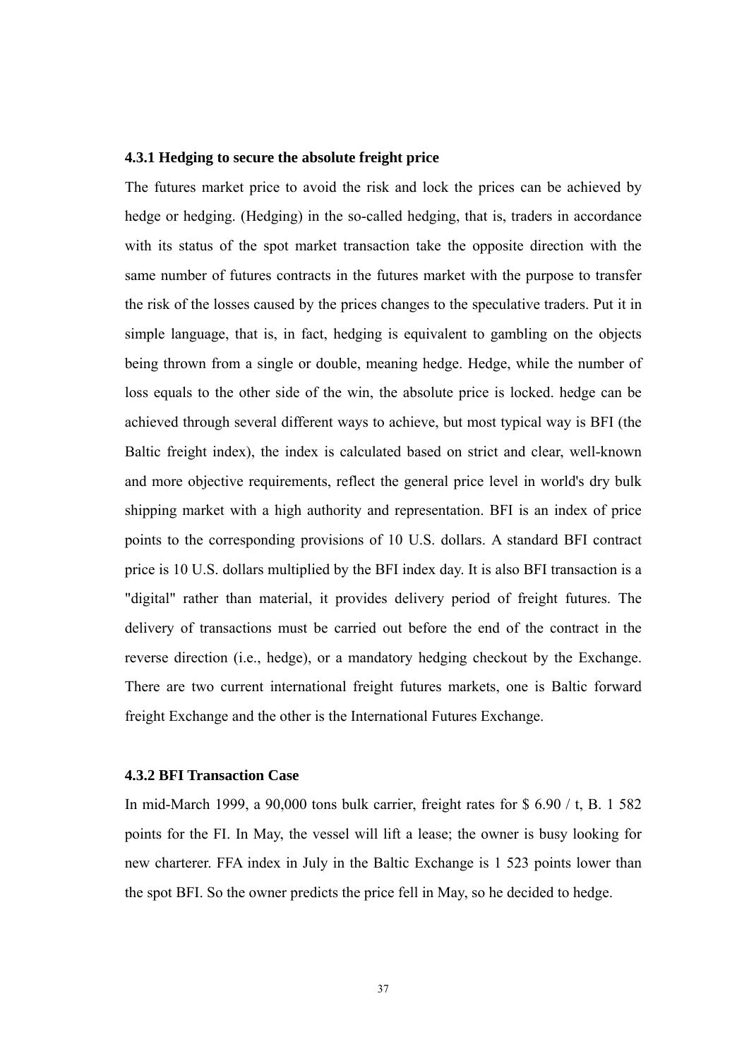### 4.3.1 Hedging to secure the absolute freight price

The futures market price to avoid the risk and lock the prices can be achieved by hedge or hedging. (Hedging) in the so-called hedging, that is, traders in accordance with its status of the spot market transaction take the opposite direction with the same number of futures contracts in the futures market with the purpose to transfer the risk of the losses caused by the prices changes to the speculative traders. Put it in simple language, that is, in fact, hedging is equivalent to gambling on the objects being thrown from a single or double, meaning hedge. Hedge, while the number of loss equals to the other side of the win, the absolute price is locked. hedge can be achieved through several different ways to achieve, but most typical way is BFI (the Baltic freight index), the index is calculated based on strict and clear, well-known and more objective requirements, reflect the general price level in world's dry bulk shipping market with a high authority and representation. BFI is an index of price points to the corresponding provisions of 10 U.S. dollars. A standard BFI contract price is 10 U.S. dollars multiplied by the BFI index day. It is also BFI transaction is a "digital" rather than material, it provides delivery period of freight futures. The delivery of transactions must be carried out before the end of the contract in the reverse direction (i.e., hedge), or a mandatory hedging checkout by the Exchange. There are two current international freight futures markets, one is Baltic forward freight Exchange and the other is the International Futures Exchange.

### 4.3.2 BFI Transaction Case

In mid-March 1999, a 90,000 tons bulk carrier, freight rates for $ 6.90 / t, B. 1 582 points for the FI. In May, the vessel will lift a lease; the owner is busy looking for new charterer. FFA index in July in the Baltic Exchange is 1 523 points lower than the spot BFI. So the owner predicts the price fell in May, so he decided to hedge.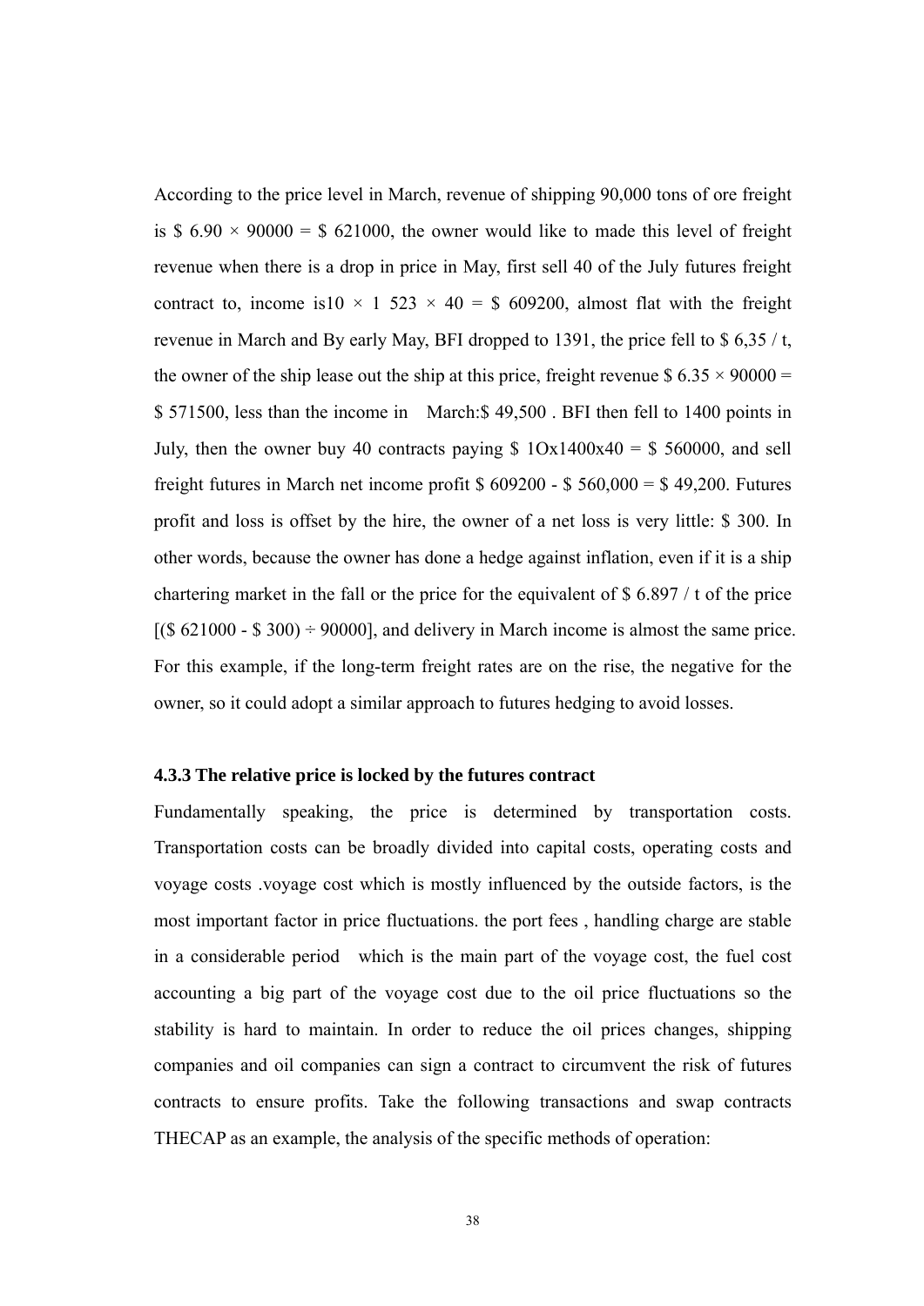According to the price level in March, revenue of shipping 90,000 tons of ore freight is $ 6.90 × 90000 = $ 621000, the owner would like to made this level of freight revenue when there is a drop in price in May, first sell 40 of the July futures freight contract to, income is10 × 1 523 × 40 = $ 609200, almost flat with the freight revenue in March and By early May, BFI dropped to 1391, the price fell to $ 6,35 / t, the owner of the ship lease out the ship at this price, freight revenue $ 6.35 × 90000 = $ 571500, less than the income in March:$ 49,500 . BFI then fell to 1400 points in July, then the owner buy 40 contracts paying $ 1Ox1400x40 = $ 560000, and sell freight futures in March net income profit $ 609200 - $ 560,000 = $ 49,200. Futures profit and loss is offset by the hire, the owner of a net loss is very little: $ 300. In other words, because the owner has done a hedge against inflation, even if it is a ship chartering market in the fall or the price for the equivalent of $ 6.897 / t of the price [($ 621000 - $ 300) ÷ 90000], and delivery in March income is almost the same price. For this example, if the long-term freight rates are on the rise, the negative for the owner, so it could adopt a similar approach to futures hedging to avoid losses.

### 4.3.3 The relative price is locked by the futures contract

Fundamentally speaking, the price is determined by transportation costs. Transportation costs can be broadly divided into capital costs, operating costs and voyage costs .voyage cost which is mostly influenced by the outside factors, is the most important factor in price fluctuations. the port fees , handling charge are stable in a considerable period which is the main part of the voyage cost, the fuel cost accounting a big part of the voyage cost due to the oil price fluctuations so the stability is hard to maintain. In order to reduce the oil prices changes, shipping companies and oil companies can sign a contract to circumvent the risk of futures contracts to ensure profits. Take the following transactions and swap contracts THECAP as an example, the analysis of the specific methods of operation: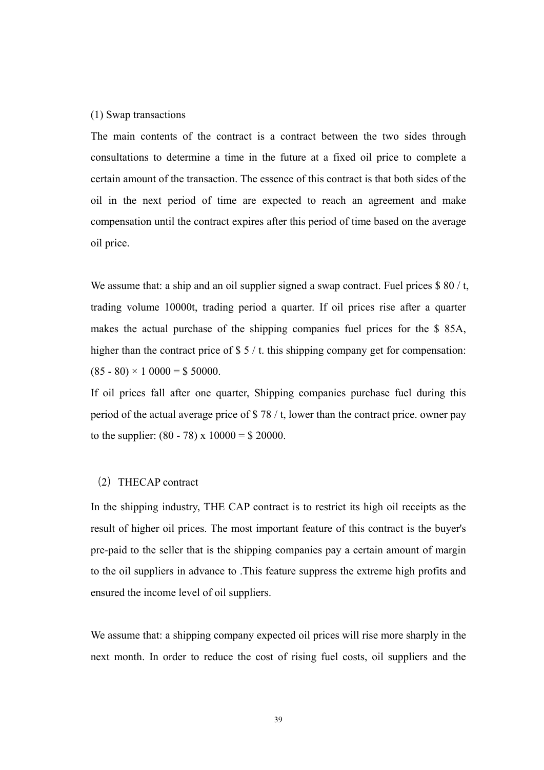(1) Swap transactions

The main contents of the contract is a contract between the two sides through consultations to determine a time in the future at a fixed oil price to complete a certain amount of the transaction. The essence of this contract is that both sides of the oil in the next period of time are expected to reach an agreement and make compensation until the contract expires after this period of time based on the average oil price.

We assume that: a ship and an oil supplier signed a swap contract. Fuel prices \$ 80 / t, trading volume 10000t, trading period a quarter. If oil prices rise after a quarter makes the actual purchase of the shipping companies fuel prices for the \$ 85A, higher than the contract price of \$ 5 / t. this shipping company get for compensation: (85 - 80) × 1 0000 = \$ 50000.

If oil prices fall after one quarter, Shipping companies purchase fuel during this period of the actual average price of \$ 78 / t, lower than the contract price. owner pay to the supplier: (80 - 78) x 10000 = \$ 20000.

（2）THECAP contract

In the shipping industry, THE CAP contract is to restrict its high oil receipts as the result of higher oil prices. The most important feature of this contract is the buyer's pre-paid to the seller that is the shipping companies pay a certain amount of margin to the oil suppliers in advance to .This feature suppress the extreme high profits and ensured the income level of oil suppliers.

We assume that: a shipping company expected oil prices will rise more sharply in the next month. In order to reduce the cost of rising fuel costs, oil suppliers and the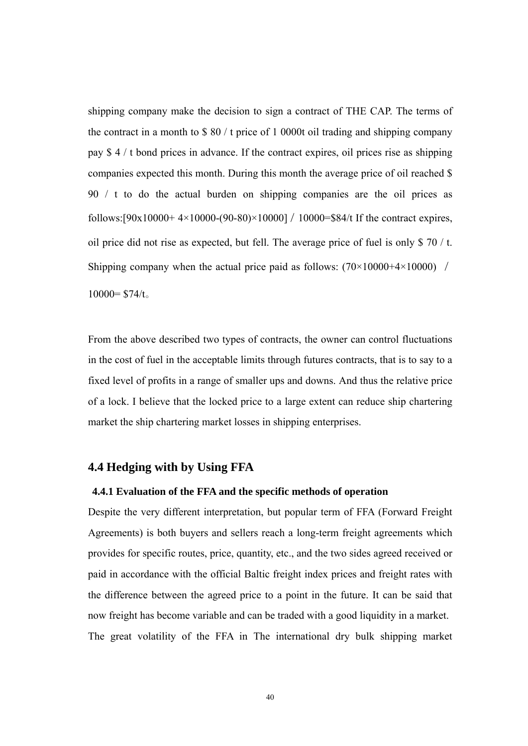shipping company make the decision to sign a contract of THE CAP. The terms of the contract in a month to \$ 80 / t price of 1 0000t oil trading and shipping company pay \$ 4 / t bond prices in advance. If the contract expires, oil prices rise as shipping companies expected this month. During this month the average price of oil reached \$ 90 / t to do the actual burden on shipping companies are the oil prices as follows:$[90\text{x}10000+4\times10000-(90-80)\times10000] / 10000=\$84/\text{t}$ If the contract expires, oil price did not rise as expected, but fell. The average price of fuel is only \$ 70 / t. Shipping company when the actual price paid as follows: $(70\times10000+4\times10000) / 10000=\$74/\text{t}$。

From the above described two types of contracts, the owner can control fluctuations in the cost of fuel in the acceptable limits through futures contracts, that is to say to a fixed level of profits in a range of smaller ups and downs. And thus the relative price of a lock. I believe that the locked price to a large extent can reduce ship chartering market the ship chartering market losses in shipping enterprises.

## 4.4 Hedging with by Using FFA

### 4.4.1 Evaluation of the FFA and the specific methods of operation

Despite the very different interpretation, but popular term of FFA (Forward Freight Agreements) is both buyers and sellers reach a long-term freight agreements which provides for specific routes, price, quantity, etc., and the two sides agreed received or paid in accordance with the official Baltic freight index prices and freight rates with the difference between the agreed price to a point in the future. It can be said that now freight has become variable and can be traded with a good liquidity in a market.

The great volatility of the FFA in The international dry bulk shipping market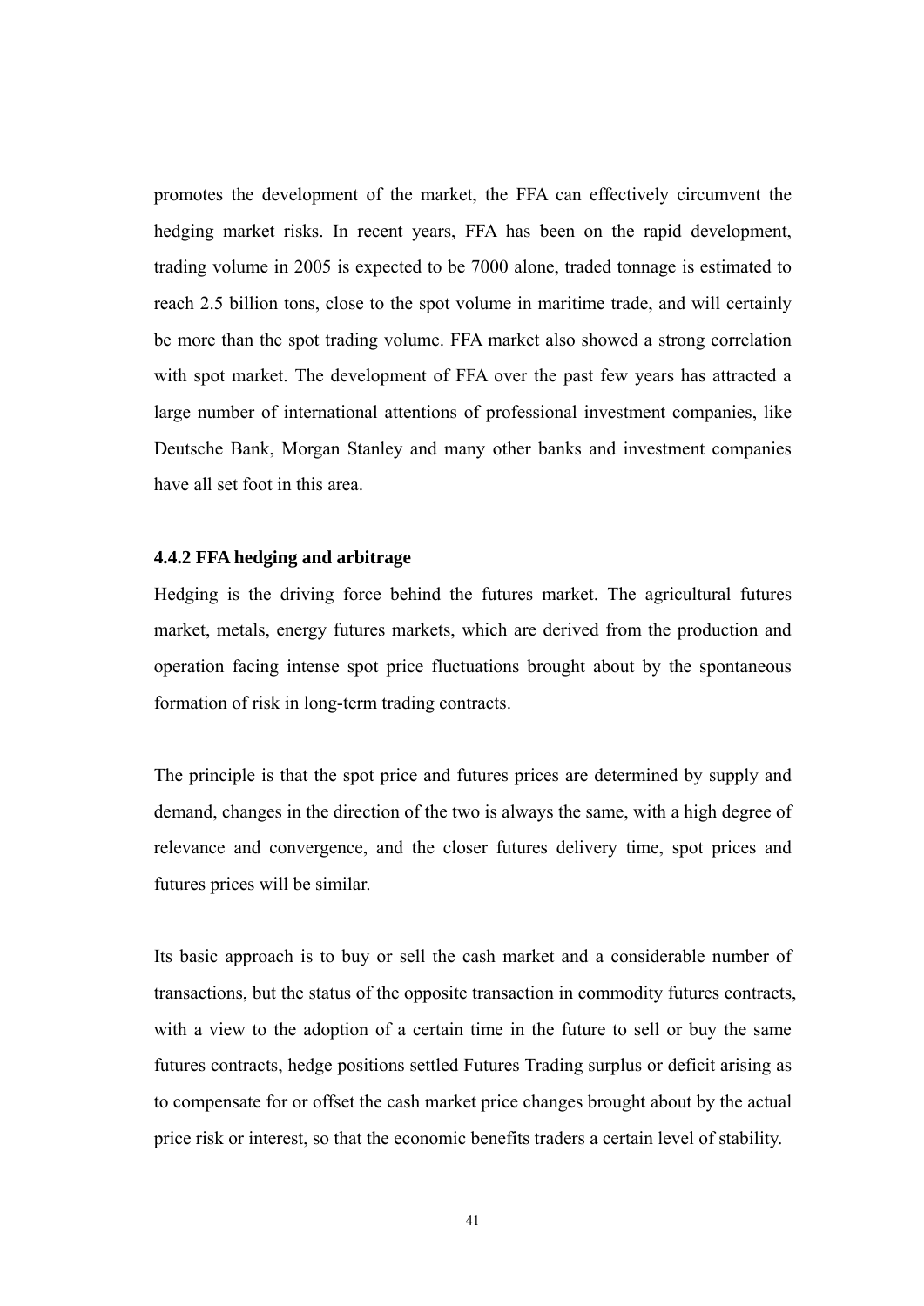promotes the development of the market, the FFA can effectively circumvent the hedging market risks. In recent years, FFA has been on the rapid development, trading volume in 2005 is expected to be 7000 alone, traded tonnage is estimated to reach 2.5 billion tons, close to the spot volume in maritime trade, and will certainly be more than the spot trading volume. FFA market also showed a strong correlation with spot market. The development of FFA over the past few years has attracted a large number of international attentions of professional investment companies, like Deutsche Bank, Morgan Stanley and many other banks and investment companies have all set foot in this area.

### 4.4.2 FFA hedging and arbitrage

Hedging is the driving force behind the futures market. The agricultural futures market, metals, energy futures markets, which are derived from the production and operation facing intense spot price fluctuations brought about by the spontaneous formation of risk in long-term trading contracts.

The principle is that the spot price and futures prices are determined by supply and demand, changes in the direction of the two is always the same, with a high degree of relevance and convergence, and the closer futures delivery time, spot prices and futures prices will be similar.

Its basic approach is to buy or sell the cash market and a considerable number of transactions, but the status of the opposite transaction in commodity futures contracts, with a view to the adoption of a certain time in the future to sell or buy the same futures contracts, hedge positions settled Futures Trading surplus or deficit arising as to compensate for or offset the cash market price changes brought about by the actual price risk or interest, so that the economic benefits traders a certain level of stability.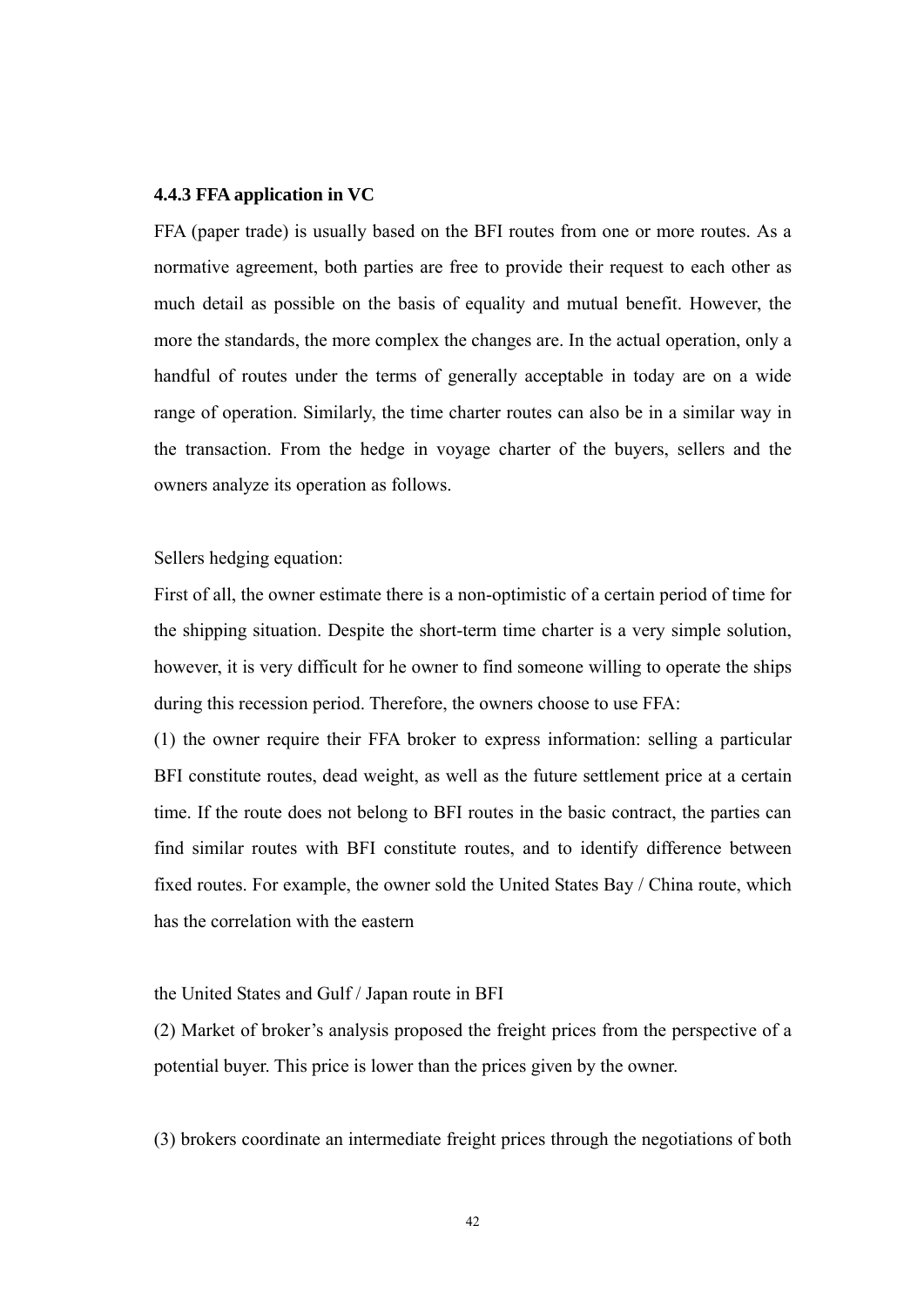### 4.4.3 FFA application in VC

FFA (paper trade) is usually based on the BFI routes from one or more routes. As a normative agreement, both parties are free to provide their request to each other as much detail as possible on the basis of equality and mutual benefit. However, the more the standards, the more complex the changes are. In the actual operation, only a handful of routes under the terms of generally acceptable in today are on a wide range of operation. Similarly, the time charter routes can also be in a similar way in the transaction. From the hedge in voyage charter of the buyers, sellers and the owners analyze its operation as follows.

Sellers hedging equation:

First of all, the owner estimate there is a non-optimistic of a certain period of time for the shipping situation. Despite the short-term time charter is a very simple solution, however, it is very difficult for he owner to find someone willing to operate the ships during this recession period. Therefore, the owners choose to use FFA:

(1) the owner require their FFA broker to express information: selling a particular BFI constitute routes, dead weight, as well as the future settlement price at a certain time. If the route does not belong to BFI routes in the basic contract, the parties can find similar routes with BFI constitute routes, and to identify difference between fixed routes. For example, the owner sold the United States Bay / China route, which has the correlation with the eastern

the United States and Gulf / Japan route in BFI

(2) Market of broker's analysis proposed the freight prices from the perspective of a potential buyer. This price is lower than the prices given by the owner.

(3) brokers coordinate an intermediate freight prices through the negotiations of both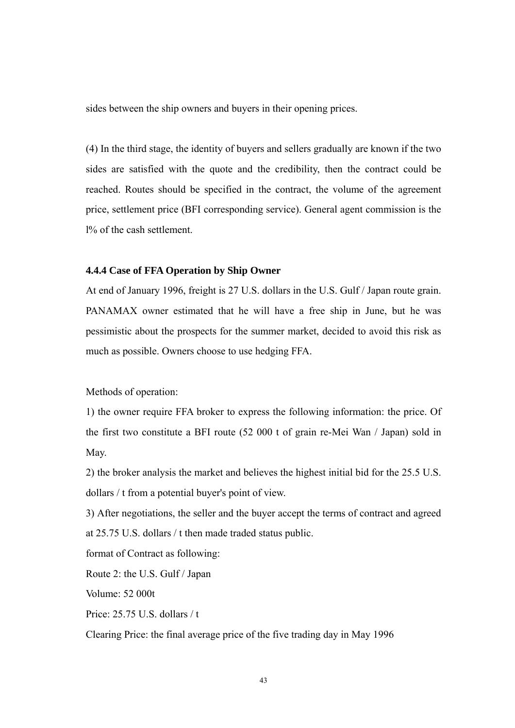sides between the ship owners and buyers in their opening prices.

(4) In the third stage, the identity of buyers and sellers gradually are known if the two sides are satisfied with the quote and the credibility, then the contract could be reached. Routes should be specified in the contract, the volume of the agreement price, settlement price (BFI corresponding service). General agent commission is the l% of the cash settlement.

#### 4.4.4 Case of FFA Operation by Ship Owner

At end of January 1996, freight is 27 U.S. dollars in the U.S. Gulf / Japan route grain. PANAMAX owner estimated that he will have a free ship in June, but he was pessimistic about the prospects for the summer market, decided to avoid this risk as much as possible. Owners choose to use hedging FFA.

Methods of operation:

1) the owner require FFA broker to express the following information: the price. Of the first two constitute a BFI route (52 000 t of grain re-Mei Wan / Japan) sold in May.

2) the broker analysis the market and believes the highest initial bid for the 25.5 U.S. dollars / t from a potential buyer's point of view.

3) After negotiations, the seller and the buyer accept the terms of contract and agreed at 25.75 U.S. dollars / t then made traded status public.

format of Contract as following:

Route 2: the U.S. Gulf / Japan

Volume: 52 000t

Price: 25.75 U.S. dollars / t

Clearing Price: the final average price of the five trading day in May 1996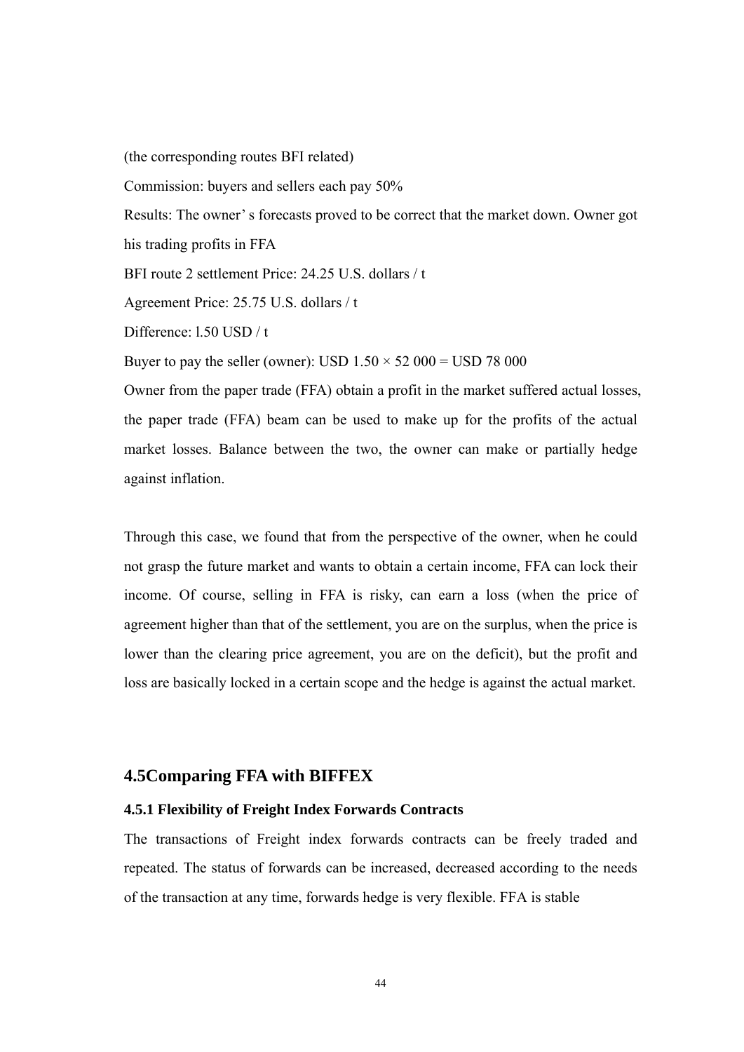(the corresponding routes BFI related)

Commission: buyers and sellers each pay 50%

Results: The owner' s forecasts proved to be correct that the market down. Owner got his trading profits in FFA

BFI route 2 settlement Price: 24.25 U.S. dollars / t

Agreement Price: 25.75 U.S. dollars / t

Difference: l.50 USD / t

Buyer to pay the seller (owner): USD 1.50 × 52 000 = USD 78 000

Owner from the paper trade (FFA) obtain a profit in the market suffered actual losses, the paper trade (FFA) beam can be used to make up for the profits of the actual market losses. Balance between the two, the owner can make or partially hedge against inflation.

Through this case, we found that from the perspective of the owner, when he could not grasp the future market and wants to obtain a certain income, FFA can lock their income. Of course, selling in FFA is risky, can earn a loss (when the price of agreement higher than that of the settlement, you are on the surplus, when the price is lower than the clearing price agreement, you are on the deficit), but the profit and loss are basically locked in a certain scope and the hedge is against the actual market.

## 4.5Comparing FFA with BIFFEX

### 4.5.1 Flexibility of Freight Index Forwards Contracts

The transactions of Freight index forwards contracts can be freely traded and repeated. The status of forwards can be increased, decreased according to the needs of the transaction at any time, forwards hedge is very flexible. FFA is stable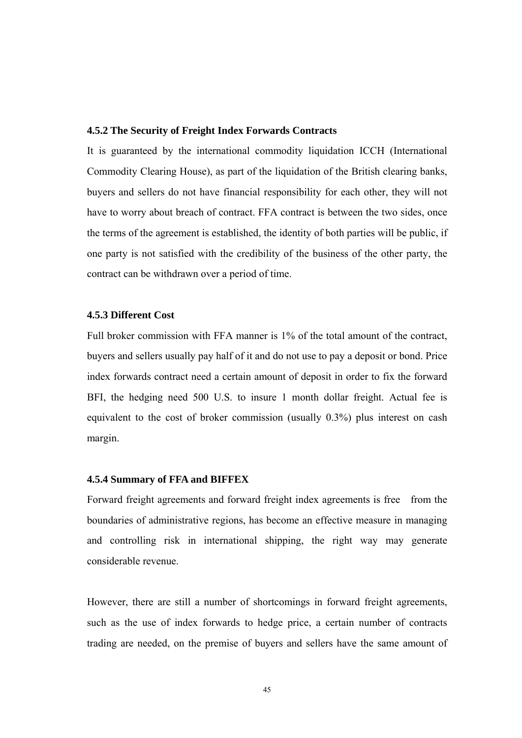### 4.5.2 The Security of Freight Index Forwards Contracts

It is guaranteed by the international commodity liquidation ICCH (International Commodity Clearing House), as part of the liquidation of the British clearing banks, buyers and sellers do not have financial responsibility for each other, they will not have to worry about breach of contract. FFA contract is between the two sides, once the terms of the agreement is established, the identity of both parties will be public, if one party is not satisfied with the credibility of the business of the other party, the contract can be withdrawn over a period of time.

### 4.5.3 Different Cost

Full broker commission with FFA manner is 1% of the total amount of the contract, buyers and sellers usually pay half of it and do not use to pay a deposit or bond. Price index forwards contract need a certain amount of deposit in order to fix the forward BFI, the hedging need 500 U.S. to insure 1 month dollar freight. Actual fee is equivalent to the cost of broker commission (usually 0.3%) plus interest on cash margin.

### 4.5.4 Summary of FFA and BIFFEX

Forward freight agreements and forward freight index agreements is free from the boundaries of administrative regions, has become an effective measure in managing and controlling risk in international shipping, the right way may generate considerable revenue.

However, there are still a number of shortcomings in forward freight agreements, such as the use of index forwards to hedge price, a certain number of contracts trading are needed, on the premise of buyers and sellers have the same amount of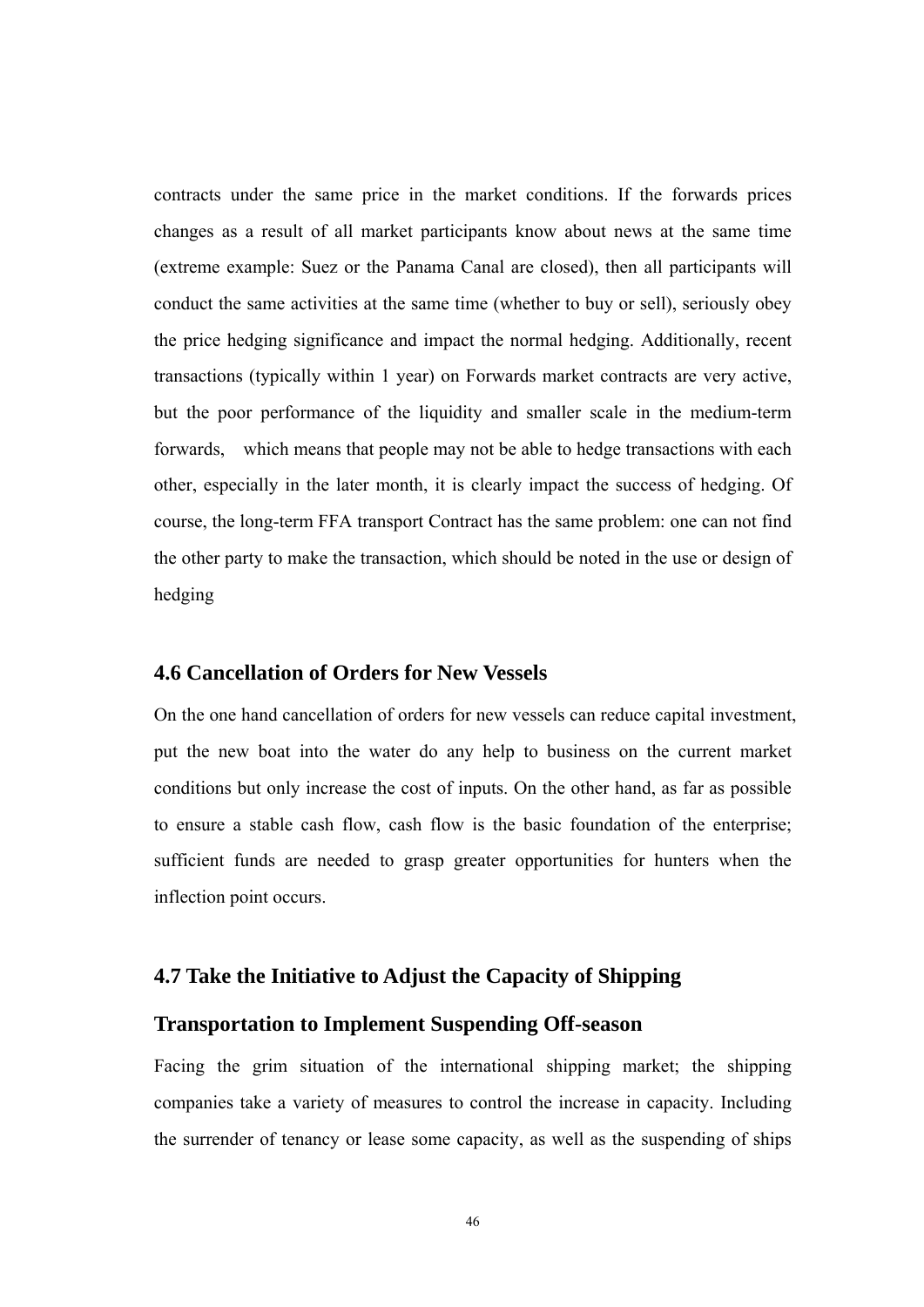contracts under the same price in the market conditions. If the forwards prices changes as a result of all market participants know about news at the same time (extreme example: Suez or the Panama Canal are closed), then all participants will conduct the same activities at the same time (whether to buy or sell), seriously obey the price hedging significance and impact the normal hedging. Additionally, recent transactions (typically within 1 year) on Forwards market contracts are very active, but the poor performance of the liquidity and smaller scale in the medium-term forwards, which means that people may not be able to hedge transactions with each other, especially in the later month, it is clearly impact the success of hedging. Of course, the long-term FFA transport Contract has the same problem: one can not find the other party to make the transaction, which should be noted in the use or design of hedging

## 4.6 Cancellation of Orders for New Vessels

On the one hand cancellation of orders for new vessels can reduce capital investment, put the new boat into the water do any help to business on the current market conditions but only increase the cost of inputs. On the other hand, as far as possible to ensure a stable cash flow, cash flow is the basic foundation of the enterprise; sufficient funds are needed to grasp greater opportunities for hunters when the inflection point occurs.

## 4.7 Take the Initiative to Adjust the Capacity of Shipping Transportation to Implement Suspending Off-season

Facing the grim situation of the international shipping market; the shipping companies take a variety of measures to control the increase in capacity. Including the surrender of tenancy or lease some capacity, as well as the suspending of ships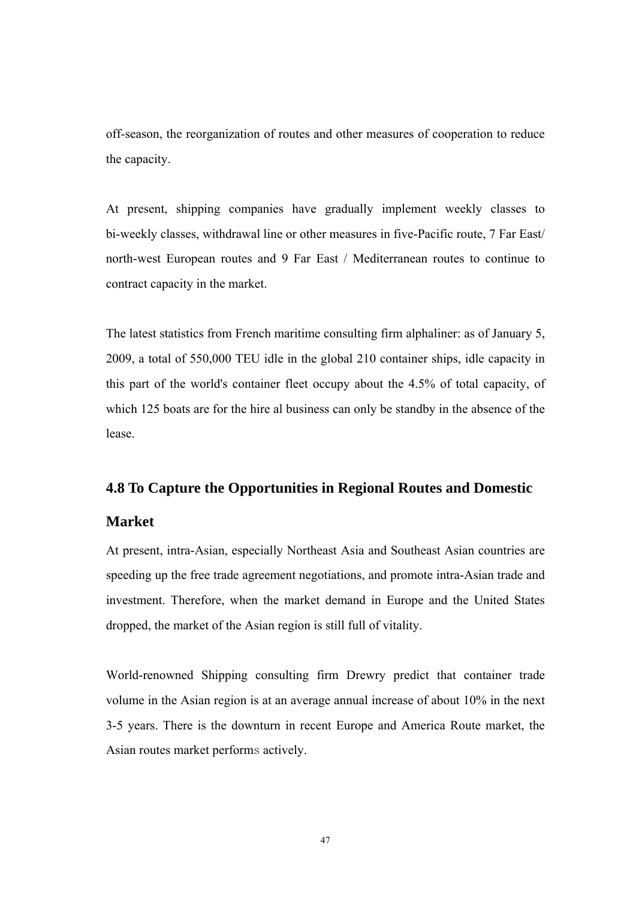off-season, the reorganization of routes and other measures of cooperation to reduce the capacity.

At present, shipping companies have gradually implement weekly classes to bi-weekly classes, withdrawal line or other measures in five-Pacific route, 7 Far East/ north-west European routes and 9 Far East / Mediterranean routes to continue to contract capacity in the market.

The latest statistics from French maritime consulting firm alphaliner: as of January 5, 2009, a total of 550,000 TEU idle in the global 210 container ships, idle capacity in this part of the world's container fleet occupy about the 4.5% of total capacity, of which 125 boats are for the hire al business can only be standby in the absence of the lease.

## 4.8 To Capture the Opportunities in Regional Routes and Domestic Market

At present, intra-Asian, especially Northeast Asia and Southeast Asian countries are speeding up the free trade agreement negotiations, and promote intra-Asian trade and investment. Therefore, when the market demand in Europe and the United States dropped, the market of the Asian region is still full of vitality.

World-renowned Shipping consulting firm Drewry predict that container trade volume in the Asian region is at an average annual increase of about 10% in the next 3-5 years. There is the downturn in recent Europe and America Route market, the Asian routes market performs actively.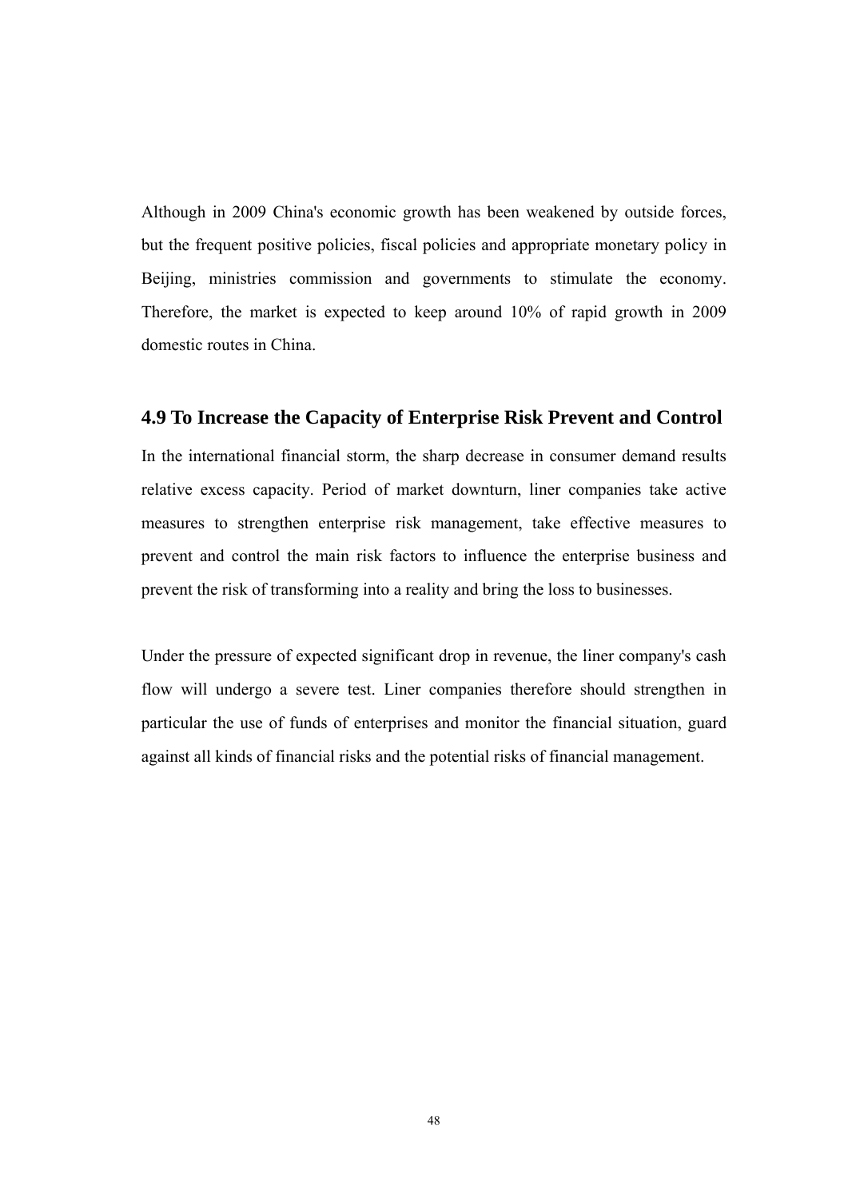Although in 2009 China's economic growth has been weakened by outside forces, but the frequent positive policies, fiscal policies and appropriate monetary policy in Beijing, ministries commission and governments to stimulate the economy. Therefore, the market is expected to keep around 10% of rapid growth in 2009 domestic routes in China.

## 4.9 To Increase the Capacity of Enterprise Risk Prevent and Control

In the international financial storm, the sharp decrease in consumer demand results relative excess capacity. Period of market downturn, liner companies take active measures to strengthen enterprise risk management, take effective measures to prevent and control the main risk factors to influence the enterprise business and prevent the risk of transforming into a reality and bring the loss to businesses.

Under the pressure of expected significant drop in revenue, the liner company's cash flow will undergo a severe test. Liner companies therefore should strengthen in particular the use of funds of enterprises and monitor the financial situation, guard against all kinds of financial risks and the potential risks of financial management.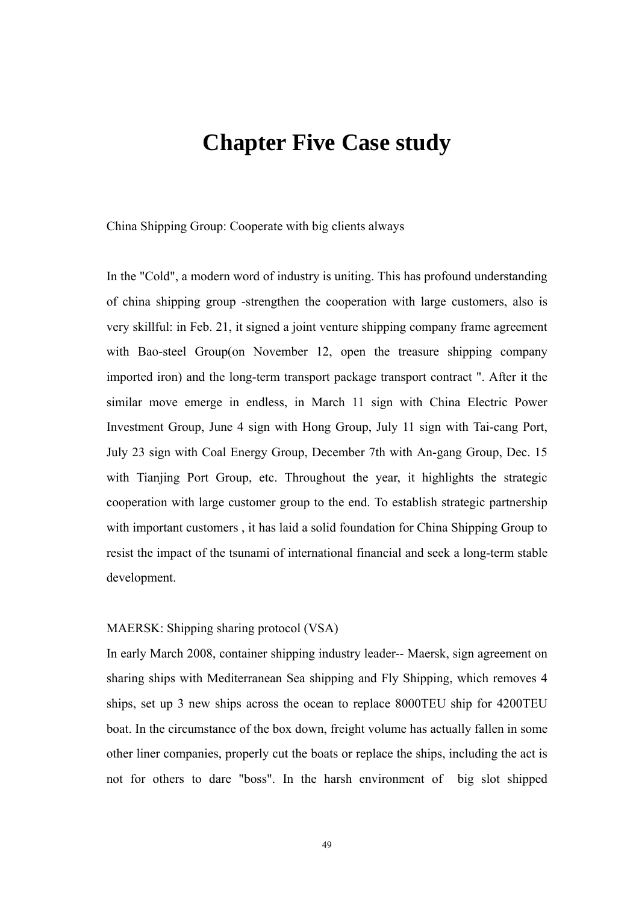# Chapter Five Case study

China Shipping Group: Cooperate with big clients always

In the "Cold", a modern word of industry is uniting. This has profound understanding of china shipping group -strengthen the cooperation with large customers, also is very skillful: in Feb. 21, it signed a joint venture shipping company frame agreement with Bao-steel Group(on November 12, open the treasure shipping company imported iron) and the long-term transport package transport contract ". After it the similar move emerge in endless, in March 11 sign with China Electric Power Investment Group, June 4 sign with Hong Group, July 11 sign with Tai-cang Port, July 23 sign with Coal Energy Group, December 7th with An-gang Group, Dec. 15 with Tianjing Port Group, etc. Throughout the year, it highlights the strategic cooperation with large customer group to the end. To establish strategic partnership with important customers , it has laid a solid foundation for China Shipping Group to resist the impact of the tsunami of international financial and seek a long-term stable development.

MAERSK: Shipping sharing protocol (VSA)

In early March 2008, container shipping industry leader-- Maersk, sign agreement on sharing ships with Mediterranean Sea shipping and Fly Shipping, which removes 4 ships, set up 3 new ships across the ocean to replace 8000TEU ship for 4200TEU boat. In the circumstance of the box down, freight volume has actually fallen in some other liner companies, properly cut the boats or replace the ships, including the act is not for others to dare "boss". In the harsh environment of big slot shipped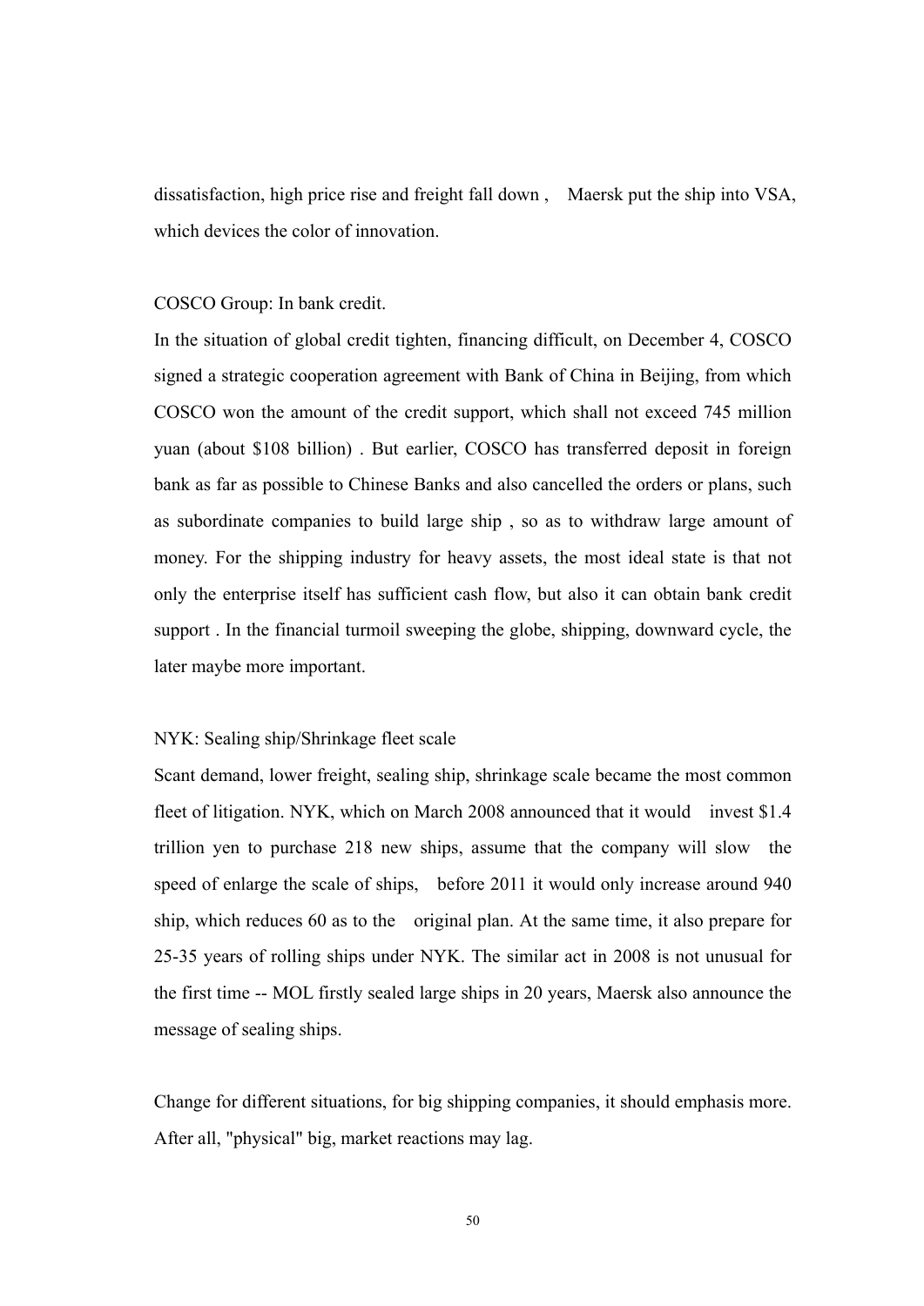dissatisfaction, high price rise and freight fall down , Maersk put the ship into VSA, which devices the color of innovation.

COSCO Group: In bank credit.

In the situation of global credit tighten, financing difficult, on December 4, COSCO signed a strategic cooperation agreement with Bank of China in Beijing, from which COSCO won the amount of the credit support, which shall not exceed 745 million yuan (about $108 billion) . But earlier, COSCO has transferred deposit in foreign bank as far as possible to Chinese Banks and also cancelled the orders or plans, such as subordinate companies to build large ship , so as to withdraw large amount of money. For the shipping industry for heavy assets, the most ideal state is that not only the enterprise itself has sufficient cash flow, but also it can obtain bank credit support . In the financial turmoil sweeping the globe, shipping, downward cycle, the later maybe more important.

NYK: Sealing ship/Shrinkage fleet scale

Scant demand, lower freight, sealing ship, shrinkage scale became the most common fleet of litigation. NYK, which on March 2008 announced that it would invest $1.4 trillion yen to purchase 218 new ships, assume that the company will slow the speed of enlarge the scale of ships, before 2011 it would only increase around 940 ship, which reduces 60 as to the original plan. At the same time, it also prepare for 25-35 years of rolling ships under NYK. The similar act in 2008 is not unusual for the first time -- MOL firstly sealed large ships in 20 years, Maersk also announce the message of sealing ships.

Change for different situations, for big shipping companies, it should emphasis more. After all, "physical" big, market reactions may lag.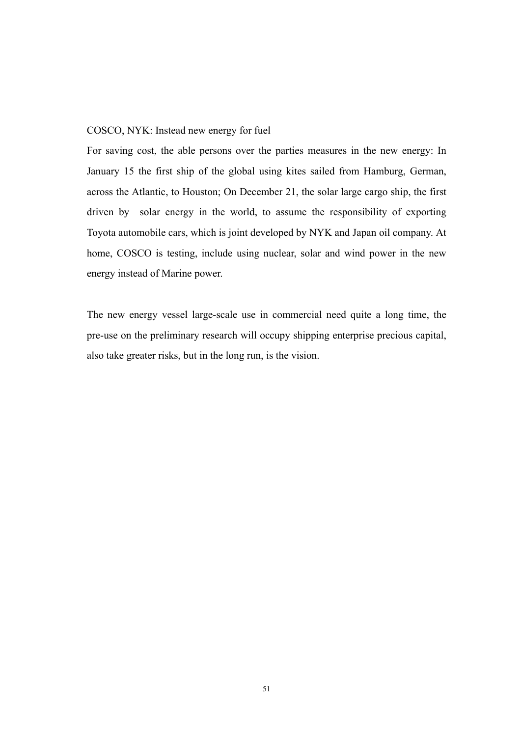COSCO, NYK: Instead new energy for fuel

For saving cost, the able persons over the parties measures in the new energy: In January 15 the first ship of the global using kites sailed from Hamburg, German, across the Atlantic, to Houston; On December 21, the solar large cargo ship, the first driven by solar energy in the world, to assume the responsibility of exporting Toyota automobile cars, which is joint developed by NYK and Japan oil company. At home, COSCO is testing, include using nuclear, solar and wind power in the new energy instead of Marine power.

The new energy vessel large-scale use in commercial need quite a long time, the pre-use on the preliminary research will occupy shipping enterprise precious capital, also take greater risks, but in the long run, is the vision.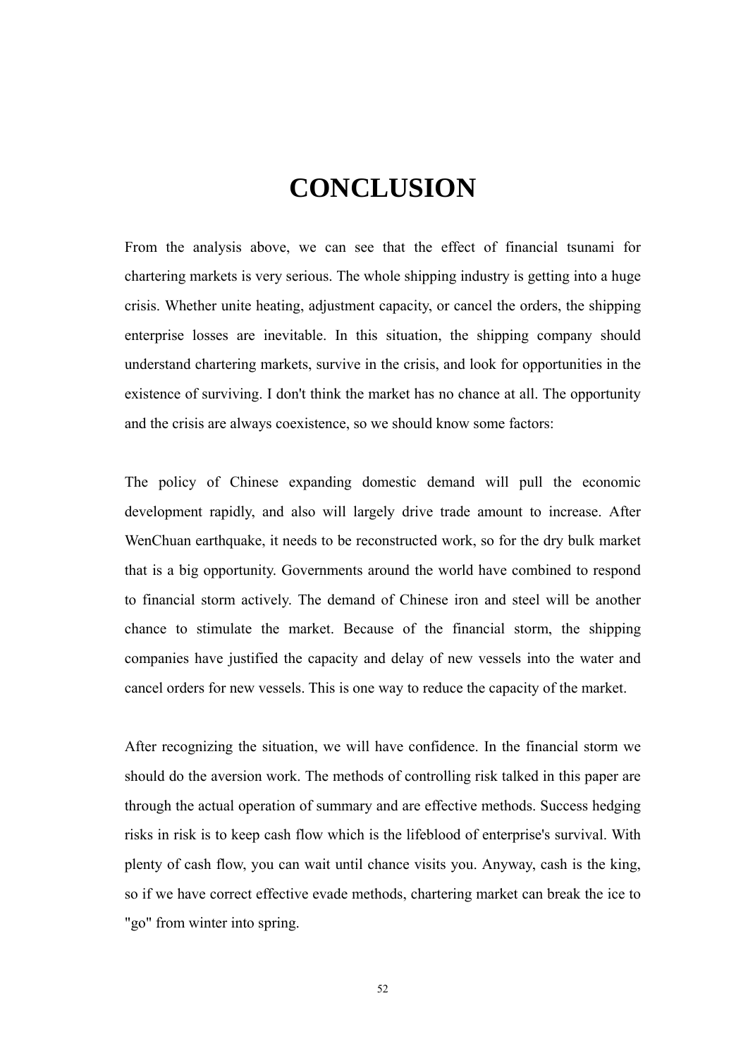# CONCLUSION

From the analysis above, we can see that the effect of financial tsunami for chartering markets is very serious. The whole shipping industry is getting into a huge crisis. Whether unite heating, adjustment capacity, or cancel the orders, the shipping enterprise losses are inevitable. In this situation, the shipping company should understand chartering markets, survive in the crisis, and look for opportunities in the existence of surviving. I don't think the market has no chance at all. The opportunity and the crisis are always coexistence, so we should know some factors:

The policy of Chinese expanding domestic demand will pull the economic development rapidly, and also will largely drive trade amount to increase. After WenChuan earthquake, it needs to be reconstructed work, so for the dry bulk market that is a big opportunity. Governments around the world have combined to respond to financial storm actively. The demand of Chinese iron and steel will be another chance to stimulate the market. Because of the financial storm, the shipping companies have justified the capacity and delay of new vessels into the water and cancel orders for new vessels. This is one way to reduce the capacity of the market.

After recognizing the situation, we will have confidence. In the financial storm we should do the aversion work. The methods of controlling risk talked in this paper are through the actual operation of summary and are effective methods. Success hedging risks in risk is to keep cash flow which is the lifeblood of enterprise's survival. With plenty of cash flow, you can wait until chance visits you. Anyway, cash is the king, so if we have correct effective evade methods, chartering market can break the ice to "go" from winter into spring.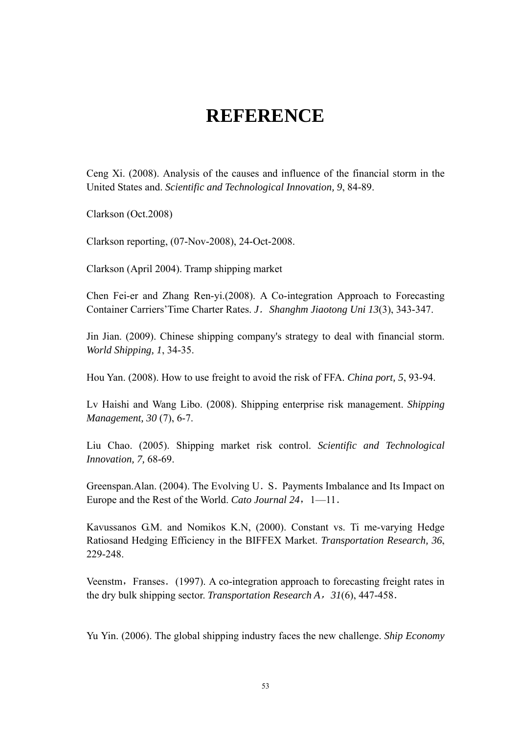# REFERENCE

Ceng Xi. (2008). Analysis of the causes and influence of the financial storm in the United States and. *Scientific and Technological Innovation, 9*, 84-89.

Clarkson (Oct.2008)

Clarkson reporting, (07-Nov-2008), 24-Oct-2008.

Clarkson (April 2004). Tramp shipping market

Chen Fei-er and Zhang Ren-yi.(2008). A Co-integration Approach to Forecasting Container Carriers'Time Charter Rates. *J．Shanghm Jiaotong Uni 13*(3), 343-347.

Jin Jian. (2009). Chinese shipping company's strategy to deal with financial storm. *World Shipping, 1*, 34-35.

Hou Yan. (2008). How to use freight to avoid the risk of FFA. *China port, 5*, 93-94.

Lv Haishi and Wang Libo. (2008). Shipping enterprise risk management. *Shipping Management, 30* (7), 6-7.

Liu Chao. (2005). Shipping market risk control. *Scientific and Technological Innovation, 7,* 68-69.

Greenspan.Alan. (2004). The Evolving U．S．Payments Imbalance and Its Impact on Europe and the Rest of the World. *Cato Journal 24*，1—11．

Kavussanos G.M. and Nomikos K.N, (2000). Constant vs. Ti me-varying Hedge Ratiosand Hedging Efficiency in the BIFFEX Market. *Transportation Research, 36*, 229-248.

Veenstm，Franses．(1997). A co-integration approach to forecasting freight rates in the dry bulk shipping sector. *Transportation Research A，31*(6), 447-458．

Yu Yin. (2006). The global shipping industry faces the new challenge. *Ship Economy*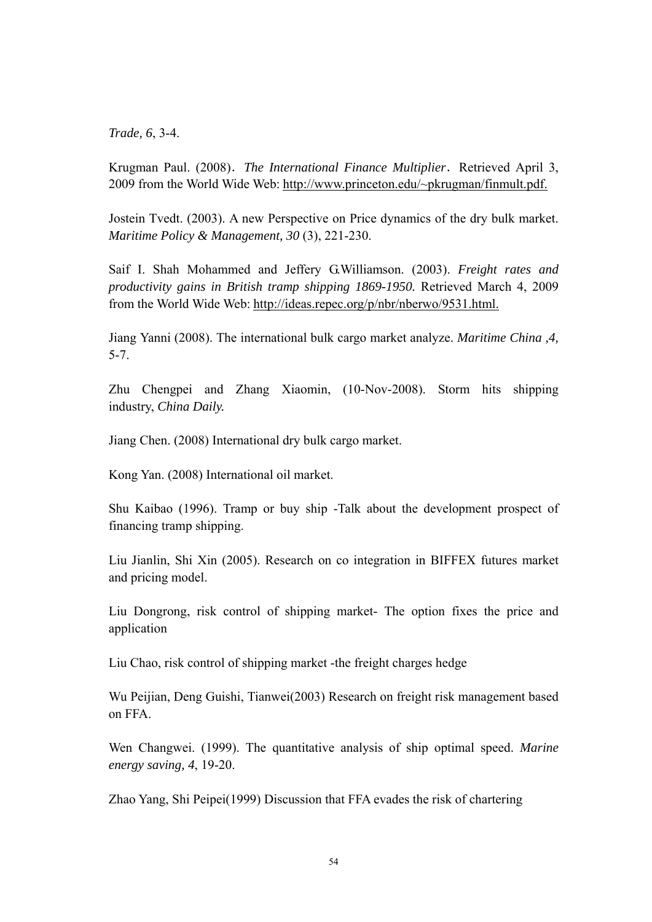*Trade, 6*, 3-4.

Krugman Paul. (2008). *The International Finance Multiplier*. Retrieved April 3, 2009 from the World Wide Web: http://www.princeton.edu/~pkrugman/finmult.pdf.

Jostein Tvedt. (2003). A new Perspective on Price dynamics of the dry bulk market. *Maritime Policy & Management, 30* (3), 221-230.

Saif I. Shah Mohammed and Jeffery G.Williamson. (2003). *Freight rates and productivity gains in British tramp shipping 1869-1950.* Retrieved March 4, 2009 from the World Wide Web: http://ideas.repec.org/p/nbr/nberwo/9531.html.

Jiang Yanni (2008). The international bulk cargo market analyze. *Maritime China ,4,* 5-7.

Zhu Chengpei and Zhang Xiaomin, (10-Nov-2008). Storm hits shipping industry, *China Daily.*

Jiang Chen. (2008) International dry bulk cargo market.

Kong Yan. (2008) International oil market.

Shu Kaibao (1996). Tramp or buy ship -Talk about the development prospect of financing tramp shipping.

Liu Jianlin, Shi Xin (2005). Research on co integration in BIFFEX futures market and pricing model.

Liu Dongrong, risk control of shipping market- The option fixes the price and application

Liu Chao, risk control of shipping market -the freight charges hedge

Wu Peijian, Deng Guishi, Tianwei(2003) Research on freight risk management based on FFA.

Wen Changwei. (1999). The quantitative analysis of ship optimal speed. *Marine energy saving, 4*, 19-20.

Zhao Yang, Shi Peipei(1999) Discussion that FFA evades the risk of chartering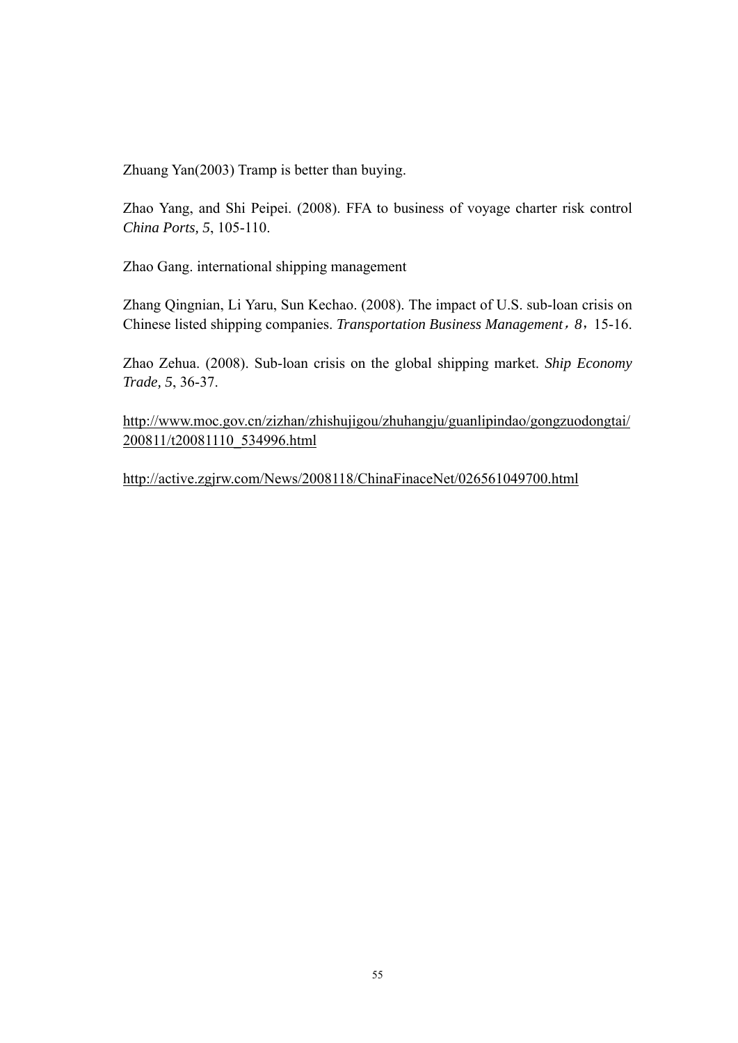Zhuang Yan(2003) Tramp is better than buying.

Zhao Yang, and Shi Peipei. (2008). FFA to business of voyage charter risk control *China Ports, 5*, 105-110.

Zhao Gang. international shipping management

Zhang Qingnian, Li Yaru, Sun Kechao. (2008). The impact of U.S. sub-loan crisis on Chinese listed shipping companies. *Transportation Business Management，8*，15-16.

Zhao Zehua. (2008). Sub-loan crisis on the global shipping market. *Ship Economy Trade, 5*, 36-37.

http://www.moc.gov.cn/zizhan/zhishujigou/zhuhangju/guanlipindao/gongzuodongtai/200811/t20081110_534996.html

http://active.zgjrw.com/News/2008118/ChinaFinaceNet/026561049700.html